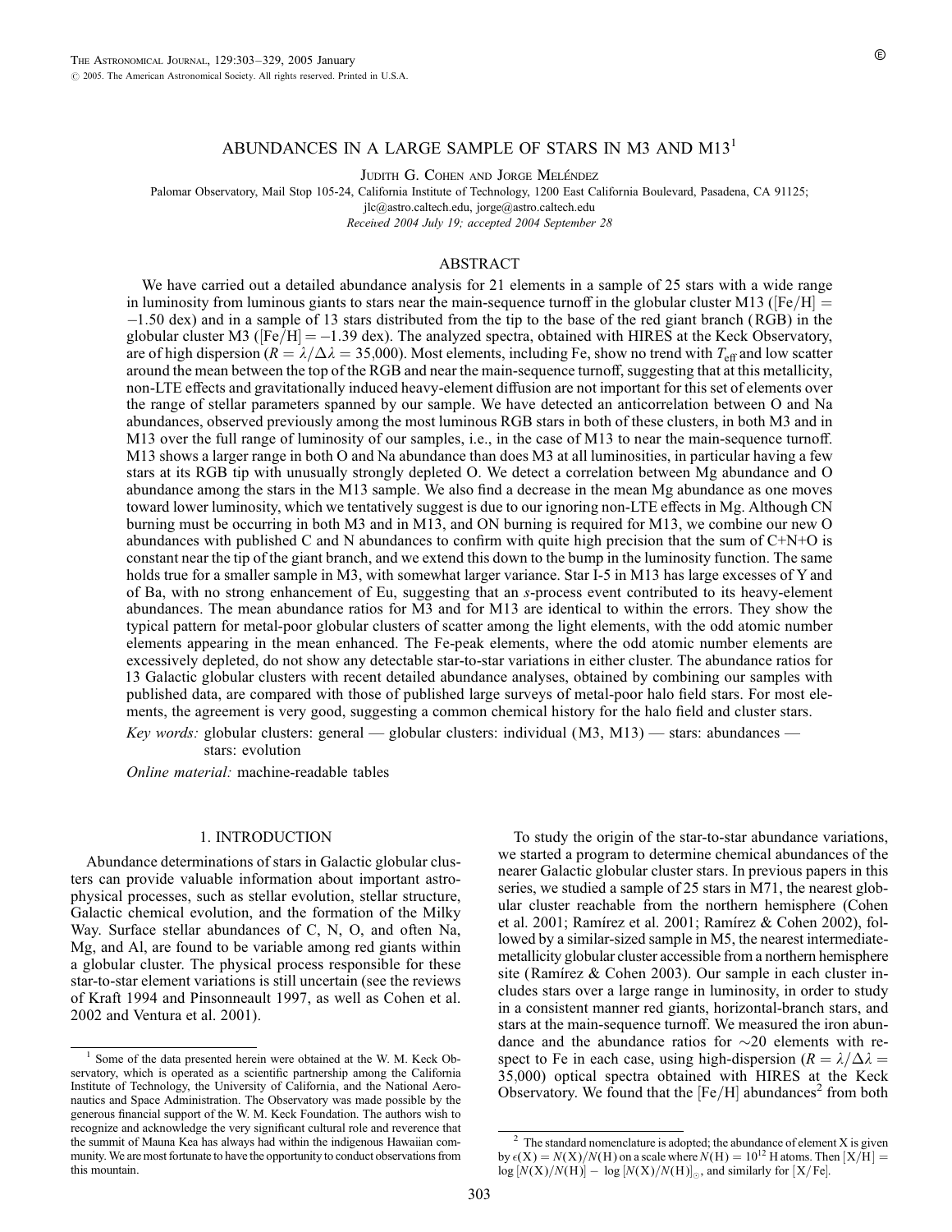# ABUNDANCES IN A LARGE SAMPLE OF STARS IN M3 AND M13[1]

Judith G. Cohen and Jorge Meléndez

Palomar Observatory, Mail Stop 105-24, California Institute of Technology, 1200 East California Boulevard, Pasadena, CA 91125; jlc@astro.caltech.edu, jorge@astro.caltech.edu

*Received 2004 July 19; accepted 2004 September 28*

## ABSTRACT

We have carried out a detailed abundance analysis for 21 elements in a sample of 25 stars with a wide range in luminosity from luminous giants to stars near the main-sequence turnoff in the globular cluster M13 ([Fe/H] = −1.50 dex) and in a sample of 13 stars distributed from the tip to the base of the red giant branch (RGB) in the globular cluster M3 ([Fe/H] = −1.39 dex). The analyzed spectra, obtained with HIRES at the Keck Observatory, are of high dispersion ($R = \lambda/\Delta\lambda = 35{,}000$). Most elements, including Fe, show no trend with $T_{\rm eff}$ and low scatter around the mean between the top of the RGB and near the main-sequence turnoff, suggesting that at this metallicity, non-LTE effects and gravitationally induced heavy-element diffusion are not important for this set of elements over the range of stellar parameters spanned by our sample. We have detected an anticorrelation between O and Na abundances, observed previously among the most luminous RGB stars in both of these clusters, in both M3 and in M13 over the full range of luminosity of our samples, i.e., in the case of M13 to near the main-sequence turnoff. M13 shows a larger range in both O and Na abundance than does M3 at all luminosities, in particular having a few stars at its RGB tip with unusually strongly depleted O. We detect a correlation between Mg abundance and O abundance among the stars in the M13 sample. We also find a decrease in the mean Mg abundance as one moves toward lower luminosity, which we tentatively suggest is due to our ignoring non-LTE effects in Mg. Although CN burning must be occurring in both M3 and in M13, and ON burning is required for M13, we combine our new O abundances with published C and N abundances to confirm with quite high precision that the sum of C+N+O is constant near the tip of the giant branch, and we extend this down to the bump in the luminosity function. The same holds true for a smaller sample in M3, with somewhat larger variance. Star I-5 in M13 has large excesses of Y and of Ba, with no strong enhancement of Eu, suggesting that an *s*-process event contributed to its heavy-element abundances. The mean abundance ratios for M3 and for M13 are identical to within the errors. They show the typical pattern for metal-poor globular clusters of scatter among the light elements, with the odd atomic number elements appearing in the mean enhanced. The Fe-peak elements, where the odd atomic number elements are excessively depleted, do not show any detectable star-to-star variations in either cluster. The abundance ratios for 13 Galactic globular clusters with recent detailed abundance analyses, obtained by combining our samples with published data, are compared with those of published large surveys of metal-poor halo field stars. For most elements, the agreement is very good, suggesting a common chemical history for the halo field and cluster stars.

*Key words:* globular clusters: general — globular clusters: individual (M3, M13) — stars: abundances — stars: evolution

*Online material:* machine-readable tables

## 1. INTRODUCTION

Abundance determinations of stars in Galactic globular clusters can provide valuable information about important astrophysical processes, such as stellar evolution, stellar structure, Galactic chemical evolution, and the formation of the Milky Way. Surface stellar abundances of C, N, O, and often Na, Mg, and Al, are found to be variable among red giants within a globular cluster. The physical process responsible for these star-to-star element variations is still uncertain (see the reviews of Kraft 1994 and Pinsonneault 1997, as well as Cohen et al. 2002 and Ventura et al. 2001).

To study the origin of the star-to-star abundance variations, we started a program to determine chemical abundances of the nearer Galactic globular cluster stars. In previous papers in this series, we studied a sample of 25 stars in M71, the nearest globular cluster reachable from the northern hemisphere (Cohen et al. 2001; Ramírez et al. 2001; Ramírez & Cohen 2002), followed by a similar-sized sample in M5, the nearest intermediate-metallicity globular cluster accessible from a northern hemisphere site (Ramírez & Cohen 2003). Our sample in each cluster includes stars over a large range in luminosity, in order to study in a consistent manner red giants, horizontal-branch stars, and stars at the main-sequence turnoff. We measured the iron abundance and the abundance ratios for ∼20 elements with respect to Fe in each case, using high-dispersion ($R = \lambda/\Delta\lambda = 35{,}000$) optical spectra obtained with HIRES at the Keck Observatory. We found that the [Fe/H] abundances[2] from both

---

[1] Some of the data presented herein were obtained at the W. M. Keck Observatory, which is operated as a scientific partnership among the California Institute of Technology, the University of California, and the National Aeronautics and Space Administration. The Observatory was made possible by the generous financial support of the W. M. Keck Foundation. The authors wish to recognize and acknowledge the very significant cultural role and reverence that the summit of Mauna Kea has always had within the indigenous Hawaiian community. We are most fortunate to have the opportunity to conduct observations from this mountain.

[2] The standard nomenclature is adopted; the abundance of element X is given by $\epsilon({\rm X}) = N({\rm X})/N({\rm H})$ on a scale where $N({\rm H}) = 10^{12}$ H atoms. Then $[{\rm X/H}] = \log[N({\rm X})/N({\rm H})] - \log[N({\rm X})/N({\rm H})]_{\odot}$, and similarly for [X/Fe].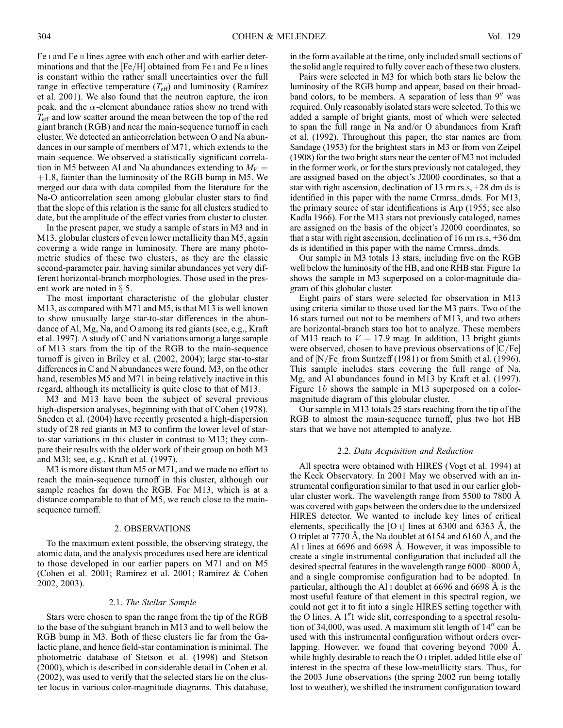Fe I and Fe II lines agree with each other and with earlier determinations and that the [Fe/H] obtained from Fe I and Fe II lines is constant within the rather small uncertainties over the full range in effective temperature ($T_{\rm eff}$) and luminosity (Ramírez et al. 2001). We also found that the neutron capture, the iron peak, and the $\alpha$-element abundance ratios show no trend with $T_{\rm eff}$ and low scatter around the mean between the top of the red giant branch (RGB) and near the main-sequence turnoff in each cluster. We detected an anticorrelation between O and Na abundances in our sample of members of M71, which extends to the main sequence. We observed a statistically significant correlation in M5 between Al and Na abundances extending to $M_V = +1.8$, fainter than the luminosity of the RGB bump in M5. We merged our data with data compiled from the literature for the Na-O anticorrelation seen among globular cluster stars to find that the slope of this relation is the same for all clusters studied to date, but the amplitude of the effect varies from cluster to cluster.

In the present paper, we study a sample of stars in M3 and in M13, globular clusters of even lower metallicity than M5, again covering a wide range in luminosity. There are many photometric studies of these two clusters, as they are the classic second-parameter pair, having similar abundances yet very different horizontal-branch morphologies. Those used in the present work are noted in § 5.

The most important characteristic of the globular cluster M13, as compared with M71 and M5, is that M13 is well known to show unusually large star-to-star differences in the abundance of Al, Mg, Na, and O among its red giants (see, e.g., Kraft et al. 1997). A study of C and N variations among a large sample of M13 stars from the tip of the RGB to the main-sequence turnoff is given in Briley et al. (2002, 2004); large star-to-star differences in C and N abundances were found. M3, on the other hand, resembles M5 and M71 in being relatively inactive in this regard, although its metallicity is quite close to that of M13.

M3 and M13 have been the subject of several previous high-dispersion analyses, beginning with that of Cohen (1978). Sneden et al. (2004) have recently presented a high-dispersion study of 28 red giants in M3 to confirm the lower level of star-to-star variations in this cluster in contrast to M13; they compare their results with the older work of their group on both M3 and M3l; see, e.g., Kraft et al. (1997).

M3 is more distant than M5 or M71, and we made no effort to reach the main-sequence turnoff in this cluster, although our sample reaches far down the RGB. For M13, which is at a distance comparable to that of M5, we reach close to the main-sequence turnoff.

## 2. OBSERVATIONS

To the maximum extent possible, the observing strategy, the atomic data, and the analysis procedures used here are identical to those developed in our earlier papers on M71 and on M5 (Cohen et al. 2001; Ramírez et al. 2001; Ramírez & Cohen 2002, 2003).

### 2.1. *The Stellar Sample*

Stars were chosen to span the range from the tip of the RGB to the base of the subgiant branch in M13 and to well below the RGB bump in M3. Both of these clusters lie far from the Galactic plane, and hence field-star contamination is minimal. The photometric database of Stetson et al. (1998) and Stetson (2000), which is described in considerable detail in Cohen et al. (2002), was used to verify that the selected stars lie on the cluster locus in various color-magnitude diagrams. This database, in the form available at the time, only included small sections of the solid angle required to fully cover each of these two clusters.

Pairs were selected in M3 for which both stars lie below the luminosity of the RGB bump and appear, based on their broadband colors, to be members. A separation of less than 9″ was required. Only reasonably isolated stars were selected. To this we added a sample of bright giants, most of which were selected to span the full range in Na and/or O abundances from Kraft et al. (1992). Throughout this paper, the star names are from Sandage (1953) for the brightest stars in M3 or from von Zeipel (1908) for the two bright stars near the center of M3 not included in the former work, or for the stars previously not cataloged, they are assigned based on the object's J2000 coordinates, so that a star with right ascension, declination of 13 rm rs.s, +28 dm ds is identified in this paper with the name Crmrss_dmds. For M13, the primary source of star identifications is Arp (1955; see also Kadla 1966). For the M13 stars not previously cataloged, names are assigned on the basis of the object's J2000 coordinates, so that a star with right ascension, declination of 16 rm rs.s, +36 dm ds is identified in this paper with the name Crmrss_dmds.

Our sample in M3 totals 13 stars, including five on the RGB well below the luminosity of the HB, and one RHB star. Figure 1*a* shows the sample in M3 superposed on a color-magnitude diagram of this globular cluster.

Eight pairs of stars were selected for observation in M13 using criteria similar to those used for the M3 pairs. Two of the 16 stars turned out not to be members of M13, and two others are horizontal-branch stars too hot to analyze. These members of M13 reach to $V = 17.9$ mag. In addition, 13 bright giants were observed, chosen to have previous observations of [C/Fe] and of [N/Fe] from Suntzeff (1981) or from Smith et al. (1996). This sample includes stars covering the full range of Na, Mg, and Al abundances found in M13 by Kraft et al. (1997). Figure 1*b* shows the sample in M13 superposed on a color-magnitude diagram of this globular cluster.

Our sample in M13 totals 25 stars reaching from the tip of the RGB to almost the main-sequence turnoff, plus two hot HB stars that we have not attempted to analyze.

### 2.2. *Data Acquisition and Reduction*

All spectra were obtained with HIRES (Vogt et al. 1994) at the Keck Observatory. In 2001 May we observed with an instrumental configuration similar to that used in our earlier globular cluster work. The wavelength range from 5500 to 7800 Å was covered with gaps between the orders due to the undersized HIRES detector. We wanted to include key lines of critical elements, specifically the [O I] lines at 6300 and 6363 Å, the O triplet at 7770 Å, the Na doublet at 6154 and 6160 Å, and the Al I lines at 6696 and 6698 Å. However, it was impossible to create a single instrumental configuration that included all the desired spectral features in the wavelength range 6000–8000 Å, and a single compromise configuration had to be adopted. In particular, although the Al I doublet at 6696 and 6698 Å is the most useful feature of that element in this spectral region, we could not get it to fit into a single HIRES setting together with the O lines. A 1″1 wide slit, corresponding to a spectral resolution of 34,000, was used. A maximum slit length of 14″ can be used with this instrumental configuration without orders overlapping. However, we found that covering beyond 7000 Å, while highly desirable to reach the O I triplet, added little else of interest in the spectra of these low-metallicity stars. Thus, for the 2003 June observations (the spring 2002 run being totally lost to weather), we shifted the instrument configuration toward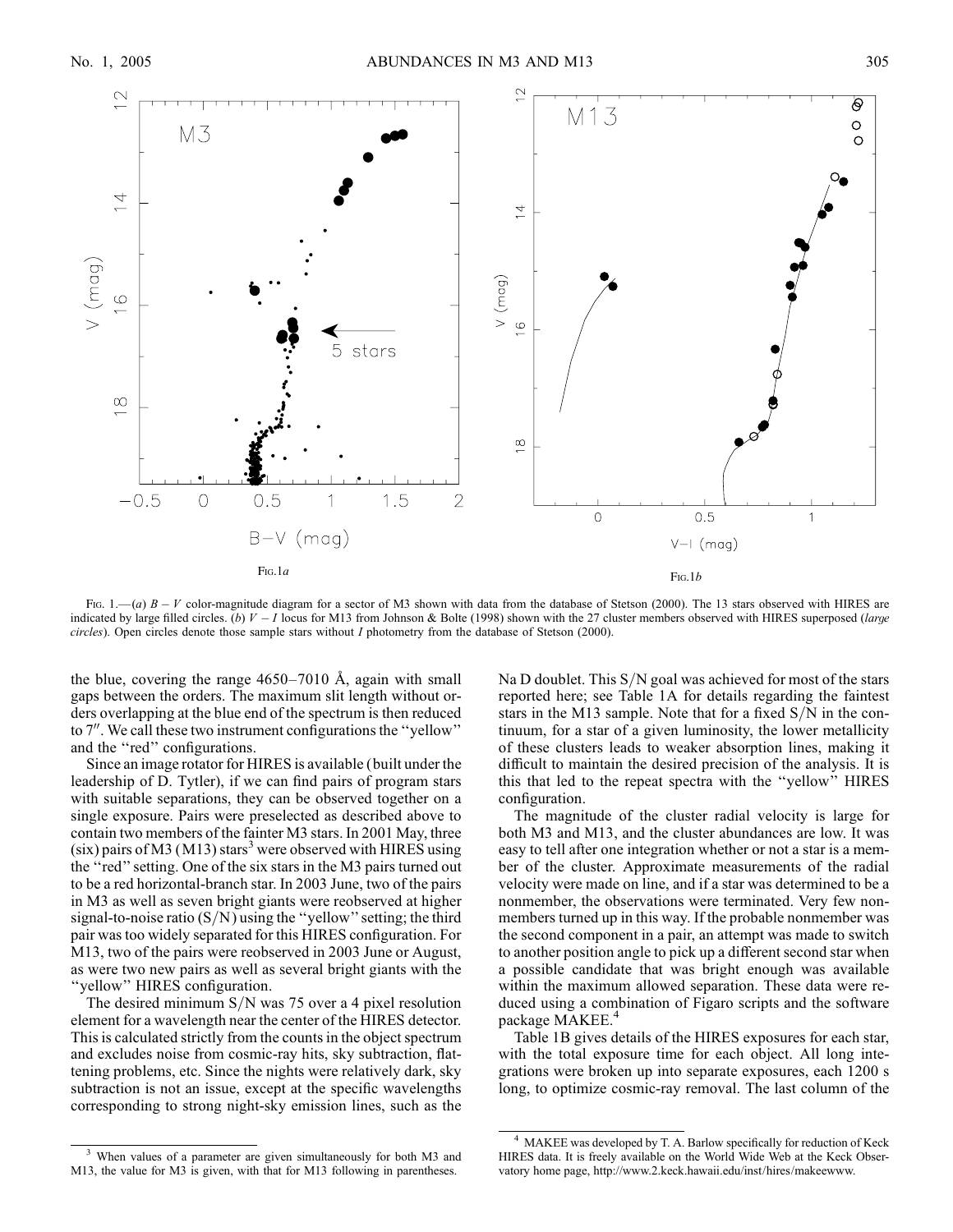M3

V (mag)

B−V (mag)

5 stars

Fig.1*a*

M13

V (mag)

V−I (mag)

Fig.1*b*

Fig. 1.—(*a*) $B-V$ color-magnitude diagram for a sector of M3 shown with data from the database of Stetson (2000). The 13 stars observed with HIRES are indicated by large filled circles. (*b*) $V-I$ locus for M13 from Johnson & Bolte (1998) shown with the 27 cluster members observed with HIRES superposed (*large circles*). Open circles denote those sample stars without *I* photometry from the database of Stetson (2000).

the blue, covering the range 4650–7010 Å, again with small gaps between the orders. The maximum slit length without orders overlapping at the blue end of the spectrum is then reduced to 7″. We call these two instrument configurations the "yellow" and the "red" configurations.

Since an image rotator for HIRES is available (built under the leadership of D. Tytler), if we can find pairs of program stars with suitable separations, they can be observed together on a single exposure. Pairs were preselected as described above to contain two members of the fainter M3 stars. In 2001 May, three (six) pairs of M3 (M13) stars[3] were observed with HIRES using the "red" setting. One of the six stars in the M3 pairs turned out to be a red horizontal-branch star. In 2003 June, two of the pairs in M3 as well as seven bright giants were reobserved at higher signal-to-noise ratio (S/N) using the "yellow" setting; the third pair was too widely separated for this HIRES configuration. For M13, two of the pairs were reobserved in 2003 June or August, as were two new pairs as well as several bright giants with the "yellow" HIRES configuration.

The desired minimum S/N was 75 over a 4 pixel resolution element for a wavelength near the center of the HIRES detector. This is calculated strictly from the counts in the object spectrum and excludes noise from cosmic-ray hits, sky subtraction, flattening problems, etc. Since the nights were relatively dark, sky subtraction is not an issue, except at the specific wavelengths corresponding to strong night-sky emission lines, such as the Na D doublet. This S/N goal was achieved for most of the stars reported here; see Table 1A for details regarding the faintest stars in the M13 sample. Note that for a fixed S/N in the continuum, for a star of a given luminosity, the lower metallicity of these clusters leads to weaker absorption lines, making it difficult to maintain the desired precision of the analysis. It is this that led to the repeat spectra with the "yellow" HIRES configuration.

The magnitude of the cluster radial velocity is large for both M3 and M13, and the cluster abundances are low. It was easy to tell after one integration whether or not a star is a member of the cluster. Approximate measurements of the radial velocity were made on line, and if a star was determined to be a nonmember, the observations were terminated. Very few nonmembers turned up in this way. If the probable nonmember was the second component in a pair, an attempt was made to switch to another position angle to pick up a different second star when a possible candidate that was bright enough was available within the maximum allowed separation. These data were reduced using a combination of Figaro scripts and the software package MAKEE.[4]

Table 1B gives details of the HIRES exposures for each star, with the total exposure time for each object. All long integrations were broken up into separate exposures, each 1200 s long, to optimize cosmic-ray removal. The last column of the

[3] When values of a parameter are given simultaneously for both M3 and M13, the value for M3 is given, with that for M13 following in parentheses.

[4] MAKEE was developed by T. A. Barlow specifically for reduction of Keck HIRES data. It is freely available on the World Wide Web at the Keck Observatory home page, http://www.2.keck.hawaii.edu/inst/hires/makeewww.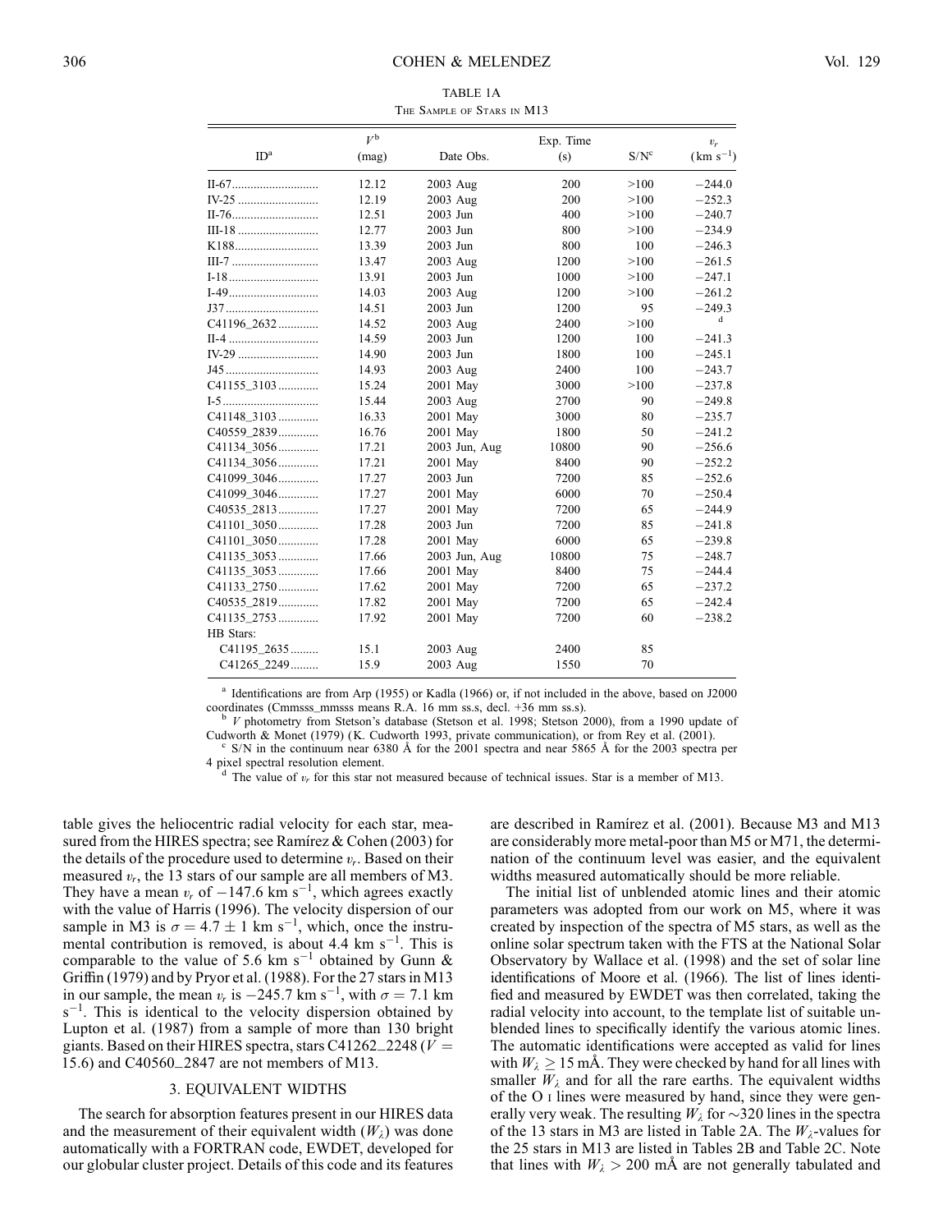TABLE 1A

The Sample of Stars in M13

| ID[a] | $V$[b] (mag) | Date Obs. | Exp. Time (s) | S/N[c] | $v_r$ (km s$^{-1}$) |
|---|---|---|---|---|---|
| II-67 | 12.12 | 2003 Aug | 200 | >100 | −244.0 |
| IV-25 | 12.19 | 2003 Aug | 200 | >100 | −252.3 |
| II-76 | 12.51 | 2003 Jun | 400 | >100 | −240.7 |
| III-18 | 12.77 | 2003 Jun | 800 | >100 | −234.9 |
| K188 | 13.39 | 2003 Jun | 800 | 100 | −246.3 |
| III-7 | 13.47 | 2003 Aug | 1200 | >100 | −261.5 |
| I-18 | 13.91 | 2003 Jun | 1000 | >100 | −247.1 |
| I-49 | 14.03 | 2003 Aug | 1200 | >100 | −261.2 |
| J37 | 14.51 | 2003 Jun | 1200 | 95 | −249.3 |
| C41196_2632 | 14.52 | 2003 Aug | 2400 | >100 | [d] |
| II-4 | 14.59 | 2003 Jun | 1200 | 100 | −241.3 |
| IV-29 | 14.90 | 2003 Jun | 1800 | 100 | −245.1 |
| J45 | 14.93 | 2003 Aug | 2400 | 100 | −243.7 |
| C41155_3103 | 15.24 | 2001 May | 3000 | >100 | −237.8 |
| I-5 | 15.44 | 2003 Aug | 2700 | 90 | −249.8 |
| C41148_3103 | 16.33 | 2001 May | 3000 | 80 | −235.7 |
| C40559_2839 | 16.76 | 2001 May | 1800 | 50 | −241.2 |
| C41134_3056 | 17.21 | 2003 Jun, Aug | 10800 | 90 | −256.6 |
| C41134_3056 | 17.21 | 2001 May | 8400 | 90 | −252.2 |
| C41099_3046 | 17.27 | 2003 Jun | 7200 | 85 | −252.6 |
| C41099_3046 | 17.27 | 2001 May | 6000 | 70 | −250.4 |
| C40535_2813 | 17.27 | 2001 May | 7200 | 65 | −244.9 |
| C41101_3050 | 17.28 | 2003 Jun | 7200 | 85 | −241.8 |
| C41101_3050 | 17.28 | 2001 May | 6000 | 65 | −239.8 |
| C41135_3053 | 17.66 | 2003 Jun, Aug | 10800 | 75 | −248.7 |
| C41135_3053 | 17.66 | 2001 May | 8400 | 75 | −244.4 |
| C41133_2750 | 17.62 | 2001 May | 7200 | 65 | −237.2 |
| C40535_2819 | 17.82 | 2001 May | 7200 | 65 | −242.4 |
| C41135_2753 | 17.92 | 2001 May | 7200 | 60 | −238.2 |
| HB Stars: | | | | | |
| C41195_2635 | 15.1 | 2003 Aug | 2400 | 85 | |
| C41265_2249 | 15.9 | 2003 Aug | 1550 | 70 | |

[a] Identifications are from Arp (1955) or Kadla (1966) or, if not included in the above, based on J2000 coordinates (Cmmsss_mmsss means R.A. 16 mm ss.s, decl. +36 mm ss.s).

[b] $V$ photometry from Stetson's database (Stetson et al. 1998; Stetson 2000), from a 1990 update of Cudworth & Monet (1979) (K. Cudworth 1993, private communication), or from Rey et al. (2001).

[c] S/N in the continuum near 6380 Å for the 2001 spectra and near 5865 Å for the 2003 spectra per 4 pixel spectral resolution element.

[d] The value of $v_r$ for this star not measured because of technical issues. Star is a member of M13.

table gives the heliocentric radial velocity for each star, measured from the HIRES spectra; see Ramírez & Cohen (2003) for the details of the procedure used to determine $v_r$. Based on their measured $v_r$, the 13 stars of our sample are all members of M3. They have a mean $v_r$ of $-147.6$ km s$^{-1}$, which agrees exactly with the value of Harris (1996). The velocity dispersion of our sample in M3 is $\sigma = 4.7 \pm 1$ km s$^{-1}$, which, once the instrumental contribution is removed, is about 4.4 km s$^{-1}$. This is comparable to the value of 5.6 km s$^{-1}$ obtained by Gunn & Griffin (1979) and by Pryor et al. (1988). For the 27 stars in M13 in our sample, the mean $v_r$ is $-245.7$ km s$^{-1}$, with $\sigma = 7.1$ km s$^{-1}$. This is identical to the velocity dispersion obtained by Lupton et al. (1987) from a sample of more than 130 bright giants. Based on their HIRES spectra, stars C41262_2248 ($V = 15.6$) and C40560_2847 are not members of M13.

## 3. EQUIVALENT WIDTHS

The search for absorption features present in our HIRES data and the measurement of their equivalent width ($W_\lambda$) was done automatically with a FORTRAN code, EWDET, developed for our globular cluster project. Details of this code and its features are described in Ramírez et al. (2001). Because M3 and M13 are considerably more metal-poor than M5 or M71, the determination of the continuum level was easier, and the equivalent widths measured automatically should be more reliable.

The initial list of unblended atomic lines and their atomic parameters was adopted from our work on M5, where it was created by inspection of the spectra of M5 stars, as well as the online solar spectrum taken with the FTS at the National Solar Observatory by Wallace et al. (1998) and the set of solar line identifications of Moore et al. (1966). The list of lines identified and measured by EWDET was then correlated, taking the radial velocity into account, to the template list of suitable unblended lines to specifically identify the various atomic lines. The automatic identifications were accepted as valid for lines with $W_\lambda \geq 15$ mÅ. They were checked by hand for all lines with smaller $W_\lambda$ and for all the rare earths. The equivalent widths of the O I lines were measured by hand, since they were generally very weak. The resulting $W_\lambda$ for ∼320 lines in the spectra of the 13 stars in M3 are listed in Table 2A. The $W_\lambda$-values for the 25 stars in M13 are listed in Tables 2B and Table 2C. Note that lines with $W_\lambda > 200$ mÅ are not generally tabulated and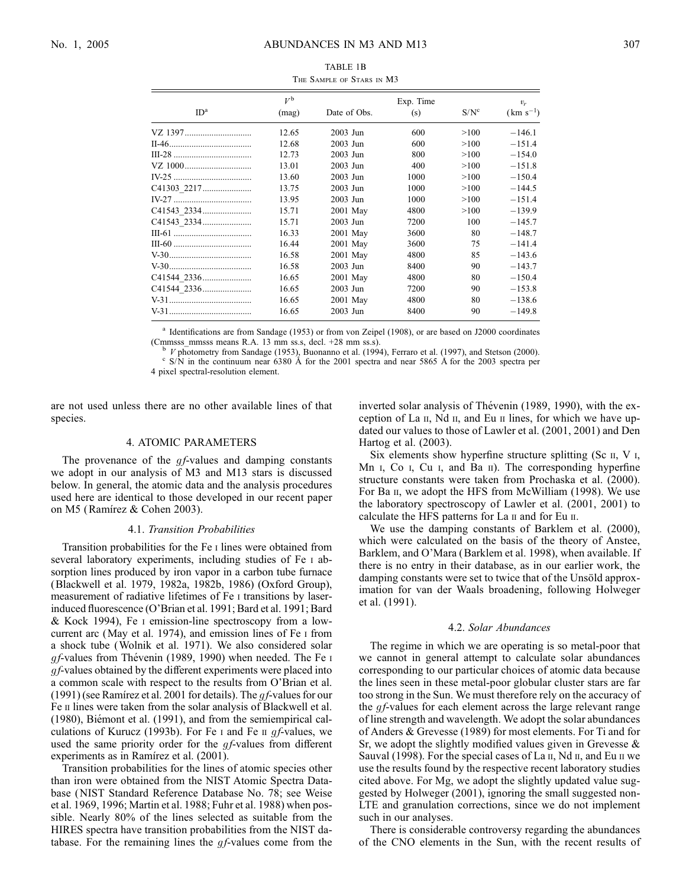TABLE 1B

The Sample of Stars in M3

| ID[a] | $V$[b] (mag) | Date of Obs. | Exp. Time (s) | S/N[c] | $v_r$ (km $s^{-1}$) |
|---|---|---|---|---|---|
| VZ 1397 | 12.65 | 2003 Jun | 600 | >100 | −146.1 |
| II-46 | 12.68 | 2003 Jun | 600 | >100 | −151.4 |
| III-28 | 12.73 | 2003 Jun | 800 | >100 | −154.0 |
| VZ 1000 | 13.01 | 2003 Jun | 400 | >100 | −151.8 |
| IV-25 | 13.60 | 2003 Jun | 1000 | >100 | −150.4 |
| C41303_2217 | 13.75 | 2003 Jun | 1000 | >100 | −144.5 |
| IV-27 | 13.95 | 2003 Jun | 1000 | >100 | −151.4 |
| C41543_2334 | 15.71 | 2001 May | 4800 | >100 | −139.9 |
| C41543_2334 | 15.71 | 2003 Jun | 7200 | 100 | −145.7 |
| III-61 | 16.33 | 2001 May | 3600 | 80 | −148.7 |
| III-60 | 16.44 | 2001 May | 3600 | 75 | −141.4 |
| V-30 | 16.58 | 2001 May | 4800 | 85 | −143.6 |
| V-30 | 16.58 | 2003 Jun | 8400 | 90 | −143.7 |
| C41544_2336 | 16.65 | 2001 May | 4800 | 80 | −150.4 |
| C41544_2336 | 16.65 | 2003 Jun | 7200 | 90 | −153.8 |
| V-31 | 16.65 | 2001 May | 4800 | 80 | −138.6 |
| V-31 | 16.65 | 2003 Jun | 8400 | 90 | −149.8 |

[a] Identifications are from Sandage (1953) or from von Zeipel (1908), or are based on J2000 coordinates (Cmmsss_mmsss means R.A. 13 mm ss.s, decl. +28 mm ss.s).

[b] $V$ photometry from Sandage (1953), Buonanno et al. (1994), Ferraro et al. (1997), and Stetson (2000).

[c] S/N in the continuum near 6380 Å for the 2001 spectra and near 5865 Å for the 2003 spectra per 4 pixel spectral-resolution element.

are not used unless there are no other available lines of that species.

## 4. ATOMIC PARAMETERS

The provenance of the $gf$-values and damping constants we adopt in our analysis of M3 and M13 stars is discussed below. In general, the atomic data and the analysis procedures used here are identical to those developed in our recent paper on M5 (Ramírez & Cohen 2003).

### 4.1. *Transition Probabilities*

Transition probabilities for the Fe I lines were obtained from several laboratory experiments, including studies of Fe I absorption lines produced by iron vapor in a carbon tube furnace (Blackwell et al. 1979, 1982a, 1982b, 1986) (Oxford Group), measurement of radiative lifetimes of Fe I transitions by laser-induced fluorescence (O'Brian et al. 1991; Bard et al. 1991; Bard & Kock 1994), Fe I emission-line spectroscopy from a low-current arc (May et al. 1974), and emission lines of Fe I from a shock tube (Wolnik et al. 1971). We also considered solar $gf$-values from Thévenin (1989, 1990) when needed. The Fe I $gf$-values obtained by the different experiments were placed into a common scale with respect to the results from O'Brian et al. (1991) (see Ramírez et al. 2001 for details). The $gf$-values for our Fe II lines were taken from the solar analysis of Blackwell et al. (1980), Biémont et al. (1991), and from the semiempirical calculations of Kurucz (1993b). For Fe I and Fe II $gf$-values, we used the same priority order for the $gf$-values from different experiments as in Ramírez et al. (2001).

Transition probabilities for the lines of atomic species other than iron were obtained from the NIST Atomic Spectra Database (NIST Standard Reference Database No. 78; see Weise et al. 1969, 1996; Martin et al. 1988; Fuhr et al. 1988) when possible. Nearly 80% of the lines selected as suitable from the HIRES spectra have transition probabilities from the NIST database. For the remaining lines the $gf$-values come from the inverted solar analysis of Thévenin (1989, 1990), with the exception of La II, Nd II, and Eu II lines, for which we have updated our values to those of Lawler et al. (2001, 2001) and Den Hartog et al. (2003).

Six elements show hyperfine structure splitting (Sc II, V I, Mn I, Co I, Cu I, and Ba II). The corresponding hyperfine structure constants were taken from Prochaska et al. (2000). For Ba II, we adopt the HFS from McWilliam (1998). We use the laboratory spectroscopy of Lawler et al. (2001, 2001) to calculate the HFS patterns for La II and for Eu II.

We use the damping constants of Barklem et al. (2000), which were calculated on the basis of the theory of Anstee, Barklem, and O'Mara (Barklem et al. 1998), when available. If there is no entry in their database, as in our earlier work, the damping constants were set to twice that of the Unsöld approximation for van der Waals broadening, following Holweger et al. (1991).

### 4.2. *Solar Abundances*

The regime in which we are operating is so metal-poor that we cannot in general attempt to calculate solar abundances corresponding to our particular choices of atomic data because the lines seen in these metal-poor globular cluster stars are far too strong in the Sun. We must therefore rely on the accuracy of the $gf$-values for each element across the large relevant range of line strength and wavelength. We adopt the solar abundances of Anders & Grevesse (1989) for most elements. For Ti and for Sr, we adopt the slightly modified values given in Grevesse & Sauval (1998). For the special cases of La II, Nd II, and Eu II we use the results found by the respective recent laboratory studies cited above. For Mg, we adopt the slightly updated value suggested by Holweger (2001), ignoring the small suggested non-LTE and granulation corrections, since we do not implement such in our analyses.

There is considerable controversy regarding the abundances of the CNO elements in the Sun, with the recent results of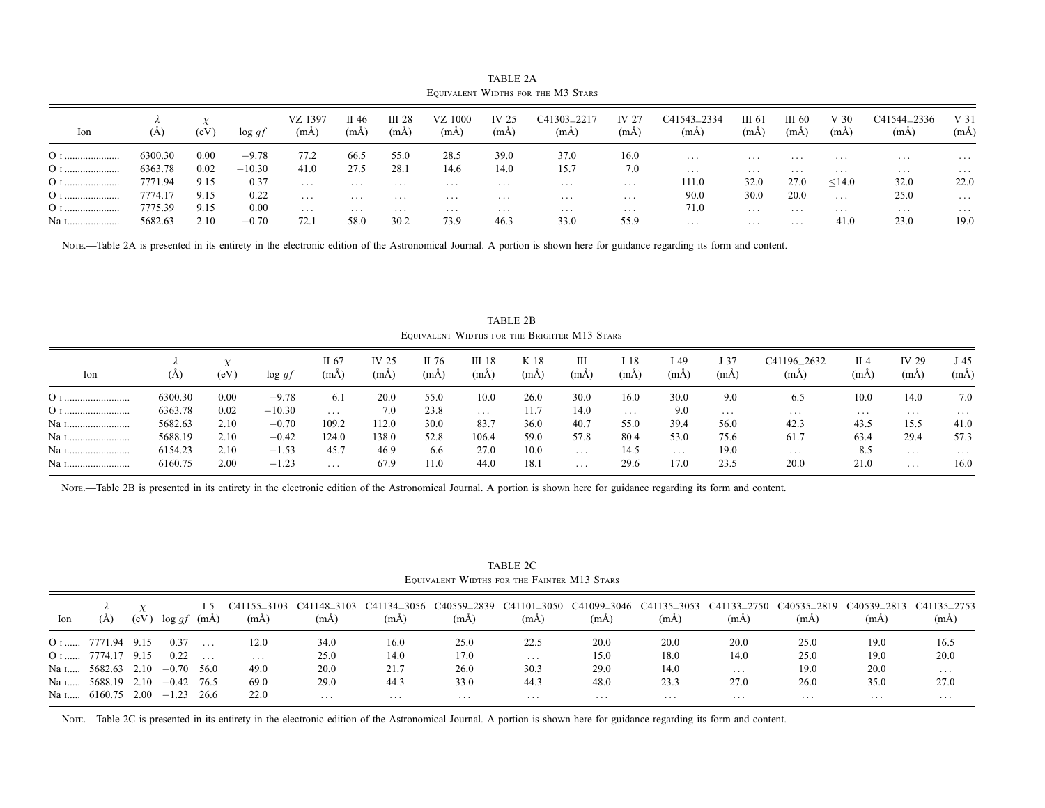TABLE 2A

Equivalent Widths for the M3 Stars

| Ion | λ (Å) | χ (eV) | log $gf$ | VZ 1397 (mÅ) | II 46 (mÅ) | III 28 (mÅ) | VZ 1000 (mÅ) | IV 25 (mÅ) | C41303_2217 (mÅ) | IV 27 (mÅ) | C41543_2334 (mÅ) | III 61 (mÅ) | III 60 (mÅ) | V 30 (mÅ) | C41544_2336 (mÅ) | V 31 (mÅ) |
|---|---|---|---|---|---|---|---|---|---|---|---|---|---|---|---|---|
| O I | 6300.30 | 0.00 | −9.78 | 77.2 | 66.5 | 55.0 | 28.5 | 39.0 | 37.0 | 16.0 | ... | ... | ... | ... | ... | ... |
| O I | 6363.78 | 0.02 | −10.30 | 41.0 | 27.5 | 28.1 | 14.6 | 14.0 | 15.7 | 7.0 | ... | ... | ... | ... | ... | ... |
| O I | 7771.94 | 9.15 | 0.37 | ... | ... | ... | ... | ... | ... | ... | 111.0 | 32.0 | 27.0 | ≤14.0 | 32.0 | 22.0 |
| O I | 7774.17 | 9.15 | 0.22 | ... | ... | ... | ... | ... | ... | ... | 90.0 | 30.0 | 20.0 | ... | 25.0 | ... |
| O I | 7775.39 | 9.15 | 0.00 | ... | ... | ... | ... | ... | ... | ... | 71.0 | ... | ... | ... | ... | ... |
| Na I | 5682.63 | 2.10 | −0.70 | 72.1 | 58.0 | 30.2 | 73.9 | 46.3 | 33.0 | 55.9 | ... | ... | ... | 41.0 | 23.0 | 19.0 |

Note.—Table 2A is presented in its entirety in the electronic edition of the Astronomical Journal. A portion is shown here for guidance regarding its form and content.

TABLE 2B

Equivalent Widths for the Brighter M13 Stars

| Ion | λ (Å) | χ (eV) | log $gf$ | II 67 (mÅ) | IV 25 (mÅ) | II 76 (mÅ) | III 18 (mÅ) | K 18 (mÅ) | III (mÅ) | I 18 (mÅ) | I 49 (mÅ) | J 37 (mÅ) | C41196_2632 (mÅ) | II 4 (mÅ) | IV 29 (mÅ) | J 45 (mÅ) |
|---|---|---|---|---|---|---|---|---|---|---|---|---|---|---|---|---|
| O I | 6300.30 | 0.00 | −9.78 | 6.1 | 20.0 | 55.0 | 10.0 | 26.0 | 30.0 | 16.0 | 30.0 | 9.0 | 6.5 | 10.0 | 14.0 | 7.0 |
| O I | 6363.78 | 0.02 | −10.30 | ... | 7.0 | 23.8 | ... | 11.7 | 14.0 | ... | 9.0 | ... | ... | ... | ... | ... |
| Na I | 5682.63 | 2.10 | −0.70 | 109.2 | 112.0 | 30.0 | 83.7 | 36.0 | 40.7 | 55.0 | 39.4 | 56.0 | 42.3 | 43.5 | 15.5 | 41.0 |
| Na I | 5688.19 | 2.10 | −0.42 | 124.0 | 138.0 | 52.8 | 106.4 | 59.0 | 57.8 | 80.4 | 53.0 | 75.6 | 61.7 | 63.4 | 29.4 | 57.3 |
| Na I | 6154.23 | 2.10 | −1.53 | 45.7 | 46.9 | 6.6 | 27.0 | 10.0 | ... | 14.5 | ... | 19.0 | ... | 8.5 | ... | ... |
| Na I | 6160.75 | 2.00 | −1.23 | ... | 67.9 | 11.0 | 44.0 | 18.1 | ... | 29.6 | 17.0 | 23.5 | 20.0 | 21.0 | ... | 16.0 |

Note.—Table 2B is presented in its entirety in the electronic edition of the Astronomical Journal. A portion is shown here for guidance regarding its form and content.

TABLE 2C

Equivalent Widths for the Fainter M13 Stars

| Ion | λ (Å) | χ (eV) | log $gf$ | I 5 (mÅ) | C41155_3103 (mÅ) | C41148_3103 (mÅ) | C41134_3056 (mÅ) | C40559_2839 (mÅ) | C41101_3050 (mÅ) | C41099_3046 (mÅ) | C41135_3053 (mÅ) | C41133_2750 (mÅ) | C40535_2819 (mÅ) | C40539_2813 (mÅ) | C41135_2753 (mÅ) |
|---|---|---|---|---|---|---|---|---|---|---|---|---|---|---|---|
| O I | 7771.94 | 9.15 | 0.37 | ... | 12.0 | 34.0 | 16.0 | 25.0 | 22.5 | 20.0 | 20.0 | 20.0 | 25.0 | 19.0 | 16.5 |
| O I | 7774.17 | 9.15 | 0.22 | ... | ... | 25.0 | 14.0 | 17.0 | ... | 15.0 | 18.0 | 14.0 | 25.0 | 19.0 | 20.0 |
| Na I | 5682.63 | 2.10 | −0.70 | 56.0 | 49.0 | 20.0 | 21.7 | 26.0 | 30.3 | 29.0 | 14.0 | ... | 19.0 | 20.0 | ... |
| Na I | 5688.19 | 2.10 | −0.42 | 76.5 | 69.0 | 29.0 | 44.3 | 33.0 | 44.3 | 48.0 | 23.3 | 27.0 | 26.0 | 35.0 | 27.0 |
| Na I | 6160.75 | 2.00 | −1.23 | 26.6 | 22.0 | ... | ... | ... | ... | ... | ... | ... | ... | ... | ... |

Note.—Table 2C is presented in its entirety in the electronic edition of the Astronomical Journal. A portion is shown here for guidance regarding its form and content.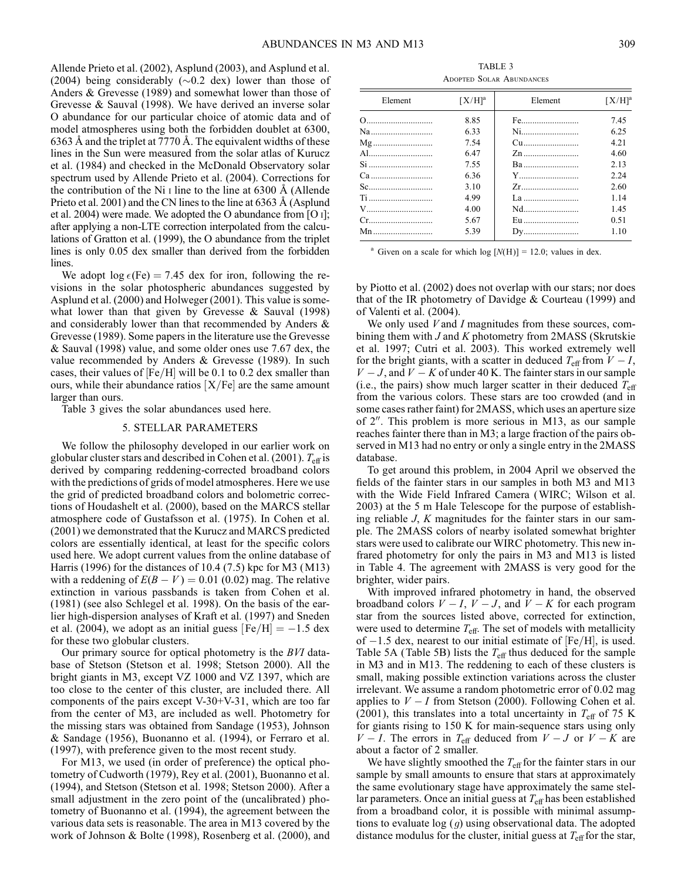Allende Prieto et al. (2002), Asplund (2003), and Asplund et al. (2004) being considerably (∼0.2 dex) lower than those of Anders & Grevesse (1989) and somewhat lower than those of Grevesse & Sauval (1998). We have derived an inverse solar O abundance for our particular choice of atomic data and of model atmospheres using both the forbidden doublet at 6300, 6363 Å and the triplet at 7770 Å. The equivalent widths of these lines in the Sun were measured from the solar atlas of Kurucz et al. (1984) and checked in the McDonald Observatory solar spectrum used by Allende Prieto et al. (2004). Corrections for the contribution of the Ni I line to the line at 6300 Å (Allende Prieto et al. 2001) and the CN lines to the line at 6363 Å (Asplund et al. 2004) were made. We adopted the O abundance from [O I]; after applying a non-LTE correction interpolated from the calculations of Gratton et al. (1999), the O abundance from the triplet lines is only 0.05 dex smaller than derived from the forbidden lines.

We adopt $\log \epsilon(\mathrm{Fe}) = 7.45$ dex for iron, following the revisions in the solar photospheric abundances suggested by Asplund et al. (2000) and Holweger (2001). This value is somewhat lower than that given by Grevesse & Sauval (1998) and considerably lower than that recommended by Anders & Grevesse (1989). Some papers in the literature use the Grevesse & Sauval (1998) value, and some older ones use 7.67 dex, the value recommended by Anders & Grevesse (1989). In such cases, their values of [Fe/H] will be 0.1 to 0.2 dex smaller than ours, while their abundance ratios [X/Fe] are the same amount larger than ours.

Table 3 gives the solar abundances used here.

TABLE 3

Adopted Solar Abundances

| Element | [X/H][a] | Element | [X/H][a] |
|---|---|---|---|
| O | 8.85 | Fe | 7.45 |
| Na | 6.33 | Ni | 6.25 |
| Mg | 7.54 | Cu | 4.21 |
| Al | 6.47 | Zn | 4.60 |
| Si | 7.55 | Ba | 2.13 |
| Ca | 6.36 | Y | 2.24 |
| Sc | 3.10 | Zr | 2.60 |
| Ti | 4.99 | La | 1.14 |
| V | 4.00 | Nd | 1.45 |
| Cr | 5.67 | Eu | 0.51 |
| Mn | 5.39 | Dy | 1.10 |

[a] Given on a scale for which $\log [N(\mathrm{H})] = 12.0$; values in dex.

## 5. STELLAR PARAMETERS

We follow the philosophy developed in our earlier work on globular cluster stars and described in Cohen et al. (2001). $T_{\mathrm{eff}}$ is derived by comparing reddening-corrected broadband colors with the predictions of grids of model atmospheres. Here we use the grid of predicted broadband colors and bolometric corrections of Houdashelt et al. (2000), based on the MARCS stellar atmosphere code of Gustafsson et al. (1975). In Cohen et al. (2001) we demonstrated that the Kurucz and MARCS predicted colors are essentially identical, at least for the specific colors used here. We adopt current values from the online database of Harris (1996) for the distances of 10.4 (7.5) kpc for M3 (M13) with a reddening of $E(B-V) = 0.01$ (0.02) mag. The relative extinction in various passbands is taken from Cohen et al. (1981) (see also Schlegel et al. 1998). On the basis of the earlier high-dispersion analyses of Kraft et al. (1997) and Sneden et al. (2004), we adopt as an initial guess $[\mathrm{Fe/H}] = -1.5$ dex for these two globular clusters.

Our primary source for optical photometry is the *BVI* database of Stetson (Stetson et al. 1998; Stetson 2000). All the bright giants in M3, except VZ 1000 and VZ 1397, which are too close to the center of this cluster, are included there. All components of the pairs except V-30+V-31, which are too far from the center of M3, are included as well. Photometry for the missing stars was obtained from Sandage (1953), Johnson & Sandage (1956), Buonanno et al. (1994), or Ferraro et al. (1997), with preference given to the most recent study.

For M13, we used (in order of preference) the optical photometry of Cudworth (1979), Rey et al. (2001), Buonanno et al. (1994), and Stetson (Stetson et al. 1998; Stetson 2000). After a small adjustment in the zero point of the (uncalibrated) photometry of Buonanno et al. (1994), the agreement between the various data sets is reasonable. The area in M13 covered by the work of Johnson & Bolte (1998), Rosenberg et al. (2000), and by Piotto et al. (2002) does not overlap with our stars; nor does that of the IR photometry of Davidge & Courteau (1999) and of Valenti et al. (2004).

We only used $V$ and $I$ magnitudes from these sources, combining them with $J$ and $K$ photometry from 2MASS (Skrutskie et al. 1997; Cutri et al. 2003). This worked extremely well for the bright giants, with a scatter in deduced $T_{\mathrm{eff}}$ from $V-I$, $V-J$, and $V-K$ of under 40 K. The fainter stars in our sample (i.e., the pairs) show much larger scatter in their deduced $T_{\mathrm{eff}}$ from the various colors. These stars are too crowded (and in some cases rather faint) for 2MASS, which uses an aperture size of 2″. This problem is more serious in M13, as our sample reaches fainter there than in M3; a large fraction of the pairs observed in M13 had no entry or only a single entry in the 2MASS database.

To get around this problem, in 2004 April we observed the fields of the fainter stars in our samples in both M3 and M13 with the Wide Field Infrared Camera (WIRC; Wilson et al. 2003) at the 5 m Hale Telescope for the purpose of establishing reliable $J$, $K$ magnitudes for the fainter stars in our sample. The 2MASS colors of nearby isolated somewhat brighter stars were used to calibrate our WIRC photometry. This new infrared photometry for only the pairs in M3 and M13 is listed in Table 4. The agreement with 2MASS is very good for the brighter, wider pairs.

With improved infrared photometry in hand, the observed broadband colors $V-I$, $V-J$, and $V-K$ for each program star from the sources listed above, corrected for extinction, were used to determine $T_{\mathrm{eff}}$. The set of models with metallicity of $-1.5$ dex, nearest to our initial estimate of [Fe/H], is used. Table 5A (Table 5B) lists the $T_{\mathrm{eff}}$ thus deduced for the sample in M3 and in M13. The reddening to each of these clusters is small, making possible extinction variations across the cluster irrelevant. We assume a random photometric error of 0.02 mag applies to $V-I$ from Stetson (2000). Following Cohen et al. (2001), this translates into a total uncertainty in $T_{\mathrm{eff}}$ of 75 K for giants rising to 150 K for main-sequence stars using only $V-I$. The errors in $T_{\mathrm{eff}}$ deduced from $V-J$ or $V-K$ are about a factor of 2 smaller.

We have slightly smoothed the $T_{\mathrm{eff}}$ for the fainter stars in our sample by small amounts to ensure that stars at approximately the same evolutionary stage have approximately the same stellar parameters. Once an initial guess at $T_{\mathrm{eff}}$ has been established from a broadband color, it is possible with minimal assumptions to evaluate $\log(g)$ using observational data. The adopted distance modulus for the cluster, initial guess at $T_{\mathrm{eff}}$ for the star,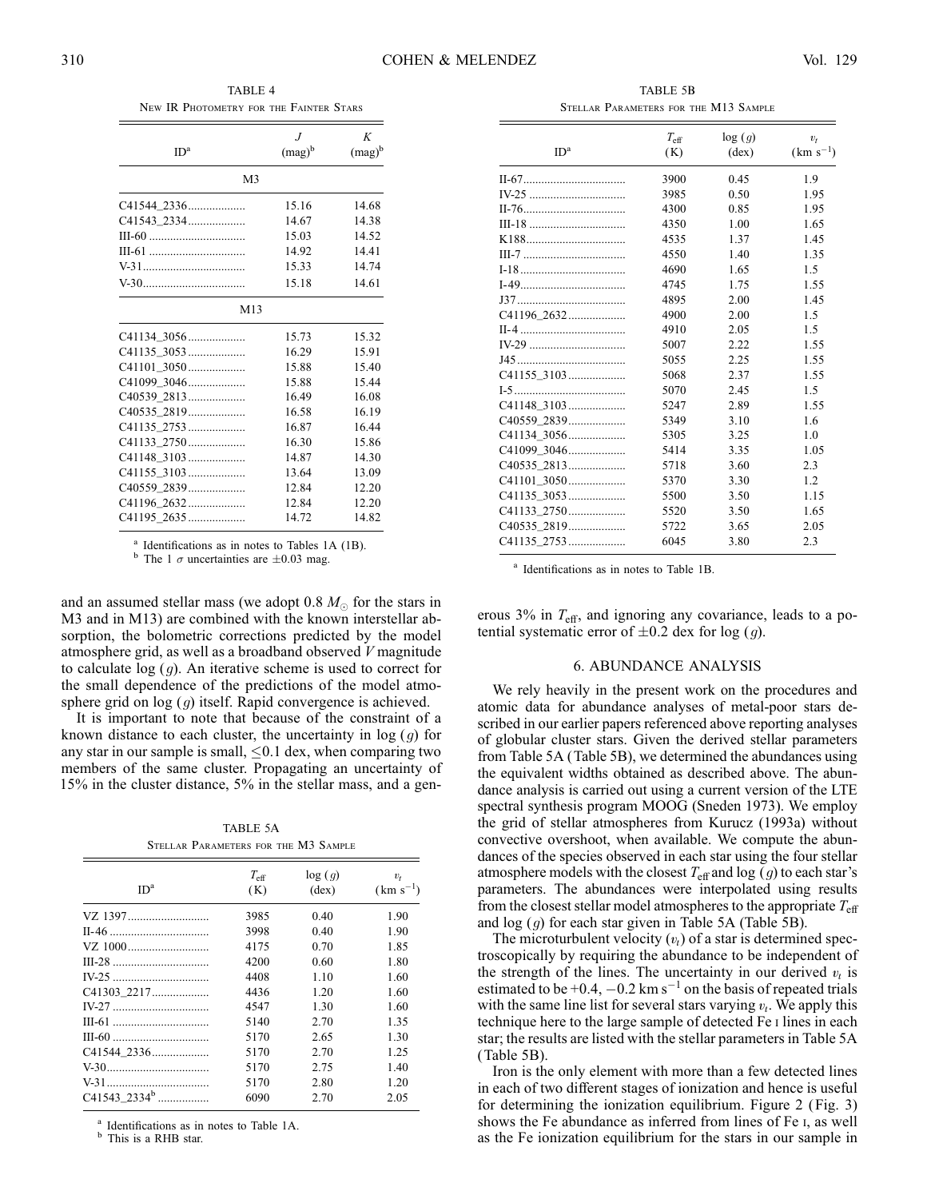TABLE 4

New IR Photometry for the Fainter Stars

| ID[a] | $J$ (mag)[b] | $K$ (mag)[b] |
|---|---|---|
| M3 | | |
| C41544_2336 | 15.16 | 14.68 |
| C41543_2334 | 14.67 | 14.38 |
| III-60 | 15.03 | 14.52 |
| III-61 | 14.92 | 14.41 |
| V-31 | 15.33 | 14.74 |
| V-30 | 15.18 | 14.61 |
| M13 | | |
| C41134_3056 | 15.73 | 15.32 |
| C41135_3053 | 16.29 | 15.91 |
| C41101_3050 | 15.88 | 15.40 |
| C41099_3046 | 15.88 | 15.44 |
| C40539_2813 | 16.49 | 16.08 |
| C40535_2819 | 16.58 | 16.19 |
| C41135_2753 | 16.87 | 16.44 |
| C41133_2750 | 16.30 | 15.86 |
| C41148_3103 | 14.87 | 14.30 |
| C41155_3103 | 13.64 | 13.09 |
| C40559_2839 | 12.84 | 12.20 |
| C41196_2632 | 12.84 | 12.20 |
| C41195_2635 | 14.72 | 14.82 |

[a] Identifications as in notes to Tables 1A (1B).
[b] The 1 $\sigma$ uncertainties are $\pm 0.03$ mag.

and an assumed stellar mass (we adopt 0.8 $M_{\odot}$ for the stars in M3 and in M13) are combined with the known interstellar absorption, the bolometric corrections predicted by the model atmosphere grid, as well as a broadband observed $V$ magnitude to calculate log ($g$). An iterative scheme is used to correct for the small dependence of the predictions of the model atmosphere grid on log ($g$) itself. Rapid convergence is achieved.

It is important to note that because of the constraint of a known distance to each cluster, the uncertainty in log ($g$) for any star in our sample is small, $\leq 0.1$ dex, when comparing two members of the same cluster. Propagating an uncertainty of 15% in the cluster distance, 5% in the stellar mass, and a generous 3% in $T_{\rm eff}$, and ignoring any covariance, leads to a potential systematic error of $\pm 0.2$ dex for log ($g$).

TABLE 5A

Stellar Parameters for the M3 Sample

| ID[a] | $T_{\rm eff}$ (K) | log ($g$) (dex) | $v_t$ (km s$^{-1}$) |
|---|---|---|---|
| VZ 1397 | 3985 | 0.40 | 1.90 |
| II-46 | 3998 | 0.40 | 1.90 |
| VZ 1000 | 4175 | 0.70 | 1.85 |
| III-28 | 4200 | 0.60 | 1.80 |
| IV-25 | 4408 | 1.10 | 1.60 |
| C41303_2217 | 4436 | 1.20 | 1.60 |
| IV-27 | 4547 | 1.30 | 1.60 |
| III-61 | 5140 | 2.70 | 1.35 |
| III-60 | 5170 | 2.65 | 1.30 |
| C41544_2336 | 5170 | 2.70 | 1.25 |
| V-30 | 5170 | 2.75 | 1.40 |
| V-31 | 5170 | 2.80 | 1.20 |
| C41543_2334[b] | 6090 | 2.70 | 2.05 |

[a] Identifications as in notes to Table 1A.
[b] This is a RHB star.

TABLE 5B

Stellar Parameters for the M13 Sample

| ID[a] | $T_{\rm eff}$ (K) | log ($g$) (dex) | $v_t$ (km s$^{-1}$) |
|---|---|---|---|
| II-67 | 3900 | 0.45 | 1.9 |
| IV-25 | 3985 | 0.50 | 1.95 |
| II-76 | 4300 | 0.85 | 1.95 |
| III-18 | 4350 | 1.00 | 1.65 |
| K188 | 4535 | 1.37 | 1.45 |
| III-7 | 4550 | 1.40 | 1.35 |
| I-18 | 4690 | 1.65 | 1.5 |
| I-49 | 4745 | 1.75 | 1.55 |
| J37 | 4895 | 2.00 | 1.45 |
| C41196_2632 | 4900 | 2.00 | 1.5 |
| II-4 | 4910 | 2.05 | 1.5 |
| IV-29 | 5007 | 2.22 | 1.55 |
| J45 | 5055 | 2.25 | 1.55 |
| C41155_3103 | 5068 | 2.37 | 1.55 |
| I-5 | 5070 | 2.45 | 1.5 |
| C41148_3103 | 5247 | 2.89 | 1.55 |
| C40559_2839 | 5349 | 3.10 | 1.6 |
| C41134_3056 | 5305 | 3.25 | 1.0 |
| C41099_3046 | 5414 | 3.35 | 1.05 |
| C40535_2813 | 5718 | 3.60 | 2.3 |
| C41101_3050 | 5370 | 3.30 | 1.2 |
| C41135_3053 | 5500 | 3.50 | 1.15 |
| C41133_2750 | 5520 | 3.50 | 1.65 |
| C40535_2819 | 5722 | 3.65 | 2.05 |
| C41135_2753 | 6045 | 3.80 | 2.3 |

[a] Identifications as in notes to Table 1B.

## 6. ABUNDANCE ANALYSIS

We rely heavily in the present work on the procedures and atomic data for abundance analyses of metal-poor stars described in our earlier papers referenced above reporting analyses of globular cluster stars. Given the derived stellar parameters from Table 5A (Table 5B), we determined the abundances using the equivalent widths obtained as described above. The abundance analysis is carried out using a current version of the LTE spectral synthesis program MOOG (Sneden 1973). We employ the grid of stellar atmospheres from Kurucz (1993a) without convective overshoot, when available. We compute the abundances of the species observed in each star using the four stellar atmosphere models with the closest $T_{\rm eff}$ and log ($g$) to each star's parameters. The abundances were interpolated using results from the closest stellar model atmospheres to the appropriate $T_{\rm eff}$ and log ($g$) for each star given in Table 5A (Table 5B).

The microturbulent velocity ($v_t$) of a star is determined spectroscopically by requiring the abundance to be independent of the strength of the lines. The uncertainty in our derived $v_t$ is estimated to be $+0.4$, $-0.2$ km s$^{-1}$ on the basis of repeated trials with the same line list for several stars varying $v_t$. We apply this technique here to the large sample of detected Fe I lines in each star; the results are listed with the stellar parameters in Table 5A (Table 5B).

Iron is the only element with more than a few detected lines in each of two different stages of ionization and hence is useful for determining the ionization equilibrium. Figure 2 (Fig. 3) shows the Fe abundance as inferred from lines of Fe I, as well as the Fe ionization equilibrium for the stars in our sample in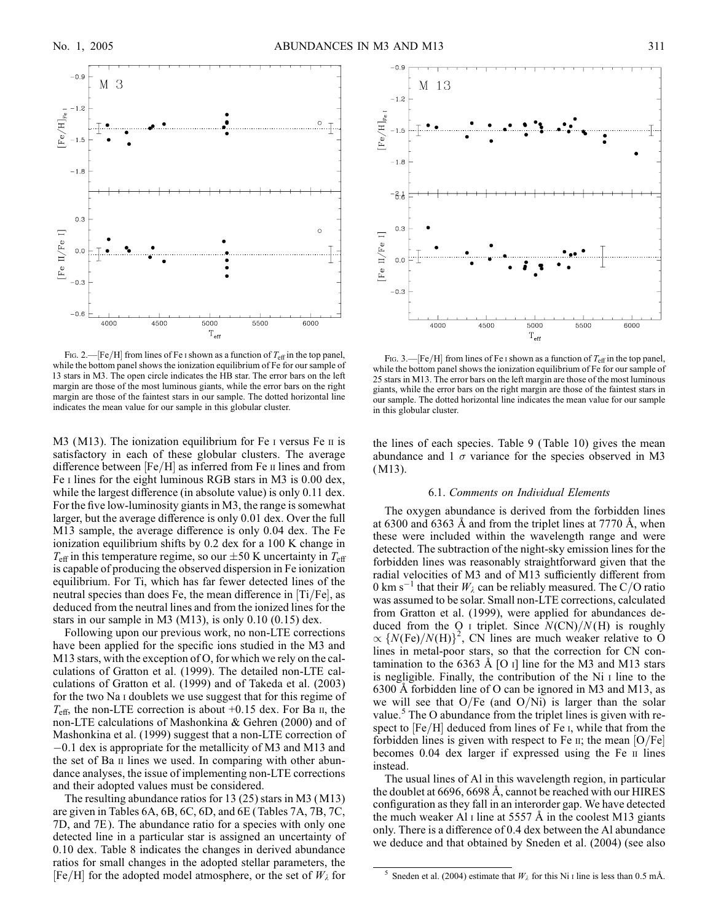Fig. 2.—[Fe/H] from lines of Fe I shown as a function of $T_{\rm eff}$ in the top panel, while the bottom panel shows the ionization equilibrium of Fe for our sample of 13 stars in M3. The open circle indicates the HB star. The error bars on the left margin are those of the most luminous giants, while the error bars on the right margin are those of the faintest stars in our sample. The dotted horizontal line indicates the mean value for our sample in this globular cluster.

Fig. 3.—[Fe/H] from lines of Fe I shown as a function of $T_{\rm eff}$ in the top panel, while the bottom panel shows the ionization equilibrium of Fe for our sample of 25 stars in M13. The error bars on the left margin are those of the most luminous giants, while the error bars on the right margin are those of the faintest stars in our sample. The dotted horizontal line indicates the mean value for our sample in this globular cluster.

M3 (M13). The ionization equilibrium for Fe I versus Fe II is satisfactory in each of these globular clusters. The average difference between [Fe/H] as inferred from Fe II lines and from Fe I lines for the eight luminous RGB stars in M3 is 0.00 dex, while the largest difference (in absolute value) is only 0.11 dex. For the five low-luminosity giants in M3, the range is somewhat larger, but the average difference is only 0.01 dex. Over the full M13 sample, the average difference is only 0.04 dex. The Fe ionization equilibrium shifts by 0.2 dex for a 100 K change in $T_{\rm eff}$ in this temperature regime, so our ±50 K uncertainty in $T_{\rm eff}$ is capable of producing the observed dispersion in Fe ionization equilibrium. For Ti, which has far fewer detected lines of the neutral species than does Fe, the mean difference in [Ti/Fe], as deduced from the neutral lines and from the ionized lines for the stars in our sample in M3 (M13), is only 0.10 (0.15) dex.

Following upon our previous work, no non-LTE corrections have been applied for the specific ions studied in the M3 and M13 stars, with the exception of O, for which we rely on the calculations of Gratton et al. (1999). The detailed non-LTE calculations of Gratton et al. (1999) and of Takeda et al. (2003) for the two Na I doublets we use suggest that for this regime of $T_{\rm eff}$, the non-LTE correction is about +0.15 dex. For Ba II, the non-LTE calculations of Mashonkina & Gehren (2000) and of Mashonkina et al. (1999) suggest that a non-LTE correction of −0.1 dex is appropriate for the metallicity of M3 and M13 and the set of Ba II lines we used. In comparing with other abundance analyses, the issue of implementing non-LTE corrections and their adopted values must be considered.

The resulting abundance ratios for 13 (25) stars in M3 (M13) are given in Tables 6A, 6B, 6C, 6D, and 6E (Tables 7A, 7B, 7C, 7D, and 7E). The abundance ratio for a species with only one detected line in a particular star is assigned an uncertainty of 0.10 dex. Table 8 indicates the changes in derived abundance ratios for small changes in the adopted stellar parameters, the [Fe/H] for the adopted model atmosphere, or the set of $W_\lambda$ for the lines of each species. Table 9 (Table 10) gives the mean abundance and 1 $\sigma$ variance for the species observed in M3 (M13).

### 6.1. *Comments on Individual Elements*

The oxygen abundance is derived from the forbidden lines at 6300 and 6363 Å and from the triplet lines at 7770 Å, when these were included within the wavelength range and were detected. The subtraction of the night-sky emission lines for the forbidden lines was reasonably straightforward given that the radial velocities of M3 and of M13 sufficiently different from 0 km s$^{-1}$ that their $W_\lambda$ can be reliably measured. The C/O ratio was assumed to be solar. Small non-LTE corrections, calculated from Gratton et al. (1999), were applied for abundances deduced from the O I triplet. Since $N({\rm CN})/N({\rm H})$ is roughly $\propto \{N({\rm Fe})/N({\rm H})\}^2$, CN lines are much weaker relative to O lines in metal-poor stars, so that the correction for CN contamination to the 6363 Å [O I] line for the M3 and M13 stars is negligible. Finally, the contribution of the Ni I line to the 6300 Å forbidden line of O can be ignored in M3 and M13, as we will see that O/Fe (and O/Ni) is larger than the solar value.[5] The O abundance from the triplet lines is given with respect to [Fe/H] deduced from lines of Fe I, while that from the forbidden lines is given with respect to Fe II; the mean [O/Fe] becomes 0.04 dex larger if expressed using the Fe II lines instead.

The usual lines of Al in this wavelength region, in particular the doublet at 6696, 6698 Å, cannot be reached with our HIRES configuration as they fall in an interorder gap. We have detected the much weaker Al I line at 5557 Å in the coolest M13 giants only. There is a difference of 0.4 dex between the Al abundance we deduce and that obtained by Sneden et al. (2004) (see also

[5] Sneden et al. (2004) estimate that $W_\lambda$ for this Ni I line is less than 0.5 mÅ.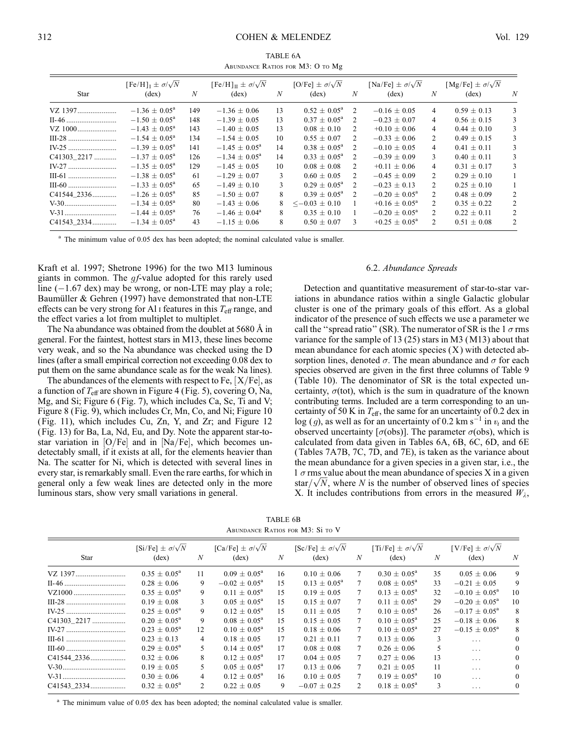TABLE 6A

Abundance Ratios for M3: O to Mg

| Star | $[Fe/H]_I \pm \sigma/\sqrt{N}$ (dex) | $N$ | $[Fe/H]_{II} \pm \sigma/\sqrt{N}$ (dex) | $N$ | $[O/Fe] \pm \sigma/\sqrt{N}$ (dex) | $N$ | $[Na/Fe] \pm \sigma/\sqrt{N}$ (dex) | $N$ | $[Mg/Fe] \pm \sigma/\sqrt{N}$ (dex) | $N$ |
|---|---|---|---|---|---|---|---|---|---|---|
| VZ 1397 | $-1.36 \pm 0.05$[a] | 149 | $-1.36 \pm 0.06$ | 13 | $0.52 \pm 0.05$[a] | 2 | $-0.16 \pm 0.05$ | 4 | $0.59 \pm 0.13$ | 3 |
| II-46 | $-1.50 \pm 0.05$[a] | 148 | $-1.39 \pm 0.05$ | 13 | $0.37 \pm 0.05$[a] | 2 | $-0.23 \pm 0.07$ | 4 | $0.56 \pm 0.15$ | 3 |
| VZ 1000 | $-1.43 \pm 0.05$[a] | 143 | $-1.40 \pm 0.05$ | 13 | $0.08 \pm 0.10$ | 2 | $+0.10 \pm 0.06$ | 4 | $0.44 \pm 0.10$ | 3 |
| III-28 | $-1.54 \pm 0.05$[a] | 134 | $-1.54 \pm 0.05$ | 10 | $0.55 \pm 0.07$ | 2 | $-0.33 \pm 0.06$ | 2 | $0.49 \pm 0.15$ | 3 |
| IV-25 | $-1.39 \pm 0.05$[a] | 141 | $-1.45 \pm 0.05$[a] | 14 | $0.38 \pm 0.05$[a] | 2 | $-0.10 \pm 0.05$ | 4 | $0.41 \pm 0.11$ | 3 |
| C41303_2217 | $-1.37 \pm 0.05$[a] | 126 | $-1.34 \pm 0.05$[a] | 14 | $0.33 \pm 0.05$[a] | 2 | $-0.39 \pm 0.09$ | 3 | $0.40 \pm 0.11$ | 3 |
| IV-27 | $-1.35 \pm 0.05$[a] | 129 | $-1.45 \pm 0.05$ | 10 | $0.08 \pm 0.08$ | 2 | $+0.11 \pm 0.06$ | 4 | $0.31 \pm 0.17$ | 3 |
| III-61 | $-1.38 \pm 0.05$[a] | 61 | $-1.29 \pm 0.07$ | 3 | $0.60 \pm 0.05$ | 2 | $-0.45 \pm 0.09$ | 2 | $0.29 \pm 0.10$ | 1 |
| III-60 | $-1.33 \pm 0.05$[a] | 65 | $-1.49 \pm 0.10$ | 3 | $0.29 \pm 0.05$[a] | 2 | $-0.23 \pm 0.13$ | 2 | $0.25 \pm 0.10$ | 1 |
| C41544_2336 | $-1.26 \pm 0.05$[a] | 85 | $-1.50 \pm 0.07$ | 8 | $0.39 \pm 0.05$[a] | 2 | $-0.20 \pm 0.05$[a] | 2 | $0.48 \pm 0.09$ | 2 |
| V-30 | $-1.34 \pm 0.05$[a] | 80 | $-1.43 \pm 0.06$ | 8 | $\leq -0.03 \pm 0.10$ | 1 | $+0.16 \pm 0.05$[a] | 2 | $0.35 \pm 0.22$ | 2 |
| V-31 | $-1.44 \pm 0.05$[a] | 76 | $-1.46 \pm 0.04$[a] | 8 | $0.35 \pm 0.10$ | 1 | $-0.20 \pm 0.05$[a] | 2 | $0.22 \pm 0.11$ | 2 |
| C41543_2334 | $-1.34 \pm 0.05$[a] | 43 | $-1.15 \pm 0.06$ | 8 | $0.50 \pm 0.07$ | 3 | $+0.25 \pm 0.05$[a] | 2 | $0.51 \pm 0.08$ | 2 |

[a] The minimum value of 0.05 dex has been adopted; the nominal calculated value is smaller.

Kraft et al. 1997; Shetrone 1996) for the two M13 luminous giants in common. The $gf$-value adopted for this rarely used line (−1.67 dex) may be wrong, or non-LTE may play a role; Baumüller & Gehren (1997) have demonstrated that non-LTE effects can be very strong for Al I features in this $T_{\rm eff}$ range, and the effect varies a lot from multiplet to multiplet.

The Na abundance was obtained from the doublet at 5680 Å in general. For the faintest, hottest stars in M13, these lines become very weak, and so the Na abundance was checked using the D lines (after a small empirical correction not exceeding 0.08 dex to put them on the same abundance scale as for the weak Na lines).

The abundances of the elements with respect to Fe, [X/Fe], as a function of $T_{\rm eff}$ are shown in Figure 4 (Fig. 5), covering O, Na, Mg, and Si; Figure 6 (Fig. 7), which includes Ca, Sc, Ti and V; Figure 8 (Fig. 9), which includes Cr, Mn, Co, and Ni; Figure 10 (Fig. 11), which includes Cu, Zn, Y, and Zr; and Figure 12 (Fig. 13) for Ba, La, Nd, Eu, and Dy. Note the apparent star-to-star variation in [O/Fe] and in [Na/Fe], which becomes undetectably small, if it exists at all, for the elements heavier than Na. The scatter for Ni, which is detected with several lines in every star, is remarkably small. Even the rare earths, for which in general only a few weak lines are detected only in the more luminous stars, show very small variations in general.

### 6.2. *Abundance Spreads*

Detection and quantitative measurement of star-to-star variations in abundance ratios within a single Galactic globular cluster is one of the primary goals of this effort. As a global indicator of the presence of such effects we use a parameter we call the "spread ratio" (SR). The numerator of SR is the 1 $\sigma$ rms variance for the sample of 13 (25) stars in M3 (M13) about that mean abundance for each atomic species (X) with detected absorption lines, denoted $\sigma$. The mean abundance and $\sigma$ for each species observed are given in the first three columns of Table 9 (Table 10). The denominator of SR is the total expected uncertainty, $\sigma$(tot), which is the sum in quadrature of the known contributing terms. Included are a term corresponding to an uncertainty of 50 K in $T_{\rm eff}$, the same for an uncertainty of 0.2 dex in log ($g$), as well as for an uncertainty of 0.2 km s$^{-1}$ in $v_t$ and the observed uncertainty [$\sigma$(obs)]. The parameter $\sigma$(obs), which is calculated from data given in Tables 6A, 6B, 6C, 6D, and 6E (Tables 7A7B, 7C, 7D, and 7E), is taken as the variance about the mean abundance for a given species in a given star, i.e., the 1 $\sigma$ rms value about the mean abundance of species X in a given star/$\sqrt{N}$, where $N$ is the number of observed lines of species X. It includes contributions from errors in the measured $W_\lambda$,

TABLE 6B

Abundance Ratios for M3: Si to V

| Star | $[Si/Fe] \pm \sigma/\sqrt{N}$ (dex) | $N$ | $[Ca/Fe] \pm \sigma/\sqrt{N}$ (dex) | $N$ | $[Sc/Fe] \pm \sigma/\sqrt{N}$ (dex) | $N$ | $[Ti/Fe] \pm \sigma/\sqrt{N}$ (dex) | $N$ | $[V/Fe] \pm \sigma/\sqrt{N}$ (dex) | $N$ |
|---|---|---|---|---|---|---|---|---|---|---|
| VZ 1397 | $0.35 \pm 0.05$[a] | 11 | $0.09 \pm 0.05$[a] | 16 | $0.10 \pm 0.06$ | 7 | $0.30 \pm 0.05$[a] | 35 | $0.05 \pm 0.06$ | 9 |
| II-46 | $0.28 \pm 0.06$ | 9 | $-0.02 \pm 0.05$[a] | 15 | $0.13 \pm 0.05$[a] | 7 | $0.08 \pm 0.05$[a] | 33 | $-0.21 \pm 0.05$ | 9 |
| VZ1000 | $0.35 \pm 0.05$[a] | 9 | $0.11 \pm 0.05$[a] | 15 | $0.19 \pm 0.05$ | 7 | $0.13 \pm 0.05$[a] | 32 | $-0.10 \pm 0.05$[a] | 10 |
| III-28 | $0.19 \pm 0.08$ | 3 | $0.05 \pm 0.05$[a] | 15 | $0.15 \pm 0.07$ | 7 | $0.11 \pm 0.05$[a] | 29 | $-0.20 \pm 0.05$[a] | 10 |
| IV-25 | $0.25 \pm 0.05$[a] | 9 | $0.12 \pm 0.05$[a] | 15 | $0.11 \pm 0.05$ | 7 | $0.10 \pm 0.05$[a] | 26 | $-0.17 \pm 0.05$[a] | 8 |
| C41303_2217 | $0.20 \pm 0.05$[a] | 9 | $0.08 \pm 0.05$[a] | 15 | $0.15 \pm 0.05$ | 7 | $0.10 \pm 0.05$[a] | 25 | $-0.18 \pm 0.06$ | 8 |
| IV-27 | $0.23 \pm 0.05$[a] | 12 | $0.10 \pm 0.05$[a] | 15 | $0.18 \pm 0.06$ | 7 | $0.10 \pm 0.05$[a] | 27 | $-0.15 \pm 0.05$[a] | 8 |
| III-61 | $0.23 \pm 0.13$ | 4 | $0.18 \pm 0.05$ | 17 | $0.21 \pm 0.11$ | 7 | $0.13 \pm 0.06$ | 3 | ... | 0 |
| III-60 | $0.29 \pm 0.05$[a] | 5 | $0.14 \pm 0.05$[a] | 17 | $0.08 \pm 0.08$ | 7 | $0.26 \pm 0.06$ | 5 | ... | 0 |
| C41544_2336 | $0.32 \pm 0.06$ | 8 | $0.12 \pm 0.05$[a] | 17 | $0.04 \pm 0.05$ | 7 | $0.27 \pm 0.06$ | 13 | ... | 0 |
| V-30 | $0.19 \pm 0.05$ | 5 | $0.05 \pm 0.05$[a] | 17 | $0.13 \pm 0.06$ | 7 | $0.21 \pm 0.05$ | 11 | ... | 0 |
| V-31 | $0.30 \pm 0.06$ | 4 | $0.12 \pm 0.05$[a] | 16 | $0.10 \pm 0.05$ | 7 | $0.19 \pm 0.05$[a] | 10 | ... | 0 |
| C41543_2334 | $0.32 \pm 0.05$[a] | 2 | $0.22 \pm 0.05$ | 9 | $-0.07 \pm 0.25$ | 2 | $0.18 \pm 0.05$[a] | 3 | ... | 0 |

[a] The minimum value of 0.05 dex has been adopted; the nominal calculated value is smaller.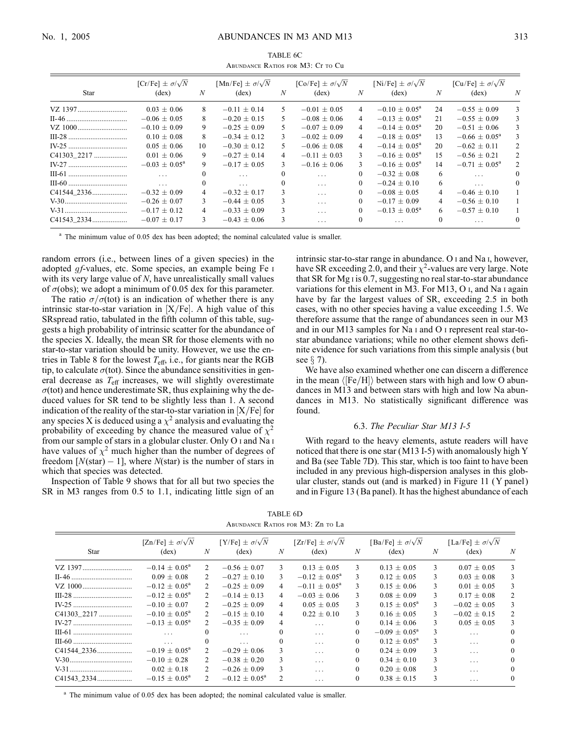TABLE 6C

Abundance Ratios for M3: Cr to Cu

| Star | [Cr/Fe] $\pm$ $\sigma/\sqrt{N}$ (dex) | $N$ | [Mn/Fe] $\pm$ $\sigma/\sqrt{N}$ (dex) | $N$ | [Co/Fe] $\pm$ $\sigma/\sqrt{N}$ (dex) | $N$ | [Ni/Fe] $\pm$ $\sigma/\sqrt{N}$ (dex) | $N$ | [Cu/Fe] $\pm$ $\sigma/\sqrt{N}$ (dex) | $N$ |
|---|---|---|---|---|---|---|---|---|---|---|
| VZ 1397 | 0.03 ± 0.06 | 8 | −0.11 ± 0.14 | 5 | −0.01 ± 0.05 | 4 | −0.10 ± 0.05[a] | 24 | −0.55 ± 0.09 | 3 |
| II-46 | −0.06 ± 0.05 | 8 | −0.20 ± 0.15 | 5 | −0.08 ± 0.06 | 4 | −0.13 ± 0.05[a] | 21 | −0.55 ± 0.09 | 3 |
| VZ 1000 | −0.10 ± 0.09 | 9 | −0.25 ± 0.09 | 5 | −0.07 ± 0.09 | 4 | −0.14 ± 0.05[a] | 20 | −0.51 ± 0.06 | 3 |
| III-28 | 0.10 ± 0.08 | 8 | −0.34 ± 0.12 | 3 | −0.02 ± 0.09 | 4 | −0.18 ± 0.05[a] | 13 | −0.66 ± 0.05[a] | 3 |
| IV-25 | 0.05 ± 0.06 | 10 | −0.30 ± 0.12 | 5 | −0.06 ± 0.08 | 4 | −0.14 ± 0.05[a] | 20 | −0.62 ± 0.11 | 2 |
| C41303_2217 | 0.01 ± 0.06 | 9 | −0.27 ± 0.14 | 4 | −0.11 ± 0.03 | 3 | −0.16 ± 0.05[a] | 15 | −0.56 ± 0.21 | 2 |
| IV-27 | −0.03 ± 0.05[a] | 9 | −0.17 ± 0.05 | 3 | −0.16 ± 0.06 | 3 | −0.16 ± 0.05[a] | 14 | −0.71 ± 0.05[a] | 2 |
| III-61 | ... | 0 | ... | 0 | ... | 0 | −0.32 ± 0.08 | 6 | ... | 0 |
| III-60 | ... | 0 | ... | 0 | ... | 0 | −0.24 ± 0.10 | 6 | ... | 0 |
| C41544_2336 | −0.32 ± 0.09 | 4 | −0.32 ± 0.17 | 3 | ... | 0 | −0.08 ± 0.05 | 4 | −0.46 ± 0.10 | 1 |
| V-30 | −0.26 ± 0.07 | 3 | −0.44 ± 0.05 | 3 | ... | 0 | −0.17 ± 0.09 | 4 | −0.56 ± 0.10 | 1 |
| V-31 | −0.17 ± 0.12 | 4 | −0.33 ± 0.09 | 3 | ... | 0 | −0.13 ± 0.05[a] | 6 | −0.57 ± 0.10 | 1 |
| C41543_2334 | −0.07 ± 0.17 | 3 | −0.43 ± 0.06 | 3 | ... | 0 | ... | 0 | ... | 0 |

[a] The minimum value of 0.05 dex has been adopted; the nominal calculated value is smaller.

random errors (i.e., between lines of a given species) in the adopted $gf$-values, etc. Some species, an example being Fe I with its very large value of $N$, have unrealistically small values of $\sigma$(obs); we adopt a minimum of 0.05 dex for this parameter.

The ratio $\sigma/\sigma$(tot) is an indication of whether there is any intrinsic star-to-star variation in [X/Fe]. A high value of this SRspread ratio, tabulated in the fifth column of this table, suggests a high probability of intrinsic scatter for the abundance of the species X. Ideally, the mean SR for those elements with no star-to-star variation should be unity. However, we use the entries in Table 8 for the lowest $T_{\rm eff}$, i.e., for giants near the RGB tip, to calculate $\sigma$(tot). Since the abundance sensitivities in general decrease as $T_{\rm eff}$ increases, we will slightly overestimate $\sigma$(tot) and hence underestimate SR, thus explaining why the deduced values for SR tend to be slightly less than 1. A second indication of the reality of the star-to-star variation in [X/Fe] for any species X is deduced using a $\chi^2$ analysis and evaluating the probability of exceeding by chance the measured value of $\chi^2$ from our sample of stars in a globular cluster. Only O I and Na I have values of $\chi^2$ much higher than the number of degrees of freedom [$N$(star) − 1], where $N$(star) is the number of stars in which that species was detected.

Inspection of Table 9 shows that for all but two species the SR in M3 ranges from 0.5 to 1.1, indicating little sign of an intrinsic star-to-star range in abundance. O I and Na I, however, have SR exceeding 2.0, and their $\chi^2$-values are very large. Note that SR for Mg I is 0.7, suggesting no real star-to-star abundance variations for this element in M3. For M13, O I, and Na I again have by far the largest values of SR, exceeding 2.5 in both cases, with no other species having a value exceeding 1.5. We therefore assume that the range of abundances seen in our M3 and in our M13 samples for Na I and O I represent real star-to-star abundance variations; while no other element shows definite evidence for such variations from this simple analysis (but see § 7).

We have also examined whether one can discern a difference in the mean ⟨[Fe/H]⟩ between stars with high and low O abundances in M13 and between stars with high and low Na abundances in M13. No statistically significant difference was found.

### 6.3. *The Peculiar Star M13 I-5*

With regard to the heavy elements, astute readers will have noticed that there is one star (M13 I-5) with anomalously high Y and Ba (see Table 7D). This star, which is too faint to have been included in any previous high-dispersion analyses in this globular cluster, stands out (and is marked) in Figure 11 (Y panel) and in Figure 13 (Ba panel). It has the highest abundance of each

TABLE 6D

Abundance Ratios for M3: Zn to La

| Star | [Zn/Fe] $\pm$ $\sigma/\sqrt{N}$ (dex) | $N$ | [Y/Fe] $\pm$ $\sigma/\sqrt{N}$ (dex) | $N$ | [Zr/Fe] $\pm$ $\sigma/\sqrt{N}$ (dex) | $N$ | [Ba/Fe] $\pm$ $\sigma/\sqrt{N}$ (dex) | $N$ | [La/Fe] $\pm$ $\sigma/\sqrt{N}$ (dex) | $N$ |
|---|---|---|---|---|---|---|---|---|---|---|
| VZ 1397 | −0.14 ± 0.05[a] | 2 | −0.56 ± 0.07 | 3 | 0.13 ± 0.05 | 3 | 0.13 ± 0.05 | 3 | 0.07 ± 0.05 | 3 |
| II-46 | 0.09 ± 0.08 | 2 | −0.27 ± 0.10 | 3 | −0.12 ± 0.05[a] | 3 | 0.12 ± 0.05 | 3 | 0.03 ± 0.08 | 3 |
| VZ 1000 | −0.12 ± 0.05[a] | 2 | −0.25 ± 0.09 | 4 | −0.11 ± 0.05[a] | 3 | 0.15 ± 0.06 | 3 | 0.01 ± 0.05 | 3 |
| III-28 | −0.12 ± 0.05[a] | 2 | −0.14 ± 0.13 | 4 | −0.03 ± 0.06 | 3 | 0.08 ± 0.09 | 3 | 0.17 ± 0.08 | 2 |
| IV-25 | −0.10 ± 0.07 | 2 | −0.25 ± 0.09 | 4 | 0.05 ± 0.05 | 3 | 0.15 ± 0.05[a] | 3 | −0.02 ± 0.05 | 3 |
| C41303_2217 | −0.10 ± 0.05[a] | 2 | −0.15 ± 0.10 | 4 | 0.22 ± 0.10 | 3 | 0.16 ± 0.05 | 3 | −0.02 ± 0.15 | 2 |
| IV-27 | −0.13 ± 0.05[a] | 2 | −0.35 ± 0.09 | 4 | ... | 0 | 0.14 ± 0.06 | 3 | 0.05 ± 0.05 | 3 |
| III-61 | ... | 0 | ... | 0 | ... | 0 | −0.09 ± 0.05[a] | 3 | ... | 0 |
| III-60 | ... | 0 | ... | 0 | ... | 0 | 0.12 ± 0.05[a] | 3 | ... | 0 |
| C41544_2336 | −0.19 ± 0.05[a] | 2 | −0.29 ± 0.06 | 3 | ... | 0 | 0.24 ± 0.09 | 3 | ... | 0 |
| V-30 | −0.10 ± 0.28 | 2 | −0.38 ± 0.20 | 3 | ... | 0 | 0.34 ± 0.10 | 3 | ... | 0 |
| V-31 | 0.02 ± 0.18 | 2 | −0.26 ± 0.09 | 3 | ... | 0 | 0.20 ± 0.08 | 3 | ... | 0 |
| C41543_2334 | −0.15 ± 0.05[a] | 2 | −0.12 ± 0.05[a] | 2 | ... | 0 | 0.38 ± 0.15 | 3 | ... | 0 |

[a] The minimum value of 0.05 dex has been adopted; the nominal calculated value is smaller.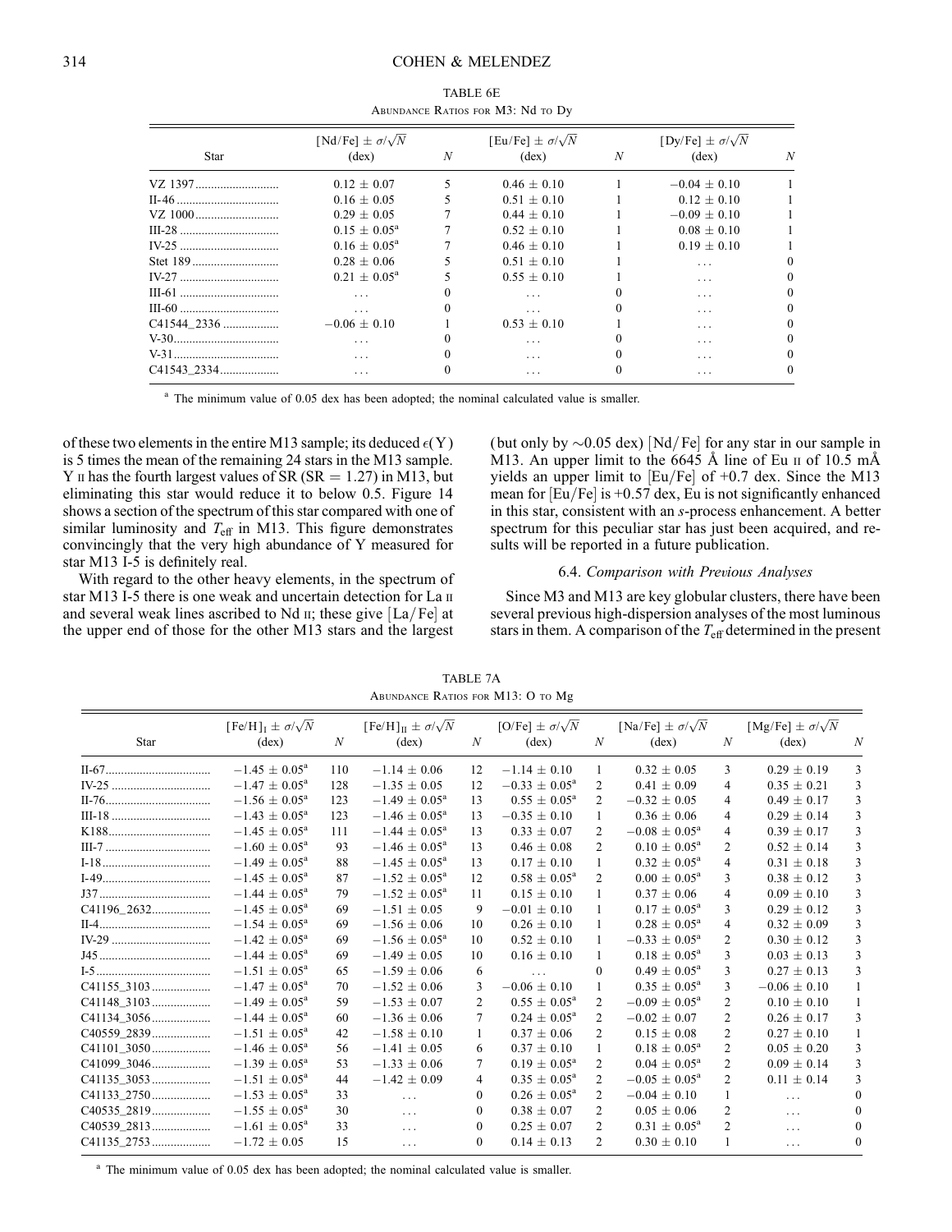TABLE 6E

Abundance Ratios for M3: Nd to Dy

| Star | [Nd/Fe] $\pm \sigma/\sqrt{N}$ (dex) | $N$ | [Eu/Fe] $\pm \sigma/\sqrt{N}$ (dex) | $N$ | [Dy/Fe] $\pm \sigma/\sqrt{N}$ (dex) | $N$ |
|---|---|---|---|---|---|---|
| VZ 1397 | 0.12 ± 0.07 | 5 | 0.46 ± 0.10 | 1 | −0.04 ± 0.10 | 1 |
| II-46 | 0.16 ± 0.05 | 5 | 0.51 ± 0.10 | 1 | 0.12 ± 0.10 | 1 |
| VZ 1000 | 0.29 ± 0.05 | 7 | 0.44 ± 0.10 | 1 | −0.09 ± 0.10 | 1 |
| III-28 | 0.15 ± 0.05[a] | 7 | 0.52 ± 0.10 | 1 | 0.08 ± 0.10 | 1 |
| IV-25 | 0.16 ± 0.05[a] | 7 | 0.46 ± 0.10 | 1 | 0.19 ± 0.10 | 1 |
| Stet 189 | 0.28 ± 0.06 | 5 | 0.51 ± 0.10 | 1 | ... | 0 |
| IV-27 | 0.21 ± 0.05[a] | 5 | 0.55 ± 0.10 | 1 | ... | 0 |
| III-61 | ... | 0 | ... | 0 | ... | 0 |
| III-60 | ... | 0 | ... | 0 | ... | 0 |
| C41544_2336 | −0.06 ± 0.10 | 1 | 0.53 ± 0.10 | 1 | ... | 0 |
| V-30 | ... | 0 | ... | 0 | ... | 0 |
| V-31 | ... | 0 | ... | 0 | ... | 0 |
| C41543_2334 | ... | 0 | ... | 0 | ... | 0 |

[a] The minimum value of 0.05 dex has been adopted; the nominal calculated value is smaller.

of these two elements in the entire M13 sample; its deduced $\epsilon$(Y) is 5 times the mean of the remaining 24 stars in the M13 sample. Y II has the fourth largest values of SR (SR = 1.27) in M13, but eliminating this star would reduce it to below 0.5. Figure 14 shows a section of the spectrum of this star compared with one of similar luminosity and $T_{\rm eff}$ in M13. This figure demonstrates convincingly that the very high abundance of Y measured for star M13 I-5 is definitely real.

With regard to the other heavy elements, in the spectrum of star M13 I-5 there is one weak and uncertain detection for La II and several weak lines ascribed to Nd II; these give [La/Fe] at the upper end of those for the other M13 stars and the largest (but only by ~0.05 dex) [Nd/Fe] for any star in our sample in M13. An upper limit to the 6645 Å line of Eu II of 10.5 mÅ yields an upper limit to [Eu/Fe] of +0.7 dex. Since the M13 mean for [Eu/Fe] is +0.57 dex, Eu is not significantly enhanced in this star, consistent with an *s*-process enhancement. A better spectrum for this peculiar star has just been acquired, and results will be reported in a future publication.

### 6.4. *Comparison with Previous Analyses*

Since M3 and M13 are key globular clusters, there have been several previous high-dispersion analyses of the most luminous stars in them. A comparison of the $T_{\rm eff}$ determined in the present

TABLE 7A

Abundance Ratios for M13: O to Mg

| Star | [Fe/H]$_{\rm I}$ $\pm \sigma/\sqrt{N}$ (dex) | $N$ | [Fe/H]$_{\rm II}$ $\pm \sigma/\sqrt{N}$ (dex) | $N$ | [O/Fe] $\pm \sigma/\sqrt{N}$ (dex) | $N$ | [Na/Fe] $\pm \sigma/\sqrt{N}$ (dex) | $N$ | [Mg/Fe] $\pm \sigma/\sqrt{N}$ (dex) | $N$ |
|---|---|---|---|---|---|---|---|---|---|---|
| II-67 | −1.45 ± 0.05[a] | 110 | −1.14 ± 0.06 | 12 | −1.14 ± 0.10 | 1 | 0.32 ± 0.05 | 3 | 0.29 ± 0.19 | 3 |
| IV-25 | −1.47 ± 0.05[a] | 128 | −1.35 ± 0.05 | 12 | −0.33 ± 0.05[a] | 2 | 0.41 ± 0.09 | 4 | 0.35 ± 0.21 | 3 |
| II-76 | −1.56 ± 0.05[a] | 123 | −1.49 ± 0.05[a] | 13 | 0.55 ± 0.05[a] | 2 | −0.32 ± 0.05 | 4 | 0.49 ± 0.17 | 3 |
| III-18 | −1.43 ± 0.05[a] | 123 | −1.46 ± 0.05[a] | 13 | −0.35 ± 0.10 | 1 | 0.36 ± 0.06 | 4 | 0.29 ± 0.14 | 3 |
| K188 | −1.45 ± 0.05[a] | 111 | −1.44 ± 0.05[a] | 13 | 0.33 ± 0.07 | 2 | −0.08 ± 0.05[a] | 4 | 0.39 ± 0.17 | 3 |
| III-7 | −1.60 ± 0.05[a] | 93 | −1.46 ± 0.05[a] | 13 | 0.46 ± 0.08 | 2 | 0.10 ± 0.05[a] | 2 | 0.52 ± 0.14 | 3 |
| I-18 | −1.49 ± 0.05[a] | 88 | −1.45 ± 0.05[a] | 13 | 0.17 ± 0.10 | 1 | 0.32 ± 0.05[a] | 4 | 0.31 ± 0.18 | 3 |
| I-49 | −1.45 ± 0.05[a] | 87 | −1.52 ± 0.05[a] | 12 | 0.58 ± 0.05[a] | 2 | 0.00 ± 0.05[a] | 3 | 0.38 ± 0.12 | 3 |
| J37 | −1.44 ± 0.05[a] | 79 | −1.52 ± 0.05[a] | 11 | 0.15 ± 0.10 | 1 | 0.37 ± 0.06 | 4 | 0.09 ± 0.10 | 3 |
| C41196_2632 | −1.45 ± 0.05[a] | 69 | −1.51 ± 0.05 | 9 | −0.01 ± 0.10 | 1 | 0.17 ± 0.05[a] | 3 | 0.29 ± 0.12 | 3 |
| II-4 | −1.54 ± 0.05[a] | 69 | −1.56 ± 0.06 | 10 | 0.26 ± 0.10 | 1 | 0.28 ± 0.05[a] | 4 | 0.32 ± 0.09 | 3 |
| IV-29 | −1.42 ± 0.05[a] | 69 | −1.56 ± 0.05[a] | 10 | 0.52 ± 0.10 | 1 | −0.33 ± 0.05[a] | 2 | 0.30 ± 0.12 | 3 |
| J45 | −1.44 ± 0.05[a] | 69 | −1.49 ± 0.05 | 10 | 0.16 ± 0.10 | 1 | 0.18 ± 0.05[a] | 3 | 0.03 ± 0.13 | 3 |
| I-5 | −1.51 ± 0.05[a] | 65 | −1.59 ± 0.06 | 6 | ... | 0 | 0.49 ± 0.05[a] | 3 | 0.27 ± 0.13 | 3 |
| C41155_3103 | −1.47 ± 0.05[a] | 70 | −1.52 ± 0.06 | 3 | −0.06 ± 0.10 | 1 | 0.35 ± 0.05[a] | 3 | −0.06 ± 0.10 | 1 |
| C41148_3103 | −1.49 ± 0.05[a] | 59 | −1.53 ± 0.07 | 2 | 0.55 ± 0.05[a] | 2 | −0.09 ± 0.05[a] | 2 | 0.10 ± 0.10 | 1 |
| C41134_3056 | −1.44 ± 0.05[a] | 60 | −1.36 ± 0.06 | 7 | 0.24 ± 0.05[a] | 2 | −0.02 ± 0.07 | 2 | 0.26 ± 0.17 | 3 |
| C40559_2839 | −1.51 ± 0.05[a] | 42 | −1.58 ± 0.10 | 1 | 0.37 ± 0.06 | 2 | 0.15 ± 0.08 | 2 | 0.27 ± 0.10 | 1 |
| C41101_3050 | −1.46 ± 0.05[a] | 56 | −1.41 ± 0.05 | 6 | 0.37 ± 0.10 | 1 | 0.18 ± 0.05[a] | 2 | 0.05 ± 0.20 | 3 |
| C41099_3046 | −1.39 ± 0.05[a] | 53 | −1.33 ± 0.06 | 7 | 0.19 ± 0.05[a] | 2 | 0.04 ± 0.05[a] | 2 | 0.09 ± 0.14 | 3 |
| C41135_3053 | −1.51 ± 0.05[a] | 44 | −1.42 ± 0.09 | 4 | 0.35 ± 0.05[a] | 2 | −0.05 ± 0.05[a] | 2 | 0.11 ± 0.14 | 3 |
| C41133_2750 | −1.53 ± 0.05[a] | 33 | ... | 0 | 0.26 ± 0.05[a] | 2 | −0.04 ± 0.10 | 1 | ... | 0 |
| C40535_2819 | −1.55 ± 0.05[a] | 30 | ... | 0 | 0.38 ± 0.07 | 2 | 0.05 ± 0.06 | 2 | ... | 0 |
| C40539_2813 | −1.61 ± 0.05[a] | 33 | ... | 0 | 0.25 ± 0.07 | 2 | 0.31 ± 0.05[a] | 2 | ... | 0 |
| C41135_2753 | −1.72 ± 0.05 | 15 | ... | 0 | 0.14 ± 0.13 | 2 | 0.30 ± 0.10 | 1 | ... | 0 |

[a] The minimum value of 0.05 dex has been adopted; the nominal calculated value is smaller.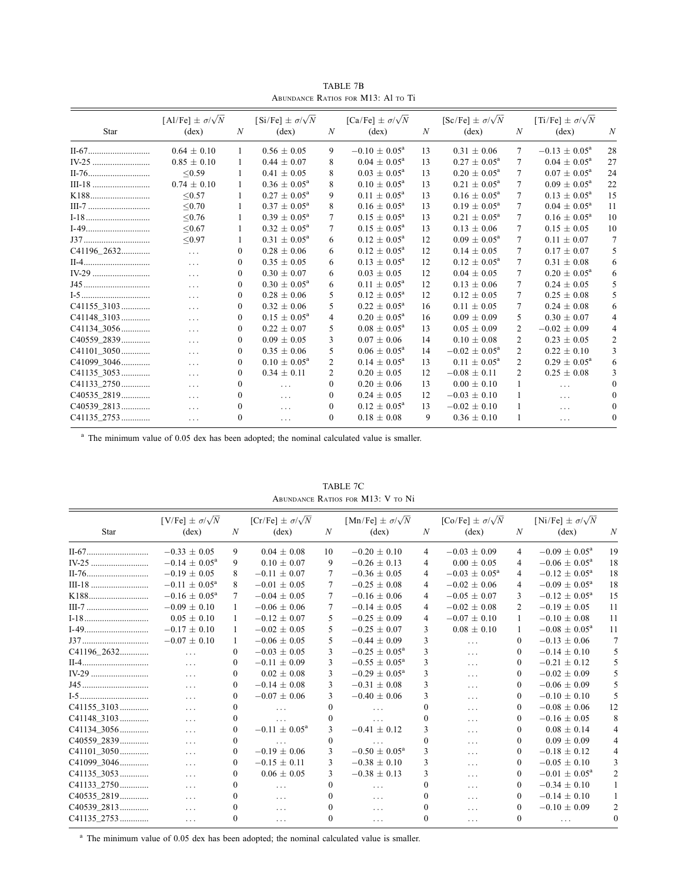TABLE 7B

Abundance Ratios for M13: Al to Ti

| Star | [Al/Fe] $\pm\ \sigma/\sqrt{N}$ (dex) | $N$ | [Si/Fe] $\pm\ \sigma/\sqrt{N}$ (dex) | $N$ | [Ca/Fe] $\pm\ \sigma/\sqrt{N}$ (dex) | $N$ | [Sc/Fe] $\pm\ \sigma/\sqrt{N}$ (dex) | $N$ | [Ti/Fe] $\pm\ \sigma/\sqrt{N}$ (dex) | $N$ |
|---|---|---|---|---|---|---|---|---|---|---|
| II-67 | 0.64 ± 0.10 | 1 | 0.56 ± 0.05 | 9 | −0.10 ± 0.05[a] | 13 | 0.31 ± 0.06 | 7 | −0.13 ± 0.05[a] | 28 |
| IV-25 | 0.85 ± 0.10 | 1 | 0.44 ± 0.07 | 8 | 0.04 ± 0.05[a] | 13 | 0.27 ± 0.05[a] | 7 | 0.04 ± 0.05[a] | 27 |
| II-76 | ≤0.59 | 1 | 0.41 ± 0.05 | 8 | 0.03 ± 0.05[a] | 13 | 0.20 ± 0.05[a] | 7 | 0.07 ± 0.05[a] | 24 |
| III-18 | 0.74 ± 0.10 | 1 | 0.36 ± 0.05[a] | 8 | 0.10 ± 0.05[a] | 13 | 0.21 ± 0.05[a] | 7 | 0.09 ± 0.05[a] | 22 |
| K188 | ≤0.57 | 1 | 0.27 ± 0.05[a] | 9 | 0.11 ± 0.05[a] | 13 | 0.16 ± 0.05[a] | 7 | 0.13 ± 0.05[a] | 15 |
| III-7 | ≤0.70 | 1 | 0.37 ± 0.05[a] | 8 | 0.16 ± 0.05[a] | 13 | 0.19 ± 0.05[a] | 7 | 0.04 ± 0.05[a] | 11 |
| I-18 | ≤0.76 | 1 | 0.39 ± 0.05[a] | 7 | 0.15 ± 0.05[a] | 13 | 0.21 ± 0.05[a] | 7 | 0.16 ± 0.05[a] | 10 |
| I-49 | ≤0.67 | 1 | 0.32 ± 0.05[a] | 7 | 0.15 ± 0.05[a] | 13 | 0.13 ± 0.06 | 7 | 0.15 ± 0.05 | 10 |
| J37 | ≤0.97 | 1 | 0.31 ± 0.05[a] | 6 | 0.12 ± 0.05[a] | 12 | 0.09 ± 0.05[a] | 7 | 0.11 ± 0.07 | 7 |
| C41196_2632 | ... | 0 | 0.28 ± 0.06 | 6 | 0.12 ± 0.05[a] | 12 | 0.14 ± 0.05 | 7 | 0.17 ± 0.07 | 5 |
| II-4 | ... | 0 | 0.35 ± 0.05 | 6 | 0.13 ± 0.05[a] | 12 | 0.12 ± 0.05[a] | 7 | 0.31 ± 0.08 | 6 |
| IV-29 | ... | 0 | 0.30 ± 0.07 | 6 | 0.03 ± 0.05 | 12 | 0.04 ± 0.05 | 7 | 0.20 ± 0.05[a] | 6 |
| J45 | ... | 0 | 0.30 ± 0.05[a] | 6 | 0.11 ± 0.05[a] | 12 | 0.13 ± 0.06 | 7 | 0.24 ± 0.05 | 5 |
| I-5 | ... | 0 | 0.28 ± 0.06 | 5 | 0.12 ± 0.05[a] | 12 | 0.12 ± 0.05 | 7 | 0.25 ± 0.08 | 5 |
| C41155_3103 | ... | 0 | 0.32 ± 0.06 | 5 | 0.22 ± 0.05[a] | 16 | 0.11 ± 0.05 | 7 | 0.24 ± 0.08 | 6 |
| C41148_3103 | ... | 0 | 0.15 ± 0.05[a] | 4 | 0.20 ± 0.05[a] | 16 | 0.09 ± 0.09 | 5 | 0.30 ± 0.07 | 4 |
| C41134_3056 | ... | 0 | 0.22 ± 0.07 | 5 | 0.08 ± 0.05[a] | 13 | 0.05 ± 0.09 | 2 | −0.02 ± 0.09 | 4 |
| C40559_2839 | ... | 0 | 0.09 ± 0.05 | 3 | 0.07 ± 0.06 | 14 | 0.10 ± 0.08 | 2 | 0.23 ± 0.05 | 2 |
| C41101_3050 | ... | 0 | 0.35 ± 0.06 | 5 | 0.06 ± 0.05[a] | 14 | −0.02 ± 0.05[a] | 2 | 0.22 ± 0.10 | 3 |
| C41099_3046 | ... | 0 | 0.10 ± 0.05[a] | 2 | 0.14 ± 0.05[a] | 13 | 0.11 ± 0.05[a] | 2 | 0.29 ± 0.05[a] | 6 |
| C41135_3053 | ... | 0 | 0.34 ± 0.11 | 2 | 0.20 ± 0.05 | 12 | −0.08 ± 0.11 | 2 | 0.25 ± 0.08 | 3 |
| C41133_2750 | ... | 0 | ... | 0 | 0.20 ± 0.06 | 13 | 0.00 ± 0.10 | 1 | ... | 0 |
| C40535_2819 | ... | 0 | ... | 0 | 0.24 ± 0.05 | 12 | −0.03 ± 0.10 | 1 | ... | 0 |
| C40539_2813 | ... | 0 | ... | 0 | 0.12 ± 0.05[a] | 13 | −0.02 ± 0.10 | 1 | ... | 0 |
| C41135_2753 | ... | 0 | ... | 0 | 0.18 ± 0.08 | 9 | 0.36 ± 0.10 | 1 | ... | 0 |

[a] The minimum value of 0.05 dex has been adopted; the nominal calculated value is smaller.

TABLE 7C

Abundance Ratios for M13: V to Ni

| Star | [V/Fe] $\pm\ \sigma/\sqrt{N}$ (dex) | $N$ | [Cr/Fe] $\pm\ \sigma/\sqrt{N}$ (dex) | $N$ | [Mn/Fe] $\pm\ \sigma/\sqrt{N}$ (dex) | $N$ | [Co/Fe] $\pm\ \sigma/\sqrt{N}$ (dex) | $N$ | [Ni/Fe] $\pm\ \sigma/\sqrt{N}$ (dex) | $N$ |
|---|---|---|---|---|---|---|---|---|---|---|
| II-67 | −0.33 ± 0.05 | 9 | 0.04 ± 0.08 | 10 | −0.20 ± 0.10 | 4 | −0.03 ± 0.09 | 4 | −0.09 ± 0.05[a] | 19 |
| IV-25 | −0.14 ± 0.05[a] | 9 | 0.10 ± 0.07 | 9 | −0.26 ± 0.13 | 4 | 0.00 ± 0.05 | 4 | −0.06 ± 0.05[a] | 18 |
| II-76 | −0.19 ± 0.05 | 8 | −0.11 ± 0.07 | 7 | −0.36 ± 0.05 | 4 | −0.03 ± 0.05[a] | 4 | −0.12 ± 0.05[a] | 18 |
| III-18 | −0.11 ± 0.05[a] | 8 | −0.01 ± 0.05 | 7 | −0.25 ± 0.08 | 4 | −0.02 ± 0.06 | 4 | −0.09 ± 0.05[a] | 18 |
| K188 | −0.16 ± 0.05[a] | 7 | −0.04 ± 0.05 | 7 | −0.16 ± 0.06 | 4 | −0.05 ± 0.07 | 3 | −0.12 ± 0.05[a] | 15 |
| III-7 | −0.09 ± 0.10 | 1 | −0.06 ± 0.06 | 7 | −0.14 ± 0.05 | 4 | −0.02 ± 0.08 | 2 | −0.19 ± 0.05 | 11 |
| I-18 | 0.05 ± 0.10 | 1 | −0.12 ± 0.07 | 5 | −0.25 ± 0.09 | 4 | −0.07 ± 0.10 | 1 | −0.10 ± 0.08 | 11 |
| I-49 | −0.17 ± 0.10 | 1 | −0.02 ± 0.05 | 5 | −0.25 ± 0.07 | 3 | 0.08 ± 0.10 | 1 | −0.08 ± 0.05[a] | 11 |
| J37 | −0.07 ± 0.10 | 1 | −0.06 ± 0.05 | 5 | −0.44 ± 0.09 | 3 | ... | 0 | −0.13 ± 0.06 | 7 |
| C41196_2632 | ... | 0 | −0.03 ± 0.05 | 3 | −0.25 ± 0.05[a] | 3 | ... | 0 | −0.14 ± 0.10 | 5 |
| II-4 | ... | 0 | −0.11 ± 0.09 | 3 | −0.55 ± 0.05[a] | 3 | ... | 0 | −0.21 ± 0.12 | 5 |
| IV-29 | ... | 0 | 0.02 ± 0.08 | 3 | −0.29 ± 0.05[a] | 3 | ... | 0 | −0.02 ± 0.09 | 5 |
| J45 | ... | 0 | −0.14 ± 0.08 | 3 | −0.31 ± 0.08 | 3 | ... | 0 | −0.06 ± 0.09 | 5 |
| I-5 | ... | 0 | −0.07 ± 0.06 | 3 | −0.40 ± 0.06 | 3 | ... | 0 | −0.10 ± 0.10 | 5 |
| C41155_3103 | ... | 0 | ... | 0 | ... | 0 | ... | 0 | −0.08 ± 0.06 | 12 |
| C41148_3103 | ... | 0 | ... | 0 | ... | 0 | ... | 0 | −0.16 ± 0.05 | 8 |
| C41134_3056 | ... | 0 | −0.11 ± 0.05[a] | 3 | −0.41 ± 0.12 | 3 | ... | 0 | 0.08 ± 0.14 | 4 |
| C40559_2839 | ... | 0 | ... | 0 | ... | 0 | ... | 0 | 0.09 ± 0.09 | 4 |
| C41101_3050 | ... | 0 | −0.19 ± 0.06 | 3 | −0.50 ± 0.05[a] | 3 | ... | 0 | −0.18 ± 0.12 | 4 |
| C41099_3046 | ... | 0 | −0.15 ± 0.11 | 3 | −0.38 ± 0.10 | 3 | ... | 0 | −0.05 ± 0.10 | 3 |
| C41135_3053 | ... | 0 | 0.06 ± 0.05 | 3 | −0.38 ± 0.13 | 3 | ... | 0 | −0.01 ± 0.05[a] | 2 |
| C41133_2750 | ... | 0 | ... | 0 | ... | 0 | ... | 0 | −0.34 ± 0.10 | 1 |
| C40535_2819 | ... | 0 | ... | 0 | ... | 0 | ... | 0 | −0.14 ± 0.10 | 1 |
| C40539_2813 | ... | 0 | ... | 0 | ... | 0 | ... | 0 | −0.10 ± 0.09 | 2 |
| C41135_2753 | ... | 0 | ... | 0 | ... | 0 | ... | 0 | ... | 0 |

[a] The minimum value of 0.05 dex has been adopted; the nominal calculated value is smaller.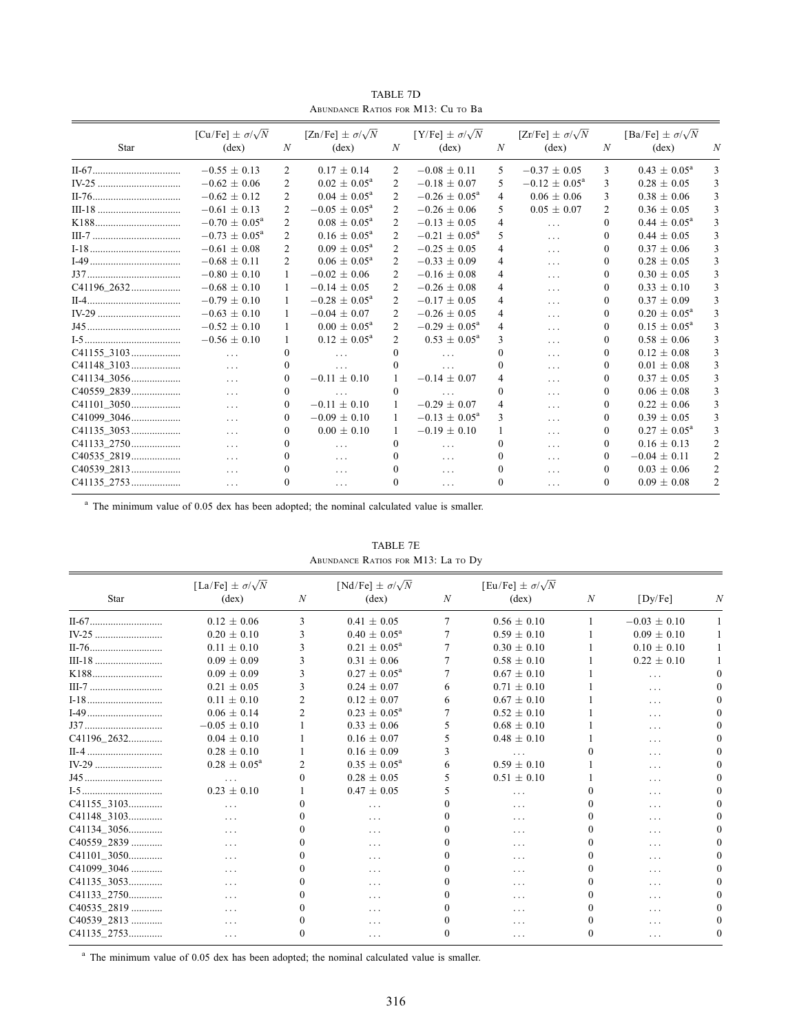TABLE 7D

Abundance Ratios for M13: Cu to Ba

| Star | [Cu/Fe] ± $\sigma/\sqrt{N}$ (dex) | $N$ | [Zn/Fe] ± $\sigma/\sqrt{N}$ (dex) | $N$ | [Y/Fe] ± $\sigma/\sqrt{N}$ (dex) | $N$ | [Zr/Fe] ± $\sigma/\sqrt{N}$ (dex) | $N$ | [Ba/Fe] ± $\sigma/\sqrt{N}$ (dex) | $N$ |
|---|---|---|---|---|---|---|---|---|---|---|
| II-67 | −0.55 ± 0.13 | 2 | 0.17 ± 0.14 | 2 | −0.08 ± 0.11 | 5 | −0.37 ± 0.05 | 3 | 0.43 ± 0.05[a] | 3 |
| IV-25 | −0.62 ± 0.06 | 2 | 0.02 ± 0.05[a] | 2 | −0.18 ± 0.07 | 5 | −0.12 ± 0.05[a] | 3 | 0.28 ± 0.05 | 3 |
| II-76 | −0.62 ± 0.12 | 2 | 0.04 ± 0.05[a] | 2 | −0.26 ± 0.05[a] | 4 | 0.06 ± 0.06 | 3 | 0.38 ± 0.06 | 3 |
| III-18 | −0.61 ± 0.13 | 2 | −0.05 ± 0.05[a] | 2 | −0.26 ± 0.06 | 5 | 0.05 ± 0.07 | 2 | 0.36 ± 0.05 | 3 |
| K188 | −0.70 ± 0.05[a] | 2 | 0.08 ± 0.05[a] | 2 | −0.13 ± 0.05 | 4 | … | 0 | 0.44 ± 0.05[a] | 3 |
| III-7 | −0.73 ± 0.05[a] | 2 | 0.16 ± 0.05[a] | 2 | −0.21 ± 0.05[a] | 5 | … | 0 | 0.44 ± 0.05 | 3 |
| I-18 | −0.61 ± 0.08 | 2 | 0.09 ± 0.05[a] | 2 | −0.25 ± 0.05 | 4 | … | 0 | 0.37 ± 0.06 | 3 |
| I-49 | −0.68 ± 0.11 | 2 | 0.06 ± 0.05[a] | 2 | −0.33 ± 0.09 | 4 | … | 0 | 0.28 ± 0.05 | 3 |
| J37 | −0.80 ± 0.10 | 1 | −0.02 ± 0.06 | 2 | −0.16 ± 0.08 | 4 | … | 0 | 0.30 ± 0.05 | 3 |
| C41196_2632 | −0.68 ± 0.10 | 1 | −0.14 ± 0.05 | 2 | −0.26 ± 0.08 | 4 | … | 0 | 0.33 ± 0.10 | 3 |
| II-4 | −0.79 ± 0.10 | 1 | −0.28 ± 0.05[a] | 2 | −0.17 ± 0.05 | 4 | … | 0 | 0.37 ± 0.09 | 3 |
| IV-29 | −0.63 ± 0.10 | 1 | −0.04 ± 0.07 | 2 | −0.26 ± 0.05 | 4 | … | 0 | 0.20 ± 0.05[a] | 3 |
| J45 | −0.52 ± 0.10 | 1 | 0.00 ± 0.05[a] | 2 | −0.29 ± 0.05[a] | 4 | … | 0 | 0.15 ± 0.05[a] | 3 |
| I-5 | −0.56 ± 0.10 | 1 | 0.12 ± 0.05[a] | 2 | 0.53 ± 0.05[a] | 3 | … | 0 | 0.58 ± 0.06 | 3 |
| C41155_3103 | … | 0 | … | 0 | … | 0 | … | 0 | 0.12 ± 0.08 | 3 |
| C41148_3103 | … | 0 | … | 0 | … | 0 | … | 0 | 0.01 ± 0.08 | 3 |
| C41134_3056 | … | 0 | −0.11 ± 0.10 | 1 | −0.14 ± 0.07 | 4 | … | 0 | 0.37 ± 0.05 | 3 |
| C40559_2839 | … | 0 | … | 0 | … | 0 | … | 0 | 0.06 ± 0.08 | 3 |
| C41101_3050 | … | 0 | −0.11 ± 0.10 | 1 | −0.29 ± 0.07 | 4 | … | 0 | 0.22 ± 0.06 | 3 |
| C41099_3046 | … | 0 | −0.09 ± 0.10 | 1 | −0.13 ± 0.05[a] | 3 | … | 0 | 0.39 ± 0.05 | 3 |
| C41135_3053 | … | 0 | 0.00 ± 0.10 | 1 | −0.19 ± 0.10 | 1 | … | 0 | 0.27 ± 0.05[a] | 3 |
| C41133_2750 | … | 0 | … | 0 | … | 0 | … | 0 | 0.16 ± 0.13 | 2 |
| C40535_2819 | … | 0 | … | 0 | … | 0 | … | 0 | −0.04 ± 0.11 | 2 |
| C40539_2813 | … | 0 | … | 0 | … | 0 | … | 0 | 0.03 ± 0.06 | 2 |
| C41135_2753 | … | 0 | … | 0 | … | 0 | … | 0 | 0.09 ± 0.08 | 2 |

[a] The minimum value of 0.05 dex has been adopted; the nominal calculated value is smaller.

TABLE 7E

Abundance Ratios for M13: La to Dy

| Star | [La/Fe] ± $\sigma/\sqrt{N}$ (dex) | $N$ | [Nd/Fe] ± $\sigma/\sqrt{N}$ (dex) | $N$ | [Eu/Fe] ± $\sigma/\sqrt{N}$ (dex) | $N$ | [Dy/Fe] | $N$ |
|---|---|---|---|---|---|---|---|---|
| II-67 | 0.12 ± 0.06 | 3 | 0.41 ± 0.05 | 7 | 0.56 ± 0.10 | 1 | −0.03 ± 0.10 | 1 |
| IV-25 | 0.20 ± 0.10 | 3 | 0.40 ± 0.05[a] | 7 | 0.59 ± 0.10 | 1 | 0.09 ± 0.10 | 1 |
| II-76 | 0.11 ± 0.10 | 3 | 0.21 ± 0.05[a] | 7 | 0.30 ± 0.10 | 1 | 0.10 ± 0.10 | 1 |
| III-18 | 0.09 ± 0.09 | 3 | 0.31 ± 0.06 | 7 | 0.58 ± 0.10 | 1 | 0.22 ± 0.10 | 1 |
| K188 | 0.09 ± 0.09 | 3 | 0.27 ± 0.05[a] | 7 | 0.67 ± 0.10 | 1 | … | 0 |
| III-7 | 0.21 ± 0.05 | 3 | 0.24 ± 0.07 | 6 | 0.71 ± 0.10 | 1 | … | 0 |
| I-18 | 0.11 ± 0.10 | 2 | 0.12 ± 0.07 | 6 | 0.67 ± 0.10 | 1 | … | 0 |
| I-49 | 0.06 ± 0.14 | 2 | 0.23 ± 0.05[a] | 7 | 0.52 ± 0.10 | 1 | … | 0 |
| J37 | −0.05 ± 0.10 | 1 | 0.33 ± 0.06 | 5 | 0.68 ± 0.10 | 1 | … | 0 |
| C41196_2632 | 0.04 ± 0.10 | 1 | 0.16 ± 0.07 | 5 | 0.48 ± 0.10 | 1 | … | 0 |
| II-4 | 0.28 ± 0.10 | 1 | 0.16 ± 0.09 | 3 | … | 0 | … | 0 |
| IV-29 | 0.28 ± 0.05[a] | 2 | 0.35 ± 0.05[a] | 6 | 0.59 ± 0.10 | 1 | … | 0 |
| J45 | … | 0 | 0.28 ± 0.05 | 5 | 0.51 ± 0.10 | 1 | … | 0 |
| I-5 | 0.23 ± 0.10 | 1 | 0.47 ± 0.05 | 5 | … | 0 | … | 0 |
| C41155_3103 | … | 0 | … | 0 | … | 0 | … | 0 |
| C41148_3103 | … | 0 | … | 0 | … | 0 | … | 0 |
| C41134_3056 | … | 0 | … | 0 | … | 0 | … | 0 |
| C40559_2839 | … | 0 | … | 0 | … | 0 | … | 0 |
| C41101_3050 | … | 0 | … | 0 | … | 0 | … | 0 |
| C41099_3046 | … | 0 | … | 0 | … | 0 | … | 0 |
| C41135_3053 | … | 0 | … | 0 | … | 0 | … | 0 |
| C41133_2750 | … | 0 | … | 0 | … | 0 | … | 0 |
| C40535_2819 | … | 0 | … | 0 | … | 0 | … | 0 |
| C40539_2813 | … | 0 | … | 0 | … | 0 | … | 0 |
| C41135_2753 | … | 0 | … | 0 | … | 0 | … | 0 |

[a] The minimum value of 0.05 dex has been adopted; the nominal calculated value is smaller.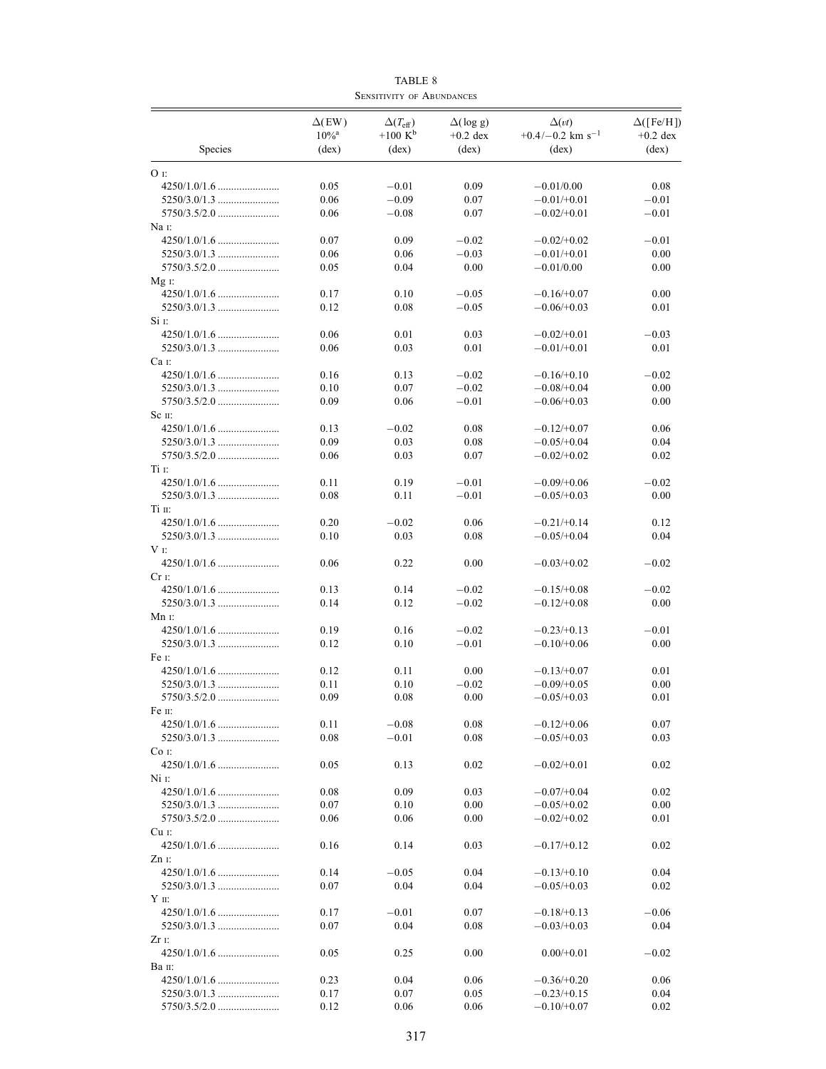TABLE 8

SENSITIVITY OF ABUNDANCES

| Species | $\Delta$(EW) 10%[a] (dex) | $\Delta(T_{\rm eff})$ +100 K[b] (dex) | $\Delta$(log g) +0.2 dex (dex) | $\Delta(vt)$ +0.4/−0.2 km s$^{-1}$ (dex) | $\Delta$([Fe/H]) +0.2 dex (dex) |
|---|---|---|---|---|---|
| O I: | | | | | |
| 4250/1.0/1.6 | 0.05 | −0.01 | 0.09 | −0.01/0.00 | 0.08 |
| 5250/3.0/1.3 | 0.06 | −0.09 | 0.07 | −0.01/+0.01 | −0.01 |
| 5750/3.5/2.0 | 0.06 | −0.08 | 0.07 | −0.02/+0.01 | −0.01 |
| Na I: | | | | | |
| 4250/1.0/1.6 | 0.07 | 0.09 | −0.02 | −0.02/+0.02 | −0.01 |
| 5250/3.0/1.3 | 0.06 | 0.06 | −0.03 | −0.01/+0.01 | 0.00 |
| 5750/3.5/2.0 | 0.05 | 0.04 | 0.00 | −0.01/0.00 | 0.00 |
| Mg I: | | | | | |
| 4250/1.0/1.6 | 0.17 | 0.10 | −0.05 | −0.16/+0.07 | 0.00 |
| 5250/3.0/1.3 | 0.12 | 0.08 | −0.05 | −0.06/+0.03 | 0.01 |
| Si I: | | | | | |
| 4250/1.0/1.6 | 0.06 | 0.01 | 0.03 | −0.02/+0.01 | −0.03 |
| 5250/3.0/1.3 | 0.06 | 0.03 | 0.01 | −0.01/+0.01 | 0.01 |
| Ca I: | | | | | |
| 4250/1.0/1.6 | 0.16 | 0.13 | −0.02 | −0.16/+0.10 | −0.02 |
| 5250/3.0/1.3 | 0.10 | 0.07 | −0.02 | −0.08/+0.04 | 0.00 |
| 5750/3.5/2.0 | 0.09 | 0.06 | −0.01 | −0.06/+0.03 | 0.00 |
| Sc II: | | | | | |
| 4250/1.0/1.6 | 0.13 | −0.02 | 0.08 | −0.12/+0.07 | 0.06 |
| 5250/3.0/1.3 | 0.09 | 0.03 | 0.08 | −0.05/+0.04 | 0.04 |
| 5750/3.5/2.0 | 0.06 | 0.03 | 0.07 | −0.02/+0.02 | 0.02 |
| Ti I: | | | | | |
| 4250/1.0/1.6 | 0.11 | 0.19 | −0.01 | −0.09/+0.06 | −0.02 |
| 5250/3.0/1.3 | 0.08 | 0.11 | −0.01 | −0.05/+0.03 | 0.00 |
| Ti II: | | | | | |
| 4250/1.0/1.6 | 0.20 | −0.02 | 0.06 | −0.21/+0.14 | 0.12 |
| 5250/3.0/1.3 | 0.10 | 0.03 | 0.08 | −0.05/+0.04 | 0.04 |
| V I: | | | | | |
| 4250/1.0/1.6 | 0.06 | 0.22 | 0.00 | −0.03/+0.02 | −0.02 |
| Cr I: | | | | | |
| 4250/1.0/1.6 | 0.13 | 0.14 | −0.02 | −0.15/+0.08 | −0.02 |
| 5250/3.0/1.3 | 0.14 | 0.12 | −0.02 | −0.12/+0.08 | 0.00 |
| Mn I: | | | | | |
| 4250/1.0/1.6 | 0.19 | 0.16 | −0.02 | −0.23/+0.13 | −0.01 |
| 5250/3.0/1.3 | 0.12 | 0.10 | −0.01 | −0.10/+0.06 | 0.00 |
| Fe I: | | | | | |
| 4250/1.0/1.6 | 0.12 | 0.11 | 0.00 | −0.13/+0.07 | 0.01 |
| 5250/3.0/1.3 | 0.11 | 0.10 | −0.02 | −0.09/+0.05 | 0.00 |
| 5750/3.5/2.0 | 0.09 | 0.08 | 0.00 | −0.05/+0.03 | 0.01 |
| Fe II: | | | | | |
| 4250/1.0/1.6 | 0.11 | −0.08 | 0.08 | −0.12/+0.06 | 0.07 |
| 5250/3.0/1.3 | 0.08 | −0.01 | 0.08 | −0.05/+0.03 | 0.03 |
| Co I: | | | | | |
| 4250/1.0/1.6 | 0.05 | 0.13 | 0.02 | −0.02/+0.01 | 0.02 |
| Ni I: | | | | | |
| 4250/1.0/1.6 | 0.08 | 0.09 | 0.03 | −0.07/+0.04 | 0.02 |
| 5250/3.0/1.3 | 0.07 | 0.10 | 0.00 | −0.05/+0.02 | 0.00 |
| 5750/3.5/2.0 | 0.06 | 0.06 | 0.00 | −0.02/+0.02 | 0.01 |
| Cu I: | | | | | |
| 4250/1.0/1.6 | 0.16 | 0.14 | 0.03 | −0.17/+0.12 | 0.02 |
| Zn I: | | | | | |
| 4250/1.0/1.6 | 0.14 | −0.05 | 0.04 | −0.13/+0.10 | 0.04 |
| 5250/3.0/1.3 | 0.07 | 0.04 | 0.04 | −0.05/+0.03 | 0.02 |
| Y II: | | | | | |
| 4250/1.0/1.6 | 0.17 | −0.01 | 0.07 | −0.18/+0.13 | −0.06 |
| 5250/3.0/1.3 | 0.07 | 0.04 | 0.08 | −0.03/+0.03 | 0.04 |
| Zr I: | | | | | |
| 4250/1.0/1.6 | 0.05 | 0.25 | 0.00 | 0.00/+0.01 | −0.02 |
| Ba II: | | | | | |
| 4250/1.0/1.6 | 0.23 | 0.04 | 0.06 | −0.36/+0.20 | 0.06 |
| 5250/3.0/1.3 | 0.17 | 0.07 | 0.05 | −0.23/+0.15 | 0.04 |
| 5750/3.5/2.0 | 0.12 | 0.06 | 0.06 | −0.10/+0.07 | 0.02 |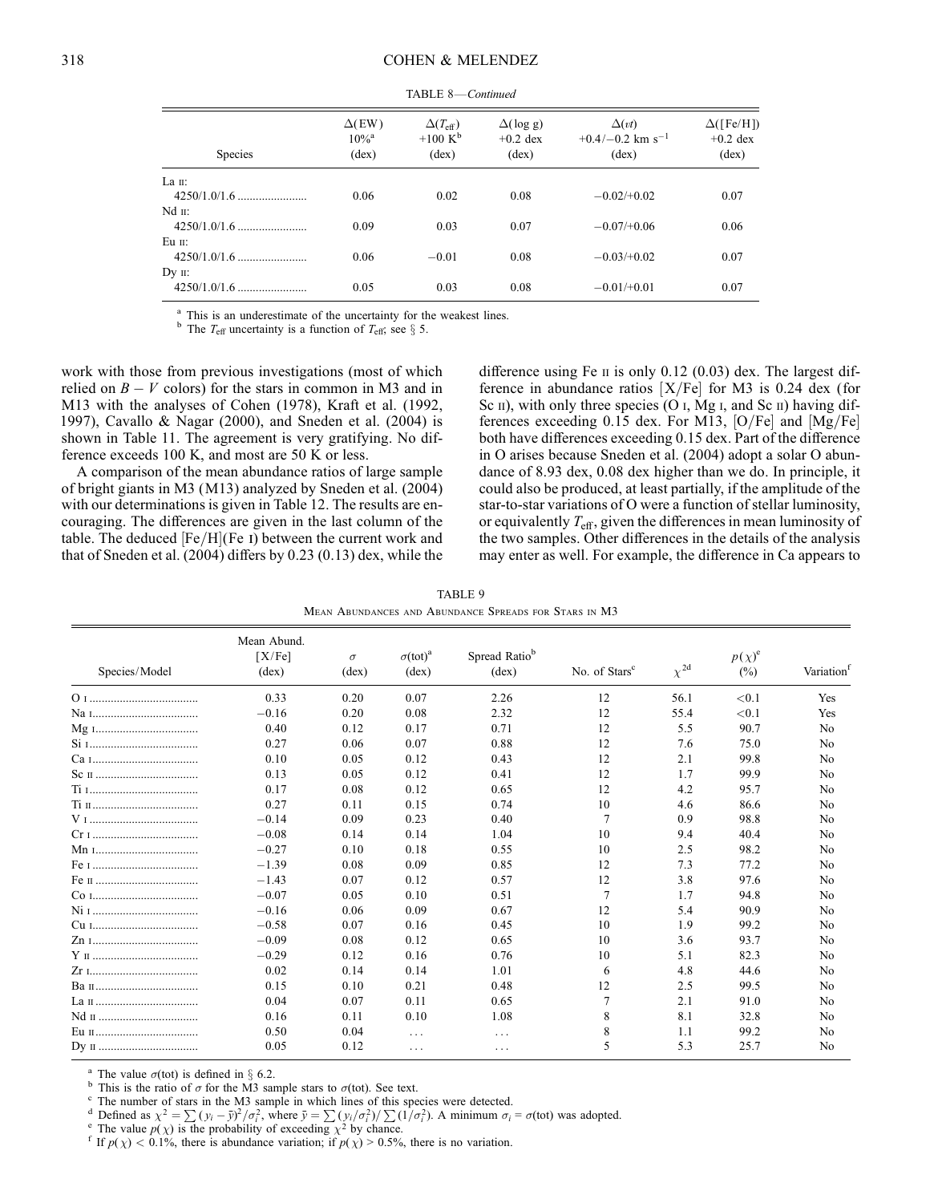TABLE 8—*Continued*

| Species | $\Delta$(EW) 10%[a] (dex) | $\Delta(T_{\rm eff})$ +100 K[b] (dex) | $\Delta$(log g) +0.2 dex (dex) | $\Delta(vt)$ +0.4/−0.2 km s$^{-1}$ (dex) | $\Delta$([Fe/H]) +0.2 dex (dex) |
|---|---|---|---|---|---|
| La II: | | | | | |
| 4250/1.0/1.6 | 0.06 | 0.02 | 0.08 | −0.02/+0.02 | 0.07 |
| Nd II: | | | | | |
| 4250/1.0/1.6 | 0.09 | 0.03 | 0.07 | −0.07/+0.06 | 0.06 |
| Eu II: | | | | | |
| 4250/1.0/1.6 | 0.06 | −0.01 | 0.08 | −0.03/+0.02 | 0.07 |
| Dy II: | | | | | |
| 4250/1.0/1.6 | 0.05 | 0.03 | 0.08 | −0.01/+0.01 | 0.07 |

[a] This is an underestimate of the uncertainty for the weakest lines.
[b] The $T_{\rm eff}$ uncertainty is a function of $T_{\rm eff}$; see § 5.

work with those from previous investigations (most of which relied on $B-V$ colors) for the stars in common in M3 and in M13 with the analyses of Cohen (1978), Kraft et al. (1992, 1997), Cavallo & Nagar (2000), and Sneden et al. (2004) is shown in Table 11. The agreement is very gratifying. No difference exceeds 100 K, and most are 50 K or less.

A comparison of the mean abundance ratios of large sample of bright giants in M3 (M13) analyzed by Sneden et al. (2004) with our determinations is given in Table 12. The results are encouraging. The differences are given in the last column of the table. The deduced [Fe/H](Fe I) between the current work and that of Sneden et al. (2004) differs by 0.23 (0.13) dex, while the difference using Fe II is only 0.12 (0.03) dex. The largest difference in abundance ratios [X/Fe] for M3 is 0.24 dex (for Sc II), with only three species (O I, Mg I, and Sc II) having differences exceeding 0.15 dex. For M13, [O/Fe] and [Mg/Fe] both have differences exceeding 0.15 dex. Part of the difference in O arises because Sneden et al. (2004) adopt a solar O abundance of 8.93 dex, 0.08 dex higher than we do. In principle, it could also be produced, at least partially, if the amplitude of the star-to-star variations of O were a function of stellar luminosity, or equivalently $T_{\rm eff}$, given the differences in mean luminosity of the two samples. Other differences in the details of the analysis may enter as well. For example, the difference in Ca appears to

TABLE 9
Mean Abundances and Abundance Spreads for Stars in M3

| Species/Model | Mean Abund. [X/Fe] (dex) | $\sigma$ (dex) | $\sigma$(tot)[a] (dex) | Spread Ratio[b] (dex) | No. of Stars[c] | $\chi^2$[d] | $p(\chi)$[e] (%) | Variation[f] |
|---|---|---|---|---|---|---|---|---|
| O I | 0.33 | 0.20 | 0.07 | 2.26 | 12 | 56.1 | <0.1 | Yes |
| Na I | −0.16 | 0.20 | 0.08 | 2.32 | 12 | 55.4 | <0.1 | Yes |
| Mg I | 0.40 | 0.12 | 0.17 | 0.71 | 12 | 5.5 | 90.7 | No |
| Si I | 0.27 | 0.06 | 0.07 | 0.88 | 12 | 7.6 | 75.0 | No |
| Ca I | 0.10 | 0.05 | 0.12 | 0.43 | 12 | 2.1 | 99.8 | No |
| Sc II | 0.13 | 0.05 | 0.12 | 0.41 | 12 | 1.7 | 99.9 | No |
| Ti I | 0.17 | 0.08 | 0.12 | 0.65 | 12 | 4.2 | 95.7 | No |
| Ti II | 0.27 | 0.11 | 0.15 | 0.74 | 10 | 4.6 | 86.6 | No |
| V I | −0.14 | 0.09 | 0.23 | 0.40 | 7 | 0.9 | 98.8 | No |
| Cr I | −0.08 | 0.14 | 0.14 | 1.04 | 10 | 9.4 | 40.4 | No |
| Mn I | −0.27 | 0.10 | 0.18 | 0.55 | 10 | 2.5 | 98.2 | No |
| Fe I | −1.39 | 0.08 | 0.09 | 0.85 | 12 | 7.3 | 77.2 | No |
| Fe II | −1.43 | 0.07 | 0.12 | 0.57 | 12 | 3.8 | 97.6 | No |
| Co I | −0.07 | 0.05 | 0.10 | 0.51 | 7 | 1.7 | 94.8 | No |
| Ni I | −0.16 | 0.06 | 0.09 | 0.67 | 12 | 5.4 | 90.9 | No |
| Cu I | −0.58 | 0.07 | 0.16 | 0.45 | 10 | 1.9 | 99.2 | No |
| Zn I | −0.09 | 0.08 | 0.12 | 0.65 | 10 | 3.6 | 93.7 | No |
| Y II | −0.29 | 0.12 | 0.16 | 0.76 | 10 | 5.1 | 82.3 | No |
| Zr I | 0.02 | 0.14 | 0.14 | 1.01 | 6 | 4.8 | 44.6 | No |
| Ba II | 0.15 | 0.10 | 0.21 | 0.48 | 12 | 2.5 | 99.5 | No |
| La II | 0.04 | 0.07 | 0.11 | 0.65 | 7 | 2.1 | 91.0 | No |
| Nd II | 0.16 | 0.11 | 0.10 | 1.08 | 8 | 8.1 | 32.8 | No |
| Eu II | 0.50 | 0.04 | ... | ... | 8 | 1.1 | 99.2 | No |
| Dy II | 0.05 | 0.12 | ... | ... | 5 | 5.3 | 25.7 | No |

[a] The value $\sigma$(tot) is defined in § 6.2.
[b] This is the ratio of $\sigma$ for the M3 sample stars to $\sigma$(tot). See text.
[c] The number of stars in the M3 sample in which lines of this species were detected.
[d] Defined as $\chi^2 = \sum (y_i - \bar{y})^2/\sigma_i^2$, where $\bar{y} = \sum (y_i/\sigma_i^2)/\sum (1/\sigma_i^2)$. A minimum $\sigma_i = \sigma$(tot) was adopted.
[e] The value $p(\chi)$ is the probability of exceeding $\chi^2$ by chance.
[f] If $p(\chi) < 0.1\%$, there is abundance variation; if $p(\chi) > 0.5\%$, there is no variation.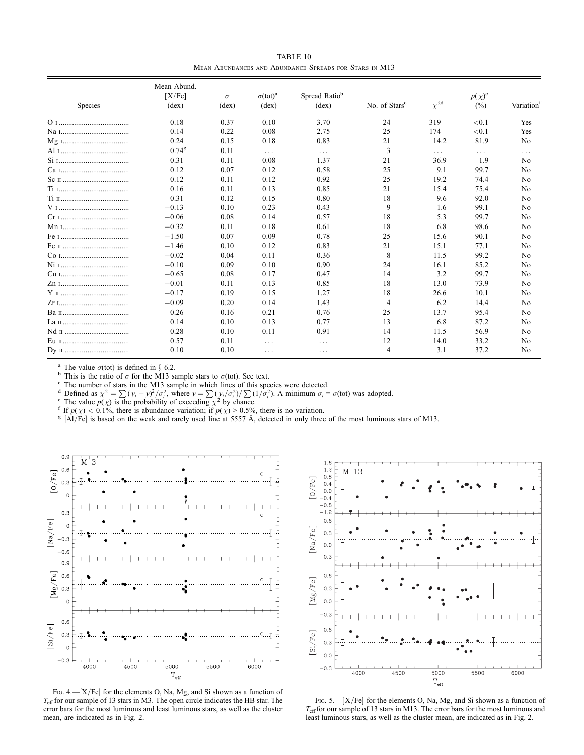TABLE 10

Mean Abundances and Abundance Spreads for Stars in M13

| Species | Mean Abund. [X/Fe] (dex) | $\sigma$ (dex) | $\sigma$(tot)[a] (dex) | Spread Ratio[b] (dex) | No. of Stars[c] | $\chi^{2}$[d] | $p(\chi)$[e] (%) | Variation[f] |
|---|---|---|---|---|---|---|---|---|
| O I | 0.18 | 0.37 | 0.10 | 3.70 | 24 | 319 | <0.1 | Yes |
| Na I | 0.14 | 0.22 | 0.08 | 2.75 | 25 | 174 | <0.1 | Yes |
| Mg I | 0.24 | 0.15 | 0.18 | 0.83 | 21 | 14.2 | 81.9 | No |
| Al I | 0.74[g] | 0.11 | ... | ... | 3 | ... | ... | ... |
| Si I | 0.31 | 0.11 | 0.08 | 1.37 | 21 | 36.9 | 1.9 | No |
| Ca I | 0.12 | 0.07 | 0.12 | 0.58 | 25 | 9.1 | 99.7 | No |
| Sc II | 0.12 | 0.11 | 0.12 | 0.92 | 25 | 19.2 | 74.4 | No |
| Ti I | 0.16 | 0.11 | 0.13 | 0.85 | 21 | 15.4 | 75.4 | No |
| Ti II | 0.31 | 0.12 | 0.15 | 0.80 | 18 | 9.6 | 92.0 | No |
| V I | −0.13 | 0.10 | 0.23 | 0.43 | 9 | 1.6 | 99.1 | No |
| Cr I | −0.06 | 0.08 | 0.14 | 0.57 | 18 | 5.3 | 99.7 | No |
| Mn I | −0.32 | 0.11 | 0.18 | 0.61 | 18 | 6.8 | 98.6 | No |
| Fe I | −1.50 | 0.07 | 0.09 | 0.78 | 25 | 15.6 | 90.1 | No |
| Fe II | −1.46 | 0.10 | 0.12 | 0.83 | 21 | 15.1 | 77.1 | No |
| Co I | −0.02 | 0.04 | 0.11 | 0.36 | 8 | 11.5 | 99.2 | No |
| Ni I | −0.10 | 0.09 | 0.10 | 0.90 | 24 | 16.1 | 85.2 | No |
| Cu I | −0.65 | 0.08 | 0.17 | 0.47 | 14 | 3.2 | 99.7 | No |
| Zn I | −0.01 | 0.11 | 0.13 | 0.85 | 18 | 13.0 | 73.9 | No |
| Y II | −0.17 | 0.19 | 0.15 | 1.27 | 18 | 26.6 | 10.1 | No |
| Zr I | −0.09 | 0.20 | 0.14 | 1.43 | 4 | 6.2 | 14.4 | No |
| Ba II | 0.26 | 0.16 | 0.21 | 0.76 | 25 | 13.7 | 95.4 | No |
| La II | 0.14 | 0.10 | 0.13 | 0.77 | 13 | 6.8 | 87.2 | No |
| Nd II | 0.28 | 0.10 | 0.11 | 0.91 | 14 | 11.5 | 56.9 | No |
| Eu II | 0.57 | 0.11 | ... | ... | 12 | 14.0 | 33.2 | No |
| Dy II | 0.10 | 0.10 | ... | ... | 4 | 3.1 | 37.2 | No |

[a] The value $\sigma$(tot) is defined in § 6.2.
[b] This is the ratio of $\sigma$ for the M13 sample stars to $\sigma$(tot). See text.
[c] The number of stars in the M13 sample in which lines of this species were detected.
[d] Defined as $\chi^2 = \sum (y_i - \bar{y})^2/\sigma_i^2$, where $\bar{y} = \sum (y_i/\sigma_i^2)/\sum(1/\sigma_i^2)$. A minimum $\sigma_i = \sigma$(tot) was adopted.
[e] The value $p(\chi)$ is the probability of exceeding $\chi^2$ by chance.
[f] If $p(\chi) < 0.1\%$, there is abundance variation; if $p(\chi) > 0.5\%$, there is no variation.
[g] [Al/Fe] is based on the weak and rarely used line at 5557 Å, detected in only three of the most luminous stars of M13.

M 3
[O/Fe]
[Na/Fe]
[Mg/Fe]
[Si/Fe]
$T_{eff}$

Fig. 4.—[X/Fe] for the elements O, Na, Mg, and Si shown as a function of $T_{eff}$ for our sample of 13 stars in M3. The open circle indicates the HB star. The error bars for the most luminous and least luminous stars, as well as the cluster mean, are indicated as in Fig. 2.

M 13
[O/Fe]
[Na/Fe]
[Mg/Fe]
[Si/Fe]
$T_{eff}$

Fig. 5.—[X/Fe] for the elements O, Na, Mg, and Si shown as a function of $T_{eff}$ for our sample of 13 stars in M13. The error bars for the most luminous and least luminous stars, as well as the cluster mean, are indicated as in Fig. 2.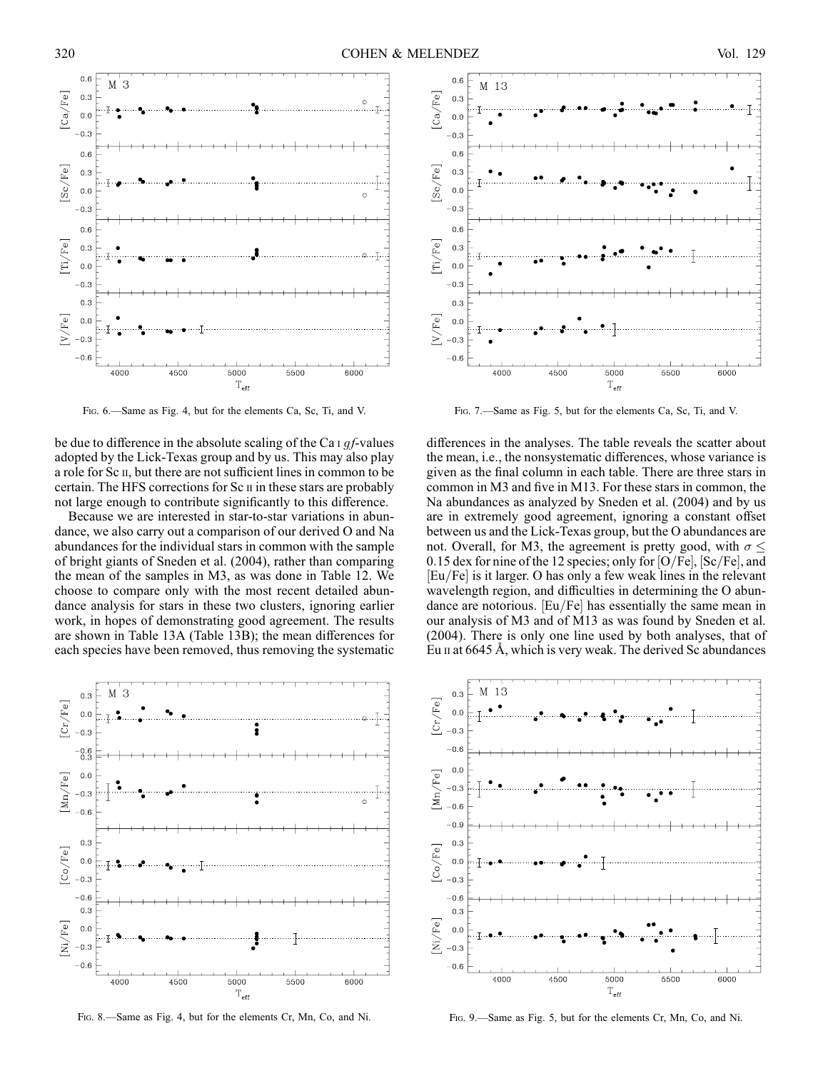M 3

[Ca/Fe]

0.6
0.3
0.0
−0.3

[Sc/Fe]

0.6
0.3
0.0
−0.3

[Ti/Fe]

0.6
0.3
0.0
−0.3

[V/Fe]

0.3
0.0
−0.3
−0.6

4000 4500 5000 5500 6000

$T_{eff}$

Fig. 6.—Same as Fig. 4, but for the elements Ca, Sc, Ti, and V.

M 13

[Ca/Fe]

0.6
0.3
0.0
−0.3

[Sc/Fe]

0.6
0.3
0.0
−0.3

[Ti/Fe]

0.6
0.3
0.0
−0.3

[V/Fe]

0.3
0.0
−0.3
−0.6

4000 4500 5000 5500 6000

$T_{eff}$

Fig. 7.—Same as Fig. 5, but for the elements Ca, Sc, Ti, and V.

be due to difference in the absolute scaling of the Ca I *gf*-values adopted by the Lick-Texas group and by us. This may also play a role for Sc II, but there are not sufficient lines in common to be certain. The HFS corrections for Sc II in these stars are probably not large enough to contribute significantly to this difference.

Because we are interested in star-to-star variations in abundance, we also carry out a comparison of our derived O and Na abundances for the individual stars in common with the sample of bright giants of Sneden et al. (2004), rather than comparing the mean of the samples in M3, as was done in Table 12. We choose to compare only with the most recent detailed abundance analysis for stars in these two clusters, ignoring earlier work, in hopes of demonstrating good agreement. The results are shown in Table 13A (Table 13B); the mean differences for each species have been removed, thus removing the systematic differences in the analyses. The table reveals the scatter about the mean, i.e., the nonsystematic differences, whose variance is given as the final column in each table. There are three stars in common in M3 and five in M13. For these stars in common, the Na abundances as analyzed by Sneden et al. (2004) and by us are in extremely good agreement, ignoring a constant offset between us and the Lick-Texas group, but the O abundances are not. Overall, for M3, the agreement is pretty good, with $\sigma \leq 0.15$ dex for nine of the 12 species; only for [O/Fe], [Sc/Fe], and [Eu/Fe] is it larger. O has only a few weak lines in the relevant wavelength region, and difficulties in determining the O abundance are notorious. [Eu/Fe] has essentially the same mean in our analysis of M3 and of M13 as was found by Sneden et al. (2004). There is only one line used by both analyses, that of Eu II at 6645 Å, which is very weak. The derived Sc abundances

M 3

[Cr/Fe]

0.3
0.0
−0.3
−0.6

[Mn/Fe]

0.3
0.0
−0.3
−0.6

[Co/Fe]

0.3
0.0
−0.3
−0.6

[Ni/Fe]

0.3
0.0
−0.3
−0.6

4000 4500 5000 5500 6000

$T_{eff}$

Fig. 8.—Same as Fig. 4, but for the elements Cr, Mn, Co, and Ni.

M 13

[Cr/Fe]

0.3
0.0
−0.3
−0.6

[Mn/Fe]

0.0
−0.3
−0.6
−0.9

[Co/Fe]

0.3
0.0
−0.3
−0.6

[Ni/Fe]

0.3
0.0
−0.3
−0.6

4000 4500 5000 5500 6000

$T_{eff}$

Fig. 9.—Same as Fig. 5, but for the elements Cr, Mn, Co, and Ni.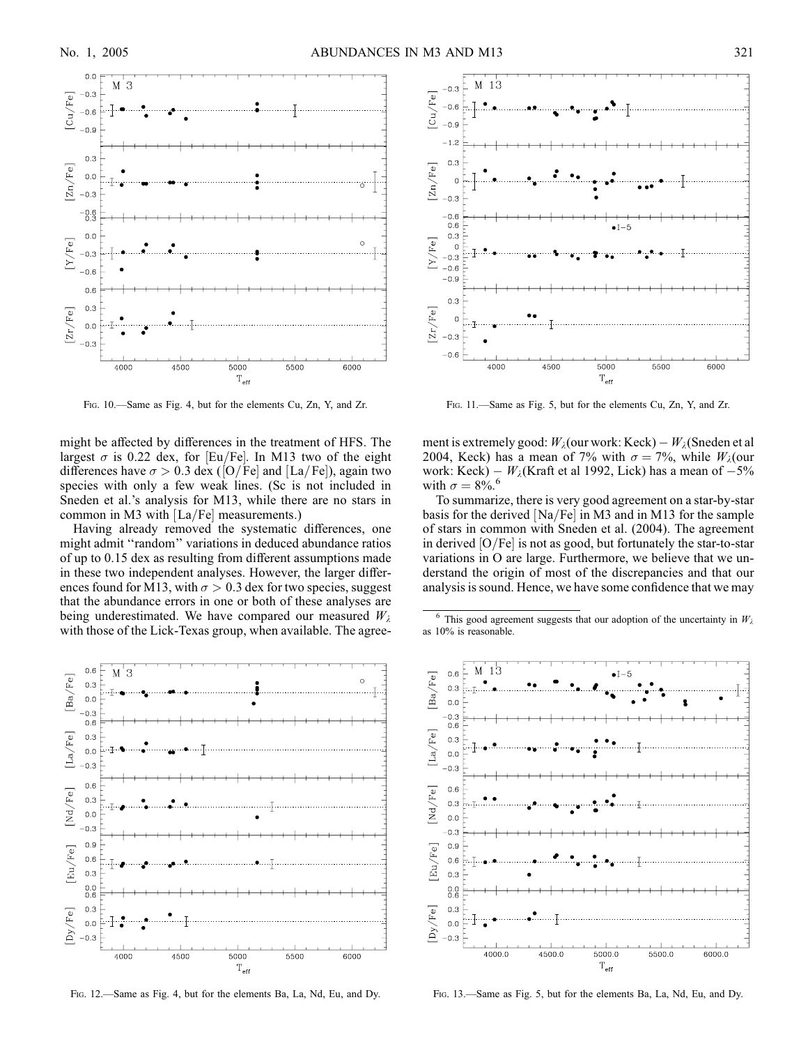M 3

[Cu/Fe]

[Zn/Fe]

[Y/Fe]

[Zr/Fe]

$T_{eff}$

FIG. 10.—Same as Fig. 4, but for the elements Cu, Zn, Y, and Zr.

M 13

I-5

[Cu/Fe]

[Zn/Fe]

[Y/Fe]

[Zr/Fe]

$T_{eff}$

FIG. 11.—Same as Fig. 5, but for the elements Cu, Zn, Y, and Zr.

might be affected by differences in the treatment of HFS. The largest $\sigma$ is 0.22 dex, for [Eu/Fe]. In M13 two of the eight differences have $\sigma > 0.3$ dex ([O/Fe] and [La/Fe]), again two species with only a few weak lines. (Sc is not included in Sneden et al.'s analysis for M13, while there are no stars in common in M3 with [La/Fe] measurements.)

Having already removed the systematic differences, one might admit "random" variations in deduced abundance ratios of up to 0.15 dex as resulting from different assumptions made in these two independent analyses. However, the larger differences found for M13, with $\sigma > 0.3$ dex for two species, suggest that the abundance errors in one or both of these analyses are being underestimated. We have compared our measured $W_\lambda$ with those of the Lick-Texas group, when available. The agreement is extremely good: $W_\lambda$(our work: Keck) $-$ $W_\lambda$(Sneden et al 2004, Keck) has a mean of 7% with $\sigma = 7\%$, while $W_\lambda$(our work: Keck) $-$ $W_\lambda$(Kraft et al 1992, Lick) has a mean of $-5\%$ with $\sigma = 8\%$.[6]

To summarize, there is very good agreement on a star-by-star basis for the derived [Na/Fe] in M3 and in M13 for the sample of stars in common with Sneden et al. (2004). The agreement in derived [O/Fe] is not as good, but fortunately the star-to-star variations in O are large. Furthermore, we believe that we understand the origin of most of the discrepancies and that our analysis is sound. Hence, we have some confidence that we may

[6] This good agreement suggests that our adoption of the uncertainty in $W_\lambda$ as 10% is reasonable.

M 3

[Ba/Fe]

[La/Fe]

[Nd/Fe]

[Eu/Fe]

[Dy/Fe]

$T_{eff}$

FIG. 12.—Same as Fig. 4, but for the elements Ba, La, Nd, Eu, and Dy.

M 13

I-5

[Ba/Fe]

[La/Fe]

[Nd/Fe]

[Eu/Fe]

[Dy/Fe]

$T_{eff}$

FIG. 13.—Same as Fig. 5, but for the elements Ba, La, Nd, Eu, and Dy.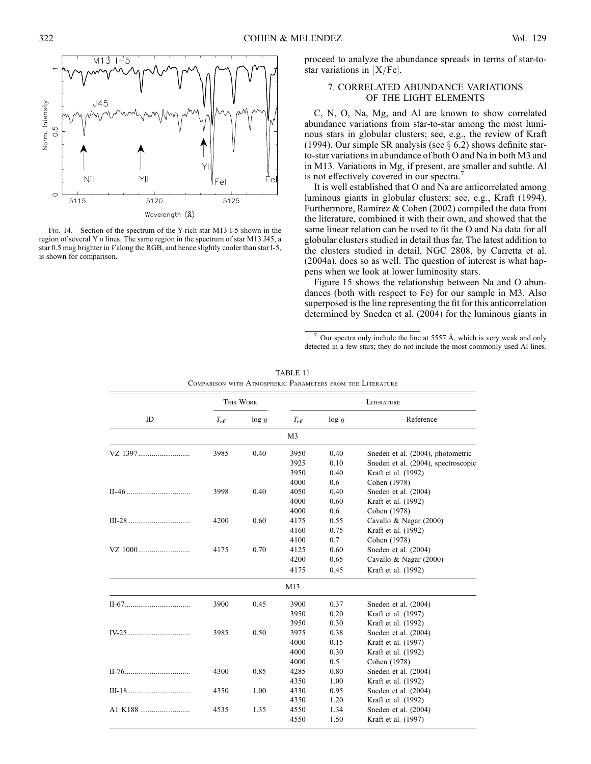M13 I-5

J45

Norm. Intensity

1

0.5

0

NiI

YII

YII

FeI

FeI

5115

5120

5125

Wavelength (Å)

Fig. 14.—Section of the spectrum of the Y-rich star M13 I-5 shown in the region of several Y II lines. The same region in the spectrum of star M13 J45, a star 0.5 mag brighter in $V$ along the RGB, and hence slightly cooler than star I-5, is shown for comparison.

proceed to analyze the abundance spreads in terms of star-to-star variations in [X/Fe].

## 7. CORRELATED ABUNDANCE VARIATIONS OF THE LIGHT ELEMENTS

C, N, O, Na, Mg, and Al are known to show correlated abundance variations from star-to-star among the most luminous stars in globular clusters; see, e.g., the review of Kraft (1994). Our simple SR analysis (see § 6.2) shows definite star-to-star variations in abundance of both O and Na in both M3 and in M13. Variations in Mg, if present, are smaller and subtle. Al is not effectively covered in our spectra.[7]

It is well established that O and Na are anticorrelated among luminous giants in globular clusters; see, e.g., Kraft (1994). Furthermore, Ramírez & Cohen (2002) compiled the data from the literature, combined it with their own, and showed that the same linear relation can be used to fit the O and Na data for all globular clusters studied in detail thus far. The latest addition to the clusters studied in detail, NGC 2808, by Carretta et al. (2004a), does so as well. The question of interest is what happens when we look at lower luminosity stars.

Figure 15 shows the relationship between Na and O abundances (both with respect to Fe) for our sample in M3. Also superposed is the line representing the fit for this anticorrelation determined by Sneden et al. (2004) for the luminous giants in

[7] Our spectra only include the line at 5557 Å, which is very weak and only detected in a few stars; they do not include the most commonly used Al lines.

TABLE 11
Comparison with Atmospheric Parameters from the Literature

| | This Work | | Literature | | |
|---|---|---|---|---|---|
| ID | $T_{\rm eff}$ | log $g$ | $T_{\rm eff}$ | log $g$ | Reference |
| | | | M3 | | |
| VZ 1397 | 3985 | 0.40 | 3950 | 0.40 | Sneden et al. (2004), photometric |
| | | | 3925 | 0.10 | Sneden et al. (2004), spectroscopic |
| | | | 3950 | 0.40 | Kraft et al. (1992) |
| | | | 4000 | 0.6 | Cohen (1978) |
| II-46 | 3998 | 0.40 | 4050 | 0.40 | Sneden et al. (2004) |
| | | | 4000 | 0.60 | Kraft et al. (1992) |
| | | | 4000 | 0.6 | Cohen (1978) |
| III-28 | 4200 | 0.60 | 4175 | 0.55 | Cavallo & Nagar (2000) |
| | | | 4160 | 0.75 | Kraft et al. (1992) |
| | | | 4100 | 0.7 | Cohen (1978) |
| VZ 1000 | 4175 | 0.70 | 4125 | 0.60 | Sneden et al. (2004) |
| | | | 4200 | 0.65 | Cavallo & Nagar (2000) |
| | | | 4175 | 0.45 | Kraft et al. (1992) |
| | | | M13 | | |
| II-67 | 3900 | 0.45 | 3900 | 0.37 | Sneden et al. (2004) |
| | | | 3950 | 0.20 | Kraft et al. (1997) |
| | | | 3950 | 0.30 | Kraft et al. (1992) |
| IV-25 | 3985 | 0.50 | 3975 | 0.38 | Sneden et al. (2004) |
| | | | 4000 | 0.15 | Kraft et al. (1997) |
| | | | 4000 | 0.30 | Kraft et al. (1992) |
| | | | 4000 | 0.5 | Cohen (1978) |
| II-76 | 4300 | 0.85 | 4285 | 0.80 | Sneden et al. (2004) |
| | | | 4350 | 1.00 | Kraft et al. (1992) |
| III-18 | 4350 | 1.00 | 4330 | 0.95 | Sneden et al. (2004) |
| | | | 4350 | 1.20 | Kraft et al. (1992) |
| A1 K188 | 4535 | 1.35 | 4550 | 1.34 | Sneden et al. (2004) |
| | | | 4550 | 1.50 | Kraft et al. (1997) |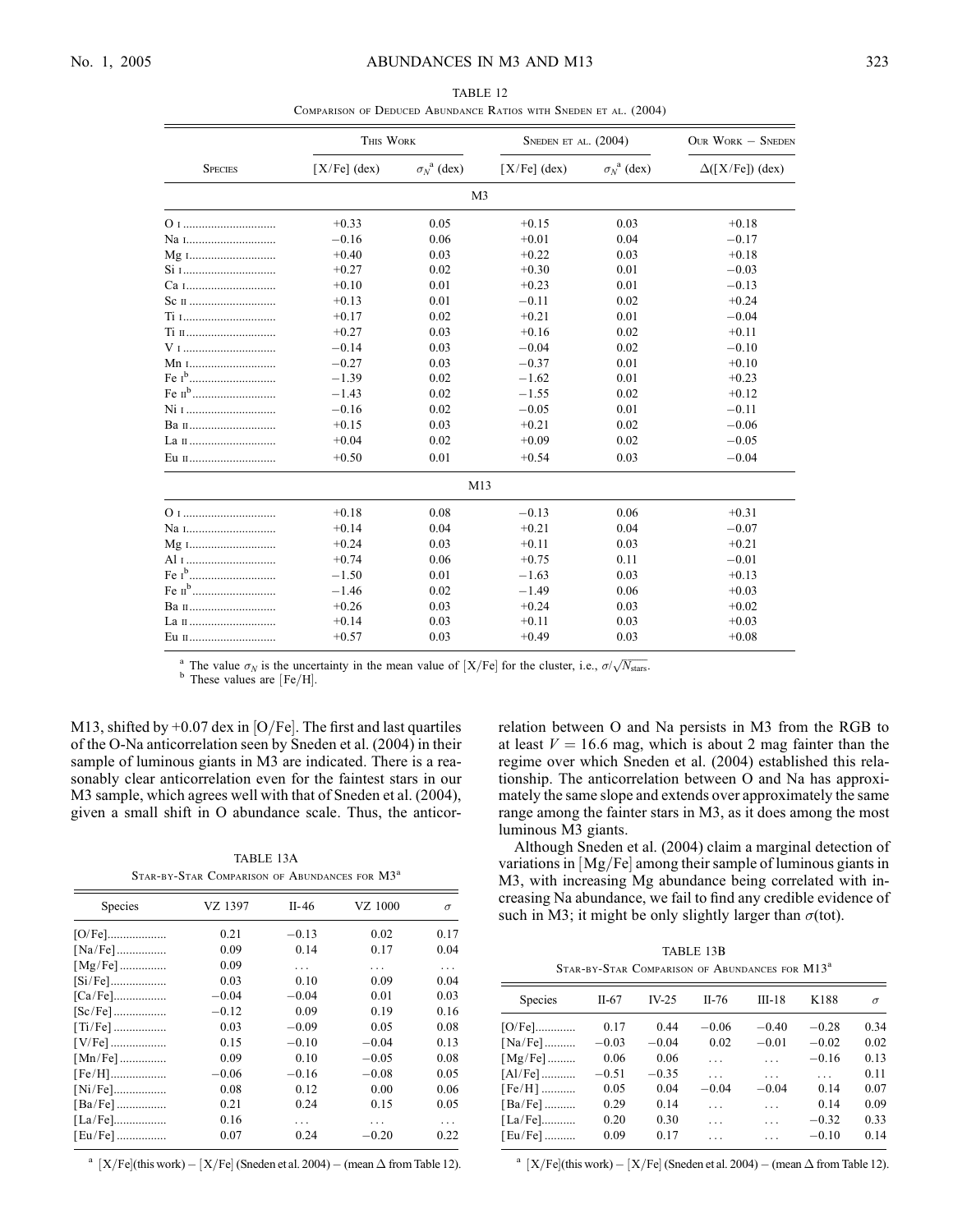TABLE 12

Comparison of Deduced Abundance Ratios with Sneden et al. (2004)

| | This Work | | Sneden et al. (2004) | | Our Work − Sneden |
|---|---|---|---|---|---|
| Species | [X/Fe] (dex) | $\sigma_N$[a] (dex) | [X/Fe] (dex) | $\sigma_N$[a] (dex) | $\Delta$([X/Fe]) (dex) |
| **M3** | | | | | |
| O I | +0.33 | 0.05 | +0.15 | 0.03 | +0.18 |
| Na I | −0.16 | 0.06 | +0.01 | 0.04 | −0.17 |
| Mg I | +0.40 | 0.03 | +0.22 | 0.03 | +0.18 |
| Si I | +0.27 | 0.02 | +0.30 | 0.01 | −0.03 |
| Ca I | +0.10 | 0.01 | +0.23 | 0.01 | −0.13 |
| Sc II | +0.13 | 0.01 | −0.11 | 0.02 | +0.24 |
| Ti I | +0.17 | 0.02 | +0.21 | 0.01 | −0.04 |
| Ti II | +0.27 | 0.03 | +0.16 | 0.02 | +0.11 |
| V I | −0.14 | 0.03 | −0.04 | 0.02 | −0.10 |
| Mn I | −0.27 | 0.03 | −0.37 | 0.01 | +0.10 |
| Fe I[b] | −1.39 | 0.02 | −1.62 | 0.01 | +0.23 |
| Fe II[b] | −1.43 | 0.02 | −1.55 | 0.02 | +0.12 |
| Ni I | −0.16 | 0.02 | −0.05 | 0.01 | −0.11 |
| Ba II | +0.15 | 0.03 | +0.21 | 0.02 | −0.06 |
| La II | +0.04 | 0.02 | +0.09 | 0.02 | −0.05 |
| Eu II | +0.50 | 0.01 | +0.54 | 0.03 | −0.04 |
| **M13** | | | | | |
| O I | +0.18 | 0.08 | −0.13 | 0.06 | +0.31 |
| Na I | +0.14 | 0.04 | +0.21 | 0.04 | −0.07 |
| Mg I | +0.24 | 0.03 | +0.11 | 0.03 | +0.21 |
| Al I | +0.74 | 0.06 | +0.75 | 0.11 | −0.01 |
| Fe I[b] | −1.50 | 0.01 | −1.63 | 0.03 | +0.13 |
| Fe II[b] | −1.46 | 0.02 | −1.49 | 0.06 | +0.03 |
| Ba II | +0.26 | 0.03 | +0.24 | 0.03 | +0.02 |
| La II | +0.14 | 0.03 | +0.11 | 0.03 | +0.03 |
| Eu II | +0.57 | 0.03 | +0.49 | 0.03 | +0.08 |

[a] The value $\sigma_N$ is the uncertainty in the mean value of [X/Fe] for the cluster, i.e., $\sigma/\sqrt{N_{\rm stars}}$.
[b] These values are [Fe/H].

M13, shifted by +0.07 dex in [O/Fe]. The first and last quartiles of the O-Na anticorrelation seen by Sneden et al. (2004) in their sample of luminous giants in M3 are indicated. There is a reasonably clear anticorrelation even for the faintest stars in our M3 sample, which agrees well with that of Sneden et al. (2004), given a small shift in O abundance scale. Thus, the anticorrelation between O and Na persists in M3 from the RGB to at least $V = 16.6$ mag, which is about 2 mag fainter than the regime over which Sneden et al. (2004) established this relationship. The anticorrelation between O and Na has approximately the same slope and extends over approximately the same range among the fainter stars in M3, as it does among the most luminous M3 giants.

Although Sneden et al. (2004) claim a marginal detection of variations in [Mg/Fe] among their sample of luminous giants in M3, with increasing Mg abundance being correlated with increasing Na abundance, we fail to find any credible evidence of such in M3; it might be only slightly larger than $\sigma$(tot).

TABLE 13A

Star-by-Star Comparison of Abundances for M3[a]

| Species | VZ 1397 | II-46 | VZ 1000 | $\sigma$ |
|---|---|---|---|---|
| [O/Fe] | 0.21 | −0.13 | 0.02 | 0.17 |
| [Na/Fe] | 0.09 | 0.14 | 0.17 | 0.04 |
| [Mg/Fe] | 0.09 | ... | ... | ... |
| [Si/Fe] | 0.03 | 0.10 | 0.09 | 0.04 |
| [Ca/Fe] | −0.04 | −0.04 | 0.01 | 0.03 |
| [Sc/Fe] | −0.12 | 0.09 | 0.19 | 0.16 |
| [Ti/Fe] | 0.03 | −0.09 | 0.05 | 0.08 |
| [V/Fe] | 0.15 | −0.10 | −0.04 | 0.13 |
| [Mn/Fe] | 0.09 | 0.10 | −0.05 | 0.08 |
| [Fe/H] | −0.06 | −0.16 | −0.08 | 0.05 |
| [Ni/Fe] | 0.08 | 0.12 | 0.00 | 0.06 |
| [Ba/Fe] | 0.21 | 0.24 | 0.15 | 0.05 |
| [La/Fe] | 0.16 | ... | ... | ... |
| [Eu/Fe] | 0.07 | 0.24 | −0.20 | 0.22 |

[a] [X/Fe](this work) − [X/Fe] (Sneden et al. 2004) − (mean $\Delta$ from Table 12).

TABLE 13B

Star-by-Star Comparison of Abundances for M13[a]

| Species | II-67 | IV-25 | II-76 | III-18 | K188 | $\sigma$ |
|---|---|---|---|---|---|---|
| [O/Fe] | 0.17 | 0.44 | −0.06 | −0.40 | −0.28 | 0.34 |
| [Na/Fe] | −0.03 | −0.04 | 0.02 | −0.01 | −0.02 | 0.02 |
| [Mg/Fe] | 0.06 | 0.06 | ... | ... | −0.16 | 0.13 |
| [Al/Fe] | −0.51 | −0.35 | ... | ... | ... | 0.11 |
| [Fe/H] | 0.05 | 0.04 | −0.04 | −0.04 | 0.14 | 0.07 |
| [Ba/Fe] | 0.29 | 0.14 | ... | ... | 0.14 | 0.09 |
| [La/Fe] | 0.20 | 0.30 | ... | ... | −0.32 | 0.33 |
| [Eu/Fe] | 0.09 | 0.17 | ... | ... | −0.10 | 0.14 |

[a] [X/Fe](this work) − [X/Fe] (Sneden et al. 2004) − (mean $\Delta$ from Table 12).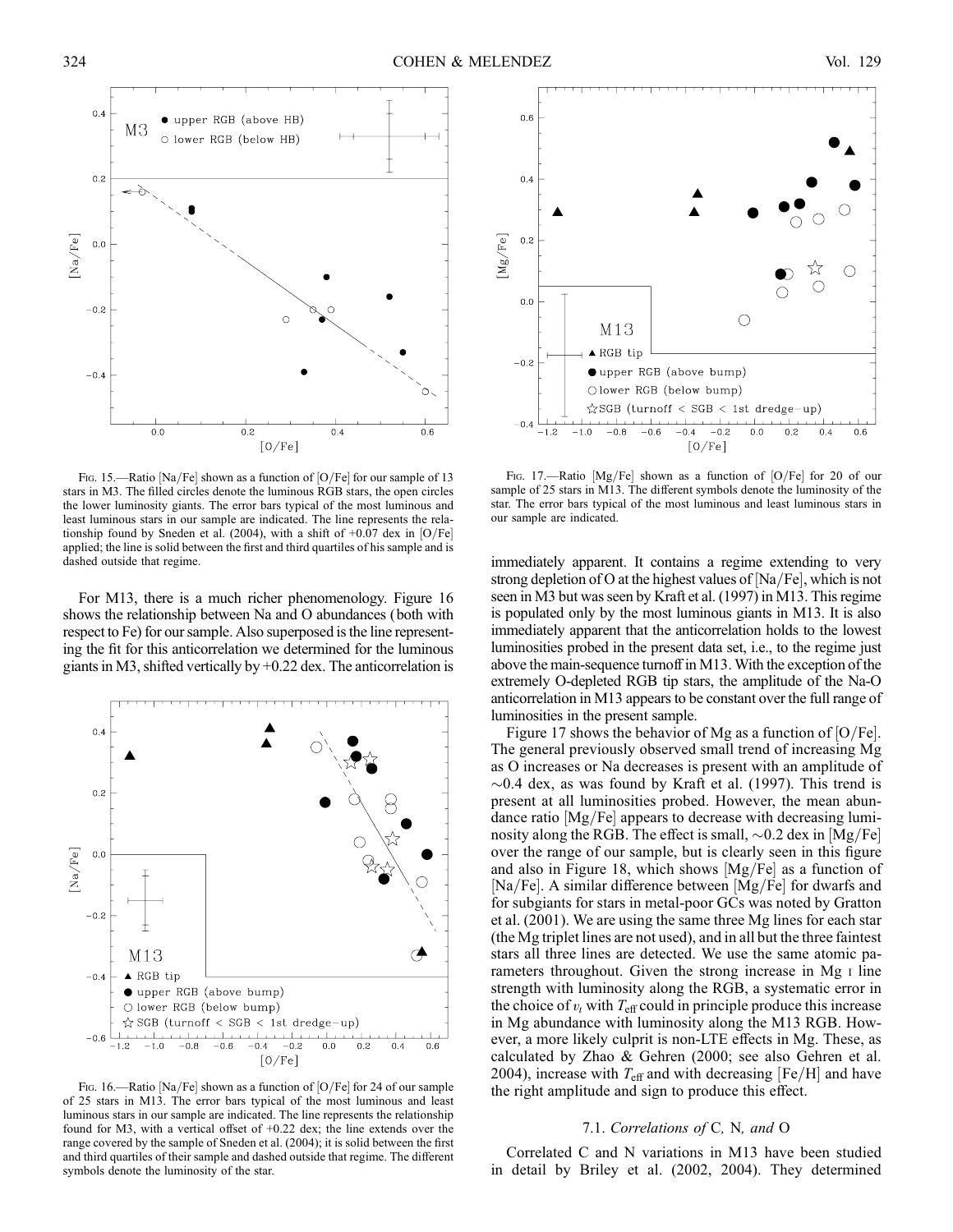M3

● upper RGB (above HB)

○ lower RGB (below HB)

[Na/Fe]

[O/Fe]

Fig. 15.—Ratio [Na/Fe] shown as a function of [O/Fe] for our sample of 13 stars in M3. The filled circles denote the luminous RGB stars, the open circles the lower luminosity giants. The error bars typical of the most luminous and least luminous stars in our sample are indicated. The line represents the relationship found by Sneden et al. (2004), with a shift of +0.07 dex in [O/Fe] applied; the line is solid between the first and third quartiles of his sample and is dashed outside that regime.

For M13, there is a much richer phenomenology. Figure 16 shows the relationship between Na and O abundances (both with respect to Fe) for our sample. Also superposed is the line representing the fit for this anticorrelation we determined for the luminous giants in M3, shifted vertically by +0.22 dex. The anticorrelation is

M13

▲ RGB tip

● upper RGB (above bump)

○ lower RGB (below bump)

☆ SGB (turnoff < SGB < 1st dredge-up)

[Na/Fe]

[O/Fe]

Fig. 16.—Ratio [Na/Fe] shown as a function of [O/Fe] for 24 of our sample of 25 stars in M13. The error bars typical of the most luminous and least luminous stars in our sample are indicated. The line represents the relationship found for M3, with a vertical offset of +0.22 dex; the line extends over the range covered by the sample of Sneden et al. (2004); it is solid between the first and third quartiles of their sample and dashed outside that regime. The different symbols denote the luminosity of the star.

M13

▲ RGB tip

● upper RGB (above bump)

○ lower RGB (below bump)

☆ SGB (turnoff < SGB < 1st dredge-up)

[Mg/Fe]

[O/Fe]

Fig. 17.—Ratio [Mg/Fe] shown as a function of [O/Fe] for 20 of our sample of 25 stars in M13. The different symbols denote the luminosity of the star. The error bars typical of the most luminous and least luminous stars in our sample are indicated.

immediately apparent. It contains a regime extending to very strong depletion of O at the highest values of [Na/Fe], which is not seen in M3 but was seen by Kraft et al. (1997) in M13. This regime is populated only by the most luminous giants in M13. It is also immediately apparent that the anticorrelation holds to the lowest luminosities probed in the present data set, i.e., to the regime just above the main-sequence turnoff in M13. With the exception of the extremely O-depleted RGB tip stars, the amplitude of the Na-O anticorrelation in M13 appears to be constant over the full range of luminosities in the present sample.

Figure 17 shows the behavior of Mg as a function of [O/Fe]. The general previously observed small trend of increasing Mg as O increases or Na decreases is present with an amplitude of $\sim$0.4 dex, as was found by Kraft et al. (1997). This trend is present at all luminosities probed. However, the mean abundance ratio [Mg/Fe] appears to decrease with decreasing luminosity along the RGB. The effect is small, $\sim$0.2 dex in [Mg/Fe] over the range of our sample, but is clearly seen in this figure and also in Figure 18, which shows [Mg/Fe] as a function of [Na/Fe]. A similar difference between [Mg/Fe] for dwarfs and for subgiants for stars in metal-poor GCs was noted by Gratton et al. (2001). We are using the same three Mg lines for each star (the Mg triplet lines are not used), and in all but the three faintest stars all three lines are detected. We use the same atomic parameters throughout. Given the strong increase in Mg I line strength with luminosity along the RGB, a systematic error in the choice of $v_t$ with $T_{\rm eff}$ could in principle produce this increase in Mg abundance with luminosity along the M13 RGB. However, a more likely culprit is non-LTE effects in Mg. These, as calculated by Zhao & Gehren (2000; see also Gehren et al. 2004), increase with $T_{\rm eff}$ and with decreasing [Fe/H] and have the right amplitude and sign to produce this effect.

### 7.1. *Correlations of* C, N, *and* O

Correlated C and N variations in M13 have been studied in detail by Briley et al. (2002, 2004). They determined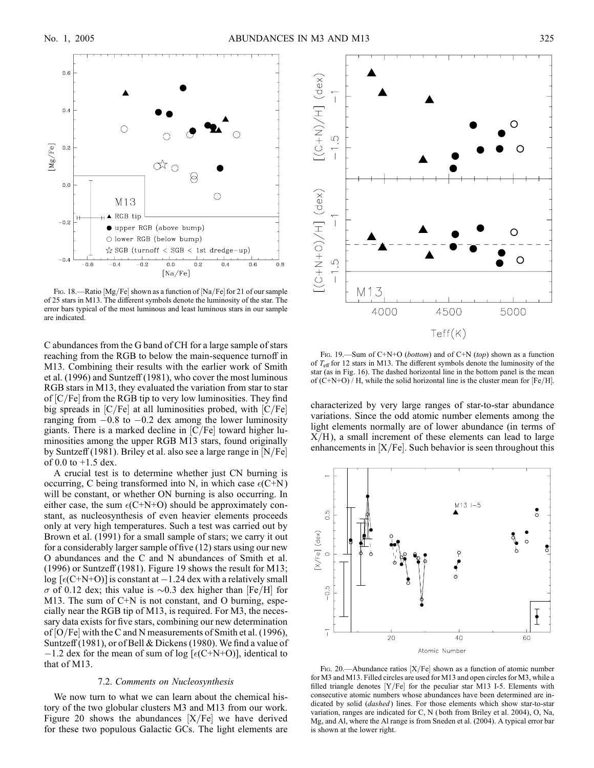[Mg/Fe]

0.6
0.4
0.2
0.0
−0.2
−0.4

−0.6 −0.4 −0.2 0.0 0.2 0.4 0.6 0.8

[Na/Fe]

M13

▲ RGB tip

● upper RGB (above bump)

○ lower RGB (below bump)

☆ SGB (turnoff < SGB < 1st dredge-up)

Fig. 18.—Ratio [Mg/Fe] shown as a function of [Na/Fe] for 21 of our sample of 25 stars in M13. The different symbols denote the luminosity of the star. The error bars typical of the most luminous and least luminous stars in our sample are indicated.

[(C+N)/H] (dex)

−1

−1.5

[(C+N+O)/H] (dex)

−1

−1.5

M13

4000 4500 5000

Teff(K)

Fig. 19.—Sum of C+N+O (*bottom*) and of C+N (*top*) shown as a function of $T_{\rm eff}$ for 12 stars in M13. The different symbols denote the luminosity of the star (as in Fig. 16). The dashed horizontal line in the bottom panel is the mean of (C+N+O) / H, while the solid horizontal line is the cluster mean for [Fe/H].

C abundances from the G band of CH for a large sample of stars reaching from the RGB to below the main-sequence turnoff in M13. Combining their results with the earlier work of Smith et al. (1996) and Suntzeff (1981), who cover the most luminous RGB stars in M13, they evaluated the variation from star to star of [C/Fe] from the RGB tip to very low luminosities. They find big spreads in [C/Fe] at all luminosities probed, with [C/Fe] ranging from −0.8 to −0.2 dex among the lower luminosity giants. There is a marked decline in [C/Fe] toward higher luminosities among the upper RGB M13 stars, found originally by Suntzeff (1981). Briley et al. also see a large range in [N/Fe] of 0.0 to +1.5 dex.

A crucial test is to determine whether just CN burning is occurring, C being transformed into N, in which case $\epsilon$(C+N) will be constant, or whether ON burning is also occurring. In either case, the sum $\epsilon$(C+N+O) should be approximately constant, as nucleosynthesis of even heavier elements proceeds only at very high temperatures. Such a test was carried out by Brown et al. (1991) for a small sample of stars; we carry it out for a considerably larger sample of five (12) stars using our new O abundances and the C and N abundances of Smith et al. (1996) or Suntzeff (1981). Figure 19 shows the result for M13; log [$\epsilon$(C+N+O)] is constant at −1.24 dex with a relatively small $\sigma$ of 0.12 dex; this value is ∼0.3 dex higher than [Fe/H] for M13. The sum of C+N is not constant, and O burning, especially near the RGB tip of M13, is required. For M3, the necessary data exists for five stars, combining our new determination of [O/Fe] with the C and N measurements of Smith et al. (1996), Suntzeff (1981), or of Bell & Dickens (1980). We find a value of −1.2 dex for the mean of sum of log [$\epsilon$(C+N+O)], identical to that of M13.

### 7.2. *Comments on Nucleosynthesis*

We now turn to what we can learn about the chemical history of the two globular clusters M3 and M13 from our work. Figure 20 shows the abundances [X/Fe] we have derived for these two populous Galactic GCs. The light elements are characterized by very large ranges of star-to-star abundance variations. Since the odd atomic number elements among the light elements normally are of lower abundance (in terms of X/H), a small increment of these elements can lead to large enhancements in [X/Fe]. Such behavior is seen throughout this

[X/Fe] (dex)

1
0.5
0
−0.5
−1

20 40 60

Atomic Number

M13 I-5

Fig. 20.—Abundance ratios [X/Fe] shown as a function of atomic number for M3 and M13. Filled circles are used for M13 and open circles for M3, while a filled triangle denotes [Y/Fe] for the peculiar star M13 I-5. Elements with consecutive atomic numbers whose abundances have been determined are indicated by solid (*dashed*) lines. For those elements which show star-to-star variation, ranges are indicated for C, N (both from Briley et al. 2004), O, Na, Mg, and Al, where the Al range is from Sneden et al. (2004). A typical error bar is shown at the lower right.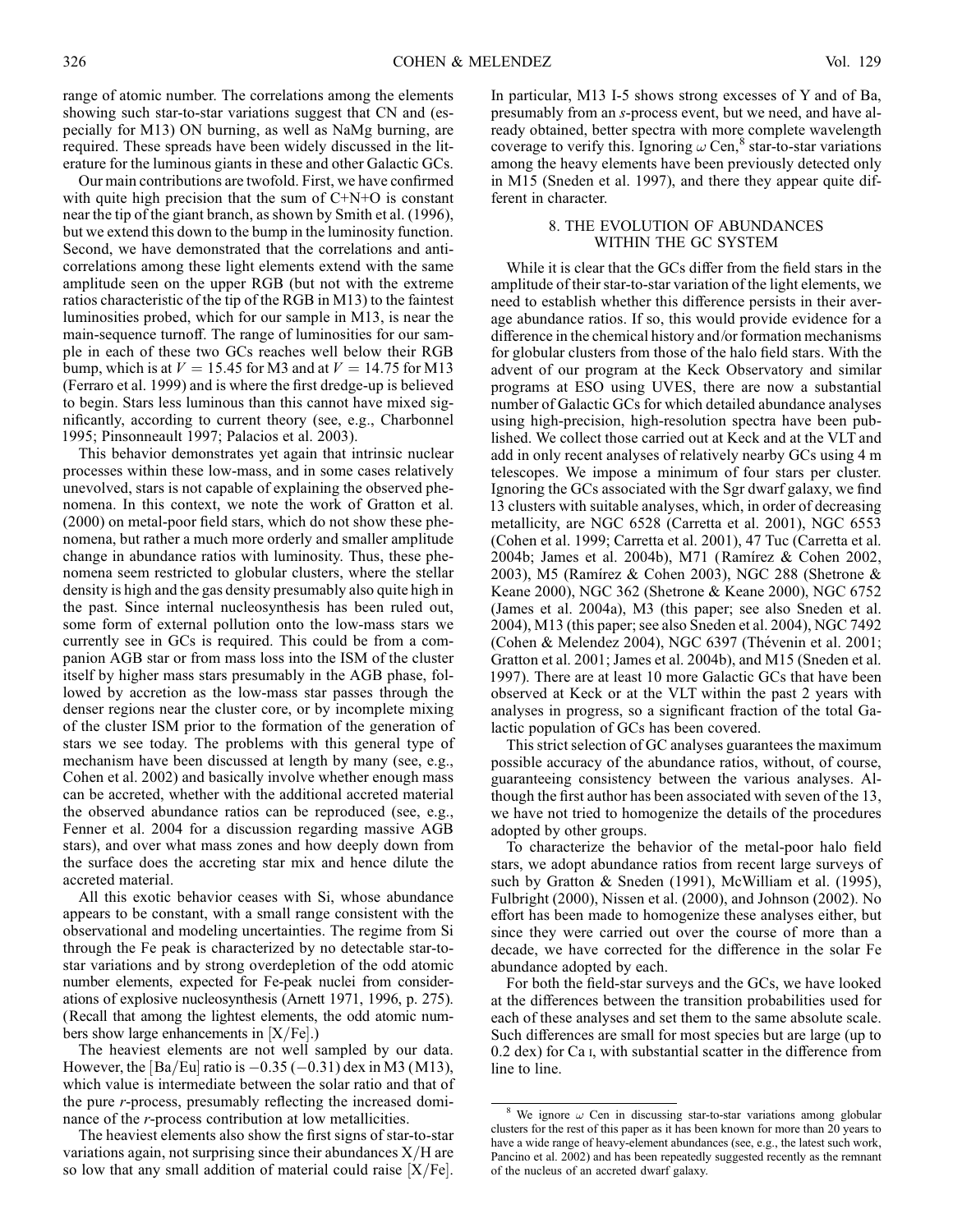range of atomic number. The correlations among the elements showing such star-to-star variations suggest that CN and (especially for M13) ON burning, as well as NaMg burning, are required. These spreads have been widely discussed in the literature for the luminous giants in these and other Galactic GCs.

Our main contributions are twofold. First, we have confirmed with quite high precision that the sum of C+N+O is constant near the tip of the giant branch, as shown by Smith et al. (1996), but we extend this down to the bump in the luminosity function. Second, we have demonstrated that the correlations and anticorrelations among these light elements extend with the same amplitude seen on the upper RGB (but not with the extreme ratios characteristic of the tip of the RGB in M13) to the faintest luminosities probed, which for our sample in M13, is near the main-sequence turnoff. The range of luminosities for our sample in each of these two GCs reaches well below their RGB bump, which is at $V = 15.45$ for M3 and at $V = 14.75$ for M13 (Ferraro et al. 1999) and is where the first dredge-up is believed to begin. Stars less luminous than this cannot have mixed significantly, according to current theory (see, e.g., Charbonnel 1995; Pinsonneault 1997; Palacios et al. 2003).

This behavior demonstrates yet again that intrinsic nuclear processes within these low-mass, and in some cases relatively unevolved, stars is not capable of explaining the observed phenomena. In this context, we note the work of Gratton et al. (2000) on metal-poor field stars, which do not show these phenomena, but rather a much more orderly and smaller amplitude change in abundance ratios with luminosity. Thus, these phenomena seem restricted to globular clusters, where the stellar density is high and the gas density presumably also quite high in the past. Since internal nucleosynthesis has been ruled out, some form of external pollution onto the low-mass stars we currently see in GCs is required. This could be from a companion AGB star or from mass loss into the ISM of the cluster itself by higher mass stars presumably in the AGB phase, followed by accretion as the low-mass star passes through the denser regions near the cluster core, or by incomplete mixing of the cluster ISM prior to the formation of the generation of stars we see today. The problems with this general type of mechanism have been discussed at length by many (see, e.g., Cohen et al. 2002) and basically involve whether enough mass can be accreted, whether with the additional accreted material the observed abundance ratios can be reproduced (see, e.g., Fenner et al. 2004 for a discussion regarding massive AGB stars), and over what mass zones and how deeply down from the surface does the accreting star mix and hence dilute the accreted material.

All this exotic behavior ceases with Si, whose abundance appears to be constant, with a small range consistent with the observational and modeling uncertainties. The regime from Si through the Fe peak is characterized by no detectable star-to-star variations and by strong overdepletion of the odd atomic number elements, expected for Fe-peak nuclei from considerations of explosive nucleosynthesis (Arnett 1971, 1996, p. 275). (Recall that among the lightest elements, the odd atomic numbers show large enhancements in [X/Fe].)

The heaviest elements are not well sampled by our data. However, the [Ba/Eu] ratio is $-0.35$ ($-0.31$) dex in M3 (M13), which value is intermediate between the solar ratio and that of the pure $r$-process, presumably reflecting the increased dominance of the $r$-process contribution at low metallicities.

The heaviest elements also show the first signs of star-to-star variations again, not surprising since their abundances X/H are so low that any small addition of material could raise [X/Fe]. In particular, M13 I-5 shows strong excesses of Y and of Ba, presumably from an $s$-process event, but we need, and have already obtained, better spectra with more complete wavelength coverage to verify this. Ignoring $\omega$ Cen,[8] star-to-star variations among the heavy elements have been previously detected only in M15 (Sneden et al. 1997), and there they appear quite different in character.

## 8. THE EVOLUTION OF ABUNDANCES WITHIN THE GC SYSTEM

While it is clear that the GCs differ from the field stars in the amplitude of their star-to-star variation of the light elements, we need to establish whether this difference persists in their average abundance ratios. If so, this would provide evidence for a difference in the chemical history and/or formation mechanisms for globular clusters from those of the halo field stars. With the advent of our program at the Keck Observatory and similar programs at ESO using UVES, there are now a substantial number of Galactic GCs for which detailed abundance analyses using high-precision, high-resolution spectra have been published. We collect those carried out at Keck and at the VLT and add in only recent analyses of relatively nearby GCs using 4 m telescopes. We impose a minimum of four stars per cluster. Ignoring the GCs associated with the Sgr dwarf galaxy, we find 13 clusters with suitable analyses, which, in order of decreasing metallicity, are NGC 6528 (Carretta et al. 2001), NGC 6553 (Cohen et al. 1999; Carretta et al. 2001), 47 Tuc (Carretta et al. 2004b; James et al. 2004b), M71 (Ramírez & Cohen 2002, 2003), M5 (Ramírez & Cohen 2003), NGC 288 (Shetrone & Keane 2000), NGC 362 (Shetrone & Keane 2000), NGC 6752 (James et al. 2004a), M3 (this paper; see also Sneden et al. 2004), M13 (this paper; see also Sneden et al. 2004), NGC 7492 (Cohen & Melendez 2004), NGC 6397 (Thévenin et al. 2001; Gratton et al. 2001; James et al. 2004b), and M15 (Sneden et al. 1997). There are at least 10 more Galactic GCs that have been observed at Keck or at the VLT within the past 2 years with analyses in progress, so a significant fraction of the total Galactic population of GCs has been covered.

This strict selection of GC analyses guarantees the maximum possible accuracy of the abundance ratios, without, of course, guaranteeing consistency between the various analyses. Although the first author has been associated with seven of the 13, we have not tried to homogenize the details of the procedures adopted by other groups.

To characterize the behavior of the metal-poor halo field stars, we adopt abundance ratios from recent large surveys of such by Gratton & Sneden (1991), McWilliam et al. (1995), Fulbright (2000), Nissen et al. (2000), and Johnson (2002). No effort has been made to homogenize these analyses either, but since they were carried out over the course of more than a decade, we have corrected for the difference in the solar Fe abundance adopted by each.

For both the field-star surveys and the GCs, we have looked at the differences between the transition probabilities used for each of these analyses and set them to the same absolute scale. Such differences are small for most species but are large (up to 0.2 dex) for Ca I, with substantial scatter in the difference from line to line.

[8] We ignore $\omega$ Cen in discussing star-to-star variations among globular clusters for the rest of this paper as it has been known for more than 20 years to have a wide range of heavy-element abundances (see, e.g., the latest such work, Pancino et al. 2002) and has been repeatedly suggested recently as the remnant of the nucleus of an accreted dwarf galaxy.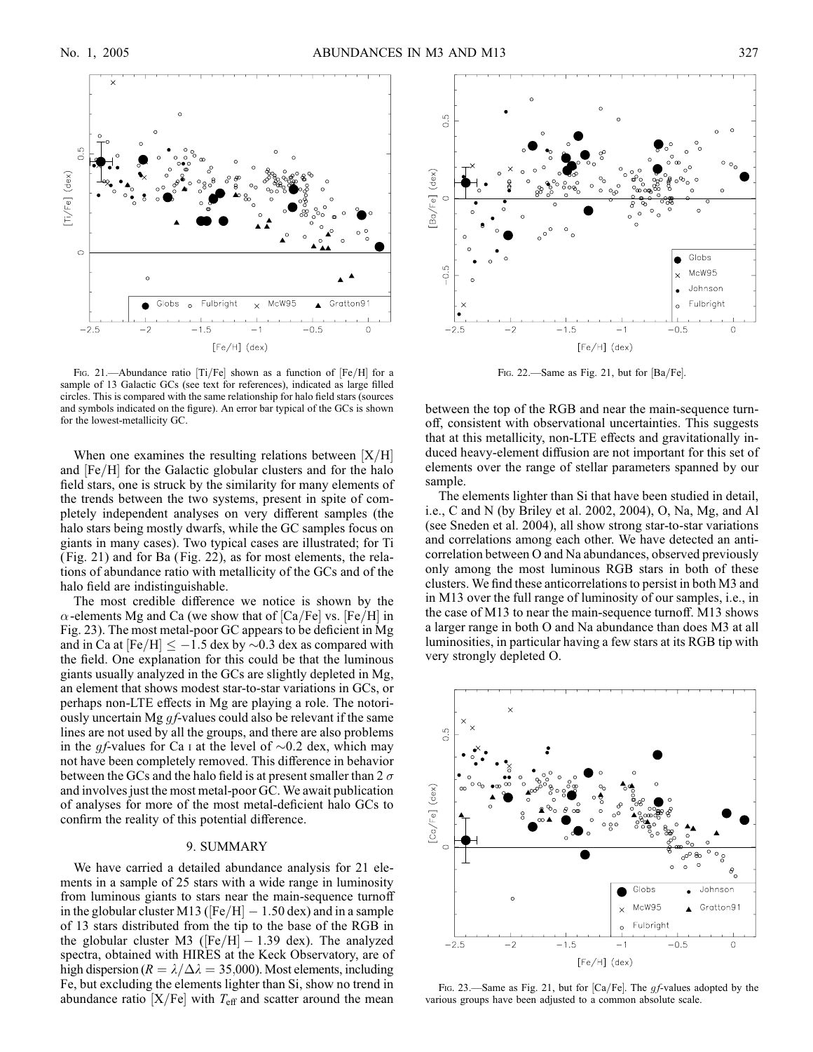[Ti/Fe] (dex)

0.5

0

Globs Fulbright McW95 Gratton91

−2.5 −2 −1.5 −1 −0.5 0

[Fe/H] (dex)

Fig. 21.—Abundance ratio [Ti/Fe] shown as a function of [Fe/H] for a sample of 13 Galactic GCs (see text for references), indicated as large filled circles. This is compared with the same relationship for halo field stars (sources and symbols indicated on the figure). An error bar typical of the GCs is shown for the lowest-metallicity GC.

[Ba/Fe] (dex)

0.5

0

−0.5

Globs McW95 Johnson Fulbright

−2.5 −2 −1.5 −1 −0.5 0

[Fe/H] (dex)

Fig. 22.—Same as Fig. 21, but for [Ba/Fe].

When one examines the resulting relations between [X/H] and [Fe/H] for the Galactic globular clusters and for the halo field stars, one is struck by the similarity for many elements of the trends between the two systems, present in spite of completely independent analyses on very different samples (the halo stars being mostly dwarfs, while the GC samples focus on giants in many cases). Two typical cases are illustrated; for Ti (Fig. 21) and for Ba (Fig. 22), as for most elements, the relations of abundance ratio with metallicity of the GCs and of the halo field are indistinguishable.

The most credible difference we notice is shown by the $\alpha$-elements Mg and Ca (we show that of [Ca/Fe] vs. [Fe/H] in Fig. 23). The most metal-poor GC appears to be deficient in Mg and in Ca at $[Fe/H] \leq -1.5$ dex by $\sim$0.3 dex as compared with the field. One explanation for this could be that the luminous giants usually analyzed in the GCs are slightly depleted in Mg, an element that shows modest star-to-star variations in GCs, or perhaps non-LTE effects in Mg are playing a role. The notoriously uncertain Mg $gf$-values could also be relevant if the same lines are not used by all the groups, and there are also problems in the $gf$-values for Ca I at the level of $\sim$0.2 dex, which may not have been completely removed. This difference in behavior between the GCs and the halo field is at present smaller than 2 $\sigma$ and involves just the most metal-poor GC. We await publication of analyses for more of the most metal-deficient halo GCs to confirm the reality of this potential difference.

## 9. SUMMARY

We have carried a detailed abundance analysis for 21 elements in a sample of 25 stars with a wide range in luminosity from luminous giants to stars near the main-sequence turnoff in the globular cluster M13 ([Fe/H] − 1.50 dex) and in a sample of 13 stars distributed from the tip to the base of the RGB in the globular cluster M3 ([Fe/H] − 1.39 dex). The analyzed spectra, obtained with HIRES at the Keck Observatory, are of high dispersion ($R = \lambda/\Delta\lambda = 35{,}000$). Most elements, including Fe, but excluding the elements lighter than Si, show no trend in abundance ratio [X/Fe] with $T_{\rm eff}$ and scatter around the mean between the top of the RGB and near the main-sequence turnoff, consistent with observational uncertainties. This suggests that at this metallicity, non-LTE effects and gravitationally induced heavy-element diffusion are not important for this set of elements over the range of stellar parameters spanned by our sample.

The elements lighter than Si that have been studied in detail, i.e., C and N (by Briley et al. 2002, 2004), O, Na, Mg, and Al (see Sneden et al. 2004), all show strong star-to-star variations and correlations among each other. We have detected an anticorrelation between O and Na abundances, observed previously only among the most luminous RGB stars in both of these clusters. We find these anticorrelations to persist in both M3 and in M13 over the full range of luminosity of our samples, i.e., in the case of M13 to near the main-sequence turnoff. M13 shows a larger range in both O and Na abundance than does M3 at all luminosities, in particular having a few stars at its RGB tip with very strongly depleted O.

[Ca/Fe] (dex)

0.5

0

Globs Johnson McW95 Gratton91 Fulbright

−2.5 −2 −1.5 −1 −0.5 0

[Fe/H] (dex)

Fig. 23.—Same as Fig. 21, but for [Ca/Fe]. The $gf$-values adopted by the various groups have been adjusted to a common absolute scale.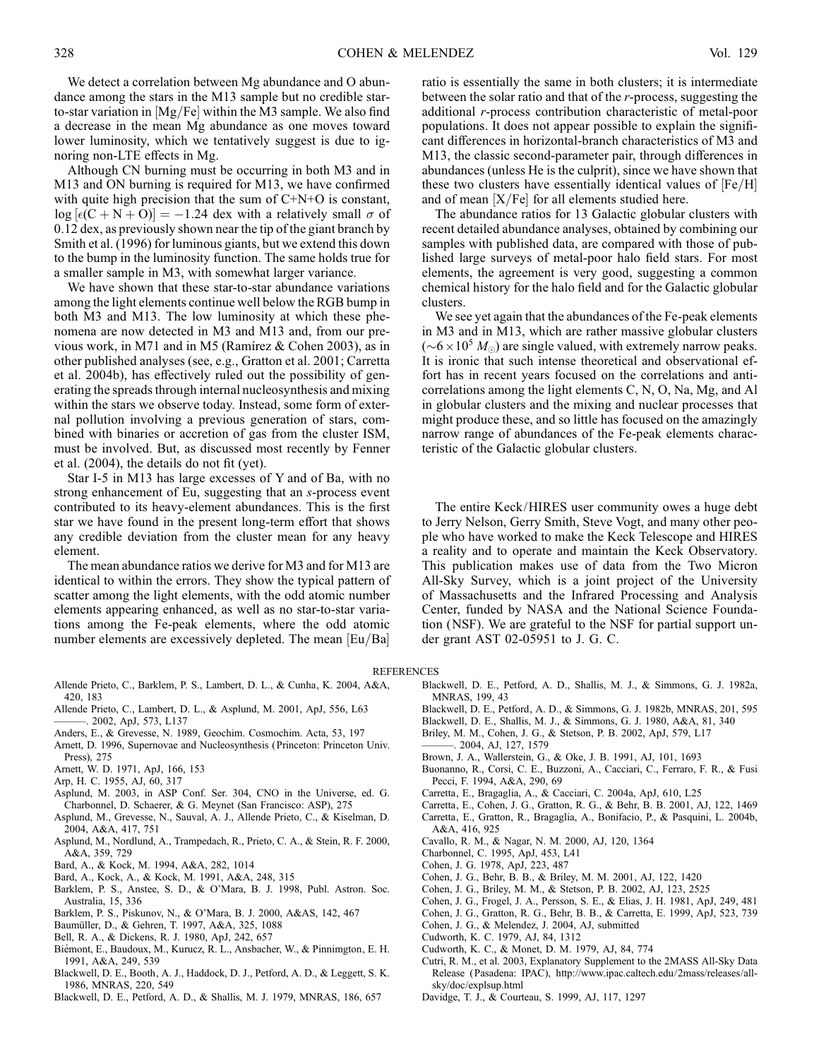We detect a correlation between Mg abundance and O abundance among the stars in the M13 sample but no credible star-to-star variation in [Mg/Fe] within the M3 sample. We also find a decrease in the mean Mg abundance as one moves toward lower luminosity, which we tentatively suggest is due to ignoring non-LTE effects in Mg.

Although CN burning must be occurring in both M3 and in M13 and ON burning is required for M13, we have confirmed with quite high precision that the sum of C+N+O is constant, $\log[\epsilon(\mathrm{C+N+O})] = -1.24$ dex with a relatively small $\sigma$ of 0.12 dex, as previously shown near the tip of the giant branch by Smith et al. (1996) for luminous giants, but we extend this down to the bump in the luminosity function. The same holds true for a smaller sample in M3, with somewhat larger variance.

We have shown that these star-to-star abundance variations among the light elements continue well below the RGB bump in both M3 and M13. The low luminosity at which these phenomena are now detected in M3 and M13 and, from our previous work, in M71 and in M5 (Ramírez & Cohen 2003), as in other published analyses (see, e.g., Gratton et al. 2001; Carretta et al. 2004b), has effectively ruled out the possibility of generating the spreads through internal nucleosynthesis and mixing within the stars we observe today. Instead, some form of external pollution involving a previous generation of stars, combined with binaries or accretion of gas from the cluster ISM, must be involved. But, as discussed most recently by Fenner et al. (2004), the details do not fit (yet).

Star I-5 in M13 has large excesses of Y and of Ba, with no strong enhancement of Eu, suggesting that an *s*-process event contributed to its heavy-element abundances. This is the first star we have found in the present long-term effort that shows any credible deviation from the cluster mean for any heavy element.

The mean abundance ratios we derive for M3 and for M13 are identical to within the errors. They show the typical pattern of scatter among the light elements, with the odd atomic number elements appearing enhanced, as well as no star-to-star variations among the Fe-peak elements, where the odd atomic number elements are excessively depleted. The mean [Eu/Ba] ratio is essentially the same in both clusters; it is intermediate between the solar ratio and that of the *r*-process, suggesting the additional *r*-process contribution characteristic of metal-poor populations. It does not appear possible to explain the significant differences in horizontal-branch characteristics of M3 and M13, the classic second-parameter pair, through differences in abundances (unless He is the culprit), since we have shown that these two clusters have essentially identical values of [Fe/H] and of mean [X/Fe] for all elements studied here.

The abundance ratios for 13 Galactic globular clusters with recent detailed abundance analyses, obtained by combining our samples with published data, are compared with those of published large surveys of metal-poor halo field stars. For most elements, the agreement is very good, suggesting a common chemical history for the halo field and for the Galactic globular clusters.

We see yet again that the abundances of the Fe-peak elements in M3 and in M13, which are rather massive globular clusters ($\sim 6 \times 10^5\ M_\odot$) are single valued, with extremely narrow peaks. It is ironic that such intense theoretical and observational effort has in recent years focused on the correlations and anticorrelations among the light elements C, N, O, Na, Mg, and Al in globular clusters and the mixing and nuclear processes that might produce these, and so little has focused on the amazingly narrow range of abundances of the Fe-peak elements characteristic of the Galactic globular clusters.

The entire Keck/HIRES user community owes a huge debt to Jerry Nelson, Gerry Smith, Steve Vogt, and many other people who have worked to make the Keck Telescope and HIRES a reality and to operate and maintain the Keck Observatory. This publication makes use of data from the Two Micron All-Sky Survey, which is a joint project of the University of Massachusetts and the Infrared Processing and Analysis Center, funded by NASA and the National Science Foundation (NSF). We are grateful to the NSF for partial support under grant AST 02-05951 to J. G. C.

## REFERENCES

Allende Prieto, C., Barklem, P. S., Lambert, D. L., & Cunha, K. 2004, A&A, 420, 183

Allende Prieto, C., Lambert, D. L., & Asplund, M. 2001, ApJ, 556, L63

———. 2002, ApJ, 573, L137

Anders, E., & Grevesse, N. 1989, Geochim. Cosmochim. Acta, 53, 197

Arnett, D. 1996, Supernovae and Nucleosynthesis (Princeton: Princeton Univ. Press), 275

Arnett, W. D. 1971, ApJ, 166, 153

Arp, H. C. 1955, AJ, 60, 317

Asplund, M. 2003, in ASP Conf. Ser. 304, CNO in the Universe, ed. G. Charbonnel, D. Schaerer, & G. Meynet (San Francisco: ASP), 275

Asplund, M., Grevesse, N., Sauval, A. J., Allende Prieto, C., & Kiselman, D. 2004, A&A, 417, 751

Asplund, M., Nordlund, A., Trampedach, R., Prieto, C. A., & Stein, R. F. 2000, A&A, 359, 729

Bard, A., & Kock, M. 1994, A&A, 282, 1014

Bard, A., Kock, A., & Kock, M. 1991, A&A, 248, 315

Barklem, P. S., Anstee, S. D., & O'Mara, B. J. 1998, Publ. Astron. Soc. Australia, 15, 336

Barklem, P. S., Piskunov, N., & O'Mara, B. J. 2000, A&AS, 142, 467

Baumüller, D., & Gehren, T. 1997, A&A, 325, 1088

Bell, R. A., & Dickens, R. J. 1980, ApJ, 242, 657

Biémont, E., Baudoux, M., Kurucz, R. L., Ansbacher, W., & Pinnimgton, E. H. 1991, A&A, 249, 539

Blackwell, D. E., Booth, A. J., Haddock, D. J., Petford, A. D., & Leggett, S. K. 1986, MNRAS, 220, 549

Blackwell, D. E., Petford, A. D., & Shallis, M. J. 1979, MNRAS, 186, 657

Blackwell, D. E., Petford, A. D., Shallis, M. J., & Simmons, G. J. 1982a, MNRAS, 199, 43

Blackwell, D. E., Petford, A. D., & Simmons, G. J. 1982b, MNRAS, 201, 595

Blackwell, D. E., Shallis, M. J., & Simmons, G. J. 1980, A&A, 81, 340

Briley, M. M., Cohen, J. G., & Stetson, P. B. 2002, ApJ, 579, L17

———. 2004, AJ, 127, 1579

Brown, J. A., Wallerstein, G., & Oke, J. B. 1991, AJ, 101, 1693

Buonanno, R., Corsi, C. E., Buzzoni, A., Cacciari, C., Ferraro, F. R., & Fusi Pecci, F. 1994, A&A, 290, 69

Carretta, E., Bragaglia, A., & Cacciari, C. 2004a, ApJ, 610, L25

Carretta, E., Cohen, J. G., Gratton, R. G., & Behr, B. B. 2001, AJ, 122, 1469

Carretta, E., Gratton, R., Bragaglia, A., Bonifacio, P., & Pasquini, L. 2004b, A&A, 416, 925

Cavallo, R. M., & Nagar, N. M. 2000, AJ, 120, 1364

Charbonnel, C. 1995, ApJ, 453, L41

Cohen, J. G. 1978, ApJ, 223, 487

Cohen, J. G., Behr, B. B., & Briley, M. M. 2001, AJ, 122, 1420

Cohen, J. G., Briley, M. M., & Stetson, P. B. 2002, AJ, 123, 2525

Cohen, J. G., Frogel, J. A., Persson, S. E., & Elias, J. H. 1981, ApJ, 249, 481

Cohen, J. G., Gratton, R. G., Behr, B. B., & Carretta, E. 1999, ApJ, 523, 739

Cohen, J. G., & Melendez, J. 2004, AJ, submitted

Cudworth, K. C. 1979, AJ, 84, 1312

Cudworth, K. C., & Monet, D. M. 1979, AJ, 84, 774

Cutri, R. M., et al. 2003, Explanatory Supplement to the 2MASS All-Sky Data Release (Pasadena: IPAC), http://www.ipac.caltech.edu/2mass/releases/allsky/doc/explsup.html

Davidge, T. J., & Courteau, S. 1999, AJ, 117, 1297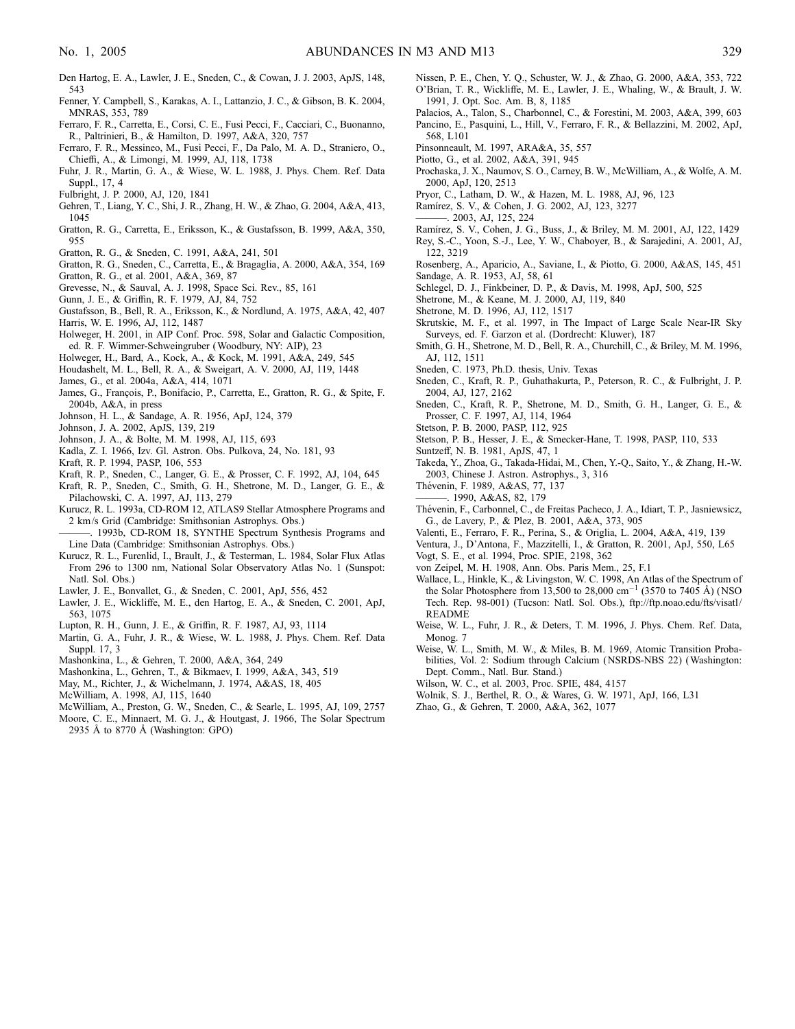Den Hartog, E. A., Lawler, J. E., Sneden, C., & Cowan, J. J. 2003, ApJS, 148, 543

Fenner, Y. Campbell S., Karakas, A. I., Lattanzio, J. C., & Gibson, B. K. 2004, MNRAS, 353, 789

Ferraro, F. R., Carretta, E., Corsi, C. E., Fusi Pecci, F., Cacciari, C., Buonanno, R., Paltrinieri, B., & Hamilton, D. 1997, A&A, 320, 757

Ferraro, F. R., Messineo, M., Fusi Pecci, F., Da Palo, M. A. D., Straniero, O., Chieffi, A., & Limongi, M. 1999, AJ, 118, 1738

Fuhr, J. R., Martin, G. A., & Wiese, W. L. 1988, J. Phys. Chem. Ref. Data Suppl., 17, 4

Fulbright, J. P. 2000, AJ, 120, 1841

Gehren, T., Liang, Y. C., Shi, J. R., Zhang, H. W., & Zhao, G. 2004, A&A, 413, 1045

Gratton, R. G., Carretta, E., Eriksson, K., & Gustafsson, B. 1999, A&A, 350, 955

Gratton, R. G., & Sneden, C. 1991, A&A, 241, 501

Gratton, R. G., Sneden, C., Carretta, E., & Bragaglia, A. 2000, A&A, 354, 169

Gratton, R. G., et al. 2001, A&A, 369, 87

Grevesse, N., & Sauval, A. J. 1998, Space Sci. Rev., 85, 161

Gunn, J. E., & Griffin, R. F. 1979, AJ, 84, 752

Gustafsson, B., Bell, R. A., Eriksson, K., & Nordlund, A. 1975, A&A, 42, 407

Harris, W. E. 1996, AJ, 112, 1487

Holweger, H. 2001, in AIP Conf. Proc. 598, Solar and Galactic Composition, ed. R. F. Wimmer-Schweingruber (Woodbury, NY: AIP), 23

Holweger, H., Bard, A., Kock, A., & Kock, M. 1991, A&A, 249, 545

Houdashelt, M. L., Bell, R. A., & Sweigart, A. V. 2000, AJ, 119, 1448

James, G., et al. 2004a, A&A, 414, 1071

James, G., François, P., Bonifacio, P., Carretta, E., Gratton, R. G., & Spite, F. 2004b, A&A, in press

Johnson, H. L., & Sandage, A. R. 1956, ApJ, 124, 379

Johnson, J. A. 2002, ApJS, 139, 219

Johnson, J. A., & Bolte, M. M. 1998, AJ, 115, 693

Kadla, Z. I. 1966, Izv. Gl. Astron. Obs. Pulkova, 24, No. 181, 93

Kraft, R. P. 1994, PASP, 106, 553

Kraft, R. P., Sneden, C., Langer, G. E., & Prosser, C. F. 1992, AJ, 104, 645

Kraft, R. P., Sneden, C., Smith, G. H., Shetrone, M. D., Langer, G. E., & Pilachowski, C. A. 1997, AJ, 113, 279

Kurucz, R. L. 1993a, CD-ROM 12, ATLAS9 Stellar Atmosphere Programs and 2 km/s Grid (Cambridge: Smithsonian Astrophys. Obs.)

———. 1993b, CD-ROM 18, SYNTHE Spectrum Synthesis Programs and Line Data (Cambridge: Smithsonian Astrophys. Obs.)

Kurucz, R. L., Furenlid, I., Brault, J., & Testerman, L. 1984, Solar Flux Atlas From 296 to 1300 nm, National Solar Observatory Atlas No. 1 (Sunspot: Natl. Sol. Obs.)

Lawler, J. E., Bonvallet, G., & Sneden, C. 2001, ApJ, 556, 452

Lawler, J. E., Wickliffe, M. E., den Hartog, E. A., & Sneden, C. 2001, ApJ, 563, 1075

Lupton, R. H., Gunn, J. E., & Griffin, R. F. 1987, AJ, 93, 1114

Martin, G. A., Fuhr, J. R., & Wiese, W. L. 1988, J. Phys. Chem. Ref. Data Suppl. 17, 3

Mashonkina, L., & Gehren, T. 2000, A&A, 364, 249

Mashonkina, L., Gehren, T., & Bikmaev, I. 1999, A&A, 343, 519

May, M., Richter, J., & Wichelmann, J. 1974, A&AS, 18, 405

McWilliam, A. 1998, AJ, 115, 1640

McWilliam, A., Preston, G. W., Sneden, C., & Searle, L. 1995, AJ, 109, 2757

Moore, C. E., Minnaert, M. G. J., & Houtgast, J. 1966, The Solar Spectrum 2935 Å to 8770 Å (Washington: GPO)

Nissen, P. E., Chen, Y. Q., Schuster, W. J., & Zhao, G. 2000, A&A, 353, 722

O'Brian, T. R., Wickliffe, M. E., Lawler, J. E., Whaling, W., & Brault, J. W. 1991, J. Opt. Soc. Am. B, 8, 1185

Palacios, A., Talon, S., Charbonnel, C., & Forestini, M. 2003, A&A, 399, 603

Pancino, E., Pasquini, L., Hill, V., Ferraro, F. R., & Bellazzini, M. 2002, ApJ, 568, L101

Pinsonneault, M. 1997, ARA&A, 35, 557

Piotto, G., et al. 2002, A&A, 391, 945

Prochaska, J. X., Naumov, S. O., Carney, B. W., McWilliam, A., & Wolfe, A. M. 2000, ApJ, 120, 2513

Pryor, C., Latham, D. W., & Hazen, M. L. 1988, AJ, 96, 123

Ramírez, S. V., & Cohen, J. G. 2002, AJ, 123, 3277

———. 2003, AJ, 125, 224

Ramírez, S. V., Cohen, J. G., Buss, J., & Briley, M. M. 2001, AJ, 122, 1429

Rey, S.-C., Yoon, S.-J., Lee, Y. W., Chaboyer, B., & Sarajedini, A. 2001, AJ, 122, 3219

Rosenberg, A., Aparicio, A., Saviane, I., & Piotto, G. 2000, A&AS, 145, 451

Sandage, A. R. 1953, AJ, 58, 61

Schlegel, D. J., Finkbeiner, D. P., & Davis, M. 1998, ApJ, 500, 525

Shetrone, M., & Keane, M. J. 2000, AJ, 119, 840

Shetrone, M. D. 1996, AJ, 112, 1517

Skrutskie, M. F., et al. 1997, in The Impact of Large Scale Near-IR Sky Surveys, ed. F. Garzon et al. (Dordrecht: Kluwer), 187

Smith, G. H., Shetrone, M. D., Bell, R. A., Churchill, C., & Briley, M. M. 1996, AJ, 112, 1511

Sneden, C. 1973, Ph.D. thesis, Univ. Texas

Sneden, C., Kraft, R. P., Guhathakurta, P., Peterson, R. C., & Fulbright, J. P. 2004, AJ, 127, 2162

Sneden, C., Kraft, R. P., Shetrone, M. D., Smith, G. H., Langer, G. E., & Prosser, C. F. 1997, AJ, 114, 1964

Stetson, P. B. 2000, PASP, 112, 925

Stetson, P. B., Hesser, J. E., & Smecker-Hane, T. 1998, PASP, 110, 533

Suntzeff, N. B. 1981, ApJS, 47, 1

Takeda, Y., Zhoa, G., Takada-Hidai, M., Chen, Y.-Q., Saito, Y., & Zhang, H.-W. 2003, Chinese J. Astron. Astrophys., 3, 316

Thévenin, F. 1989, A&AS, 77, 137

———. 1990, A&AS, 82, 179

Thévenin, F., Carbonnel, C., de Freitas Pacheco, J. A., Idiart, T. P., Jasniewsicz, G., de Lavery, P., & Plez, B. 2001, A&A, 373, 905

Valenti, E., Ferraro, F. R., Perina, S., & Origlia, L. 2004, A&A, 419, 139

Ventura, J., D'Antona, F., Mazzitelli, I., & Gratton, R. 2001, ApJ, 550, L65

Vogt, S. E., et al. 1994, Proc. SPIE, 2198, 362

von Zeipel, M. H. 1908, Ann. Obs. Paris Mem., 25, F.1

Wallace, L., Hinkle, K., & Livingston, W. C. 1998, An Atlas of the Spectrum of the Solar Photosphere from 13,500 to 28,000 cm$^{-1}$ (3570 to 7405 Å) (NSO Tech. Rep. 98-001) (Tucson: Natl. Sol. Obs.), ftp://ftp.noao.edu/fts/visatl/README

Weise, W. L., Fuhr, J. R., & Deters, T. M. 1996, J. Phys. Chem. Ref. Data, Monog. 7

Weise, W. L., Smith, M. W., & Miles, B. M. 1969, Atomic Transition Probabilities, Vol. 2: Sodium through Calcium (NSRDS-NBS 22) (Washington: Dept. Comm., Natl. Bur. Stand.)

Wilson, W. C., et al. 2003, Proc. SPIE, 484, 4157

Wolnik, S. J., Berthel, R. O., & Wares, G. W. 1971, ApJ, 166, L31

Zhao, G., & Gehren, T. 2000, A&A, 362, 1077